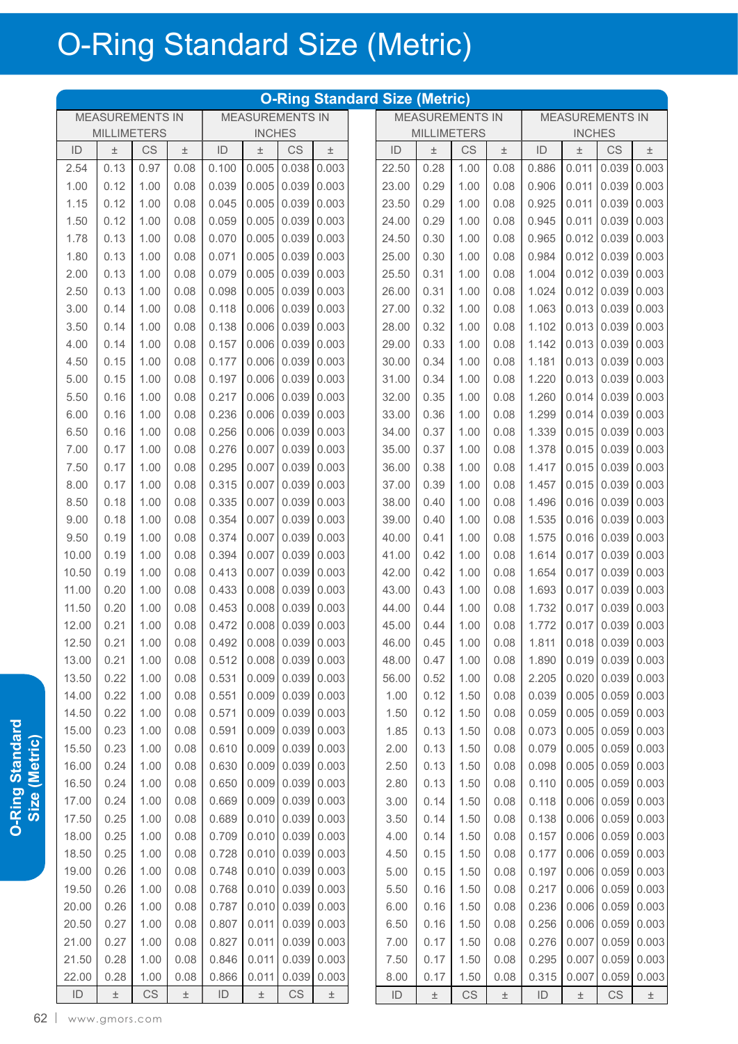# O-Ring Standard Size (Metric)

## O-Ring Standard Size (Metric)

| MEASUREMENTS IN MILLIMETERS | | | | MEASUREMENTS IN INCHES | | | |
|---|---|---|---|---|---|---|---|
| ID | ± | CS | ± | ID | ± | CS | ± |
| 2.54 | 0.13 | 0.97 | 0.08 | 0.100 | 0.005 | 0.038 | 0.003 |
| 1.00 | 0.12 | 1.00 | 0.08 | 0.039 | 0.005 | 0.039 | 0.003 |
| 1.15 | 0.12 | 1.00 | 0.08 | 0.045 | 0.005 | 0.039 | 0.003 |
| 1.50 | 0.12 | 1.00 | 0.08 | 0.059 | 0.005 | 0.039 | 0.003 |
| 1.78 | 0.13 | 1.00 | 0.08 | 0.070 | 0.005 | 0.039 | 0.003 |
| 1.80 | 0.13 | 1.00 | 0.08 | 0.071 | 0.005 | 0.039 | 0.003 |
| 2.00 | 0.13 | 1.00 | 0.08 | 0.079 | 0.005 | 0.039 | 0.003 |
| 2.50 | 0.13 | 1.00 | 0.08 | 0.098 | 0.005 | 0.039 | 0.003 |
| 3.00 | 0.14 | 1.00 | 0.08 | 0.118 | 0.006 | 0.039 | 0.003 |
| 3.50 | 0.14 | 1.00 | 0.08 | 0.138 | 0.006 | 0.039 | 0.003 |
| 4.00 | 0.14 | 1.00 | 0.08 | 0.157 | 0.006 | 0.039 | 0.003 |
| 4.50 | 0.15 | 1.00 | 0.08 | 0.177 | 0.006 | 0.039 | 0.003 |
| 5.00 | 0.15 | 1.00 | 0.08 | 0.197 | 0.006 | 0.039 | 0.003 |
| 5.50 | 0.16 | 1.00 | 0.08 | 0.217 | 0.006 | 0.039 | 0.003 |
| 6.00 | 0.16 | 1.00 | 0.08 | 0.236 | 0.006 | 0.039 | 0.003 |
| 6.50 | 0.16 | 1.00 | 0.08 | 0.256 | 0.006 | 0.039 | 0.003 |
| 7.00 | 0.17 | 1.00 | 0.08 | 0.276 | 0.007 | 0.039 | 0.003 |
| 7.50 | 0.17 | 1.00 | 0.08 | 0.295 | 0.007 | 0.039 | 0.003 |
| 8.00 | 0.17 | 1.00 | 0.08 | 0.315 | 0.007 | 0.039 | 0.003 |
| 8.50 | 0.18 | 1.00 | 0.08 | 0.335 | 0.007 | 0.039 | 0.003 |
| 9.00 | 0.18 | 1.00 | 0.08 | 0.354 | 0.007 | 0.039 | 0.003 |
| 9.50 | 0.19 | 1.00 | 0.08 | 0.374 | 0.007 | 0.039 | 0.003 |
| 10.00 | 0.19 | 1.00 | 0.08 | 0.394 | 0.007 | 0.039 | 0.003 |
| 10.50 | 0.19 | 1.00 | 0.08 | 0.413 | 0.007 | 0.039 | 0.003 |
| 11.00 | 0.20 | 1.00 | 0.08 | 0.433 | 0.008 | 0.039 | 0.003 |
| 11.50 | 0.20 | 1.00 | 0.08 | 0.453 | 0.008 | 0.039 | 0.003 |
| 12.00 | 0.21 | 1.00 | 0.08 | 0.472 | 0.008 | 0.039 | 0.003 |
| 12.50 | 0.21 | 1.00 | 0.08 | 0.492 | 0.008 | 0.039 | 0.003 |
| 13.00 | 0.21 | 1.00 | 0.08 | 0.512 | 0.008 | 0.039 | 0.003 |
| 13.50 | 0.22 | 1.00 | 0.08 | 0.531 | 0.009 | 0.039 | 0.003 |
| 14.00 | 0.22 | 1.00 | 0.08 | 0.551 | 0.009 | 0.039 | 0.003 |
| 14.50 | 0.22 | 1.00 | 0.08 | 0.571 | 0.009 | 0.039 | 0.003 |
| 15.00 | 0.23 | 1.00 | 0.08 | 0.591 | 0.009 | 0.039 | 0.003 |
| 15.50 | 0.23 | 1.00 | 0.08 | 0.610 | 0.009 | 0.039 | 0.003 |
| 16.00 | 0.24 | 1.00 | 0.08 | 0.630 | 0.009 | 0.039 | 0.003 |
| 16.50 | 0.24 | 1.00 | 0.08 | 0.650 | 0.009 | 0.039 | 0.003 |
| 17.00 | 0.24 | 1.00 | 0.08 | 0.669 | 0.009 | 0.039 | 0.003 |
| 17.50 | 0.25 | 1.00 | 0.08 | 0.689 | 0.010 | 0.039 | 0.003 |
| 18.00 | 0.25 | 1.00 | 0.08 | 0.709 | 0.010 | 0.039 | 0.003 |
| 18.50 | 0.25 | 1.00 | 0.08 | 0.728 | 0.010 | 0.039 | 0.003 |
| 19.00 | 0.26 | 1.00 | 0.08 | 0.748 | 0.010 | 0.039 | 0.003 |
| 19.50 | 0.26 | 1.00 | 0.08 | 0.768 | 0.010 | 0.039 | 0.003 |
| 20.00 | 0.26 | 1.00 | 0.08 | 0.787 | 0.010 | 0.039 | 0.003 |
| 20.50 | 0.27 | 1.00 | 0.08 | 0.807 | 0.011 | 0.039 | 0.003 |
| 21.00 | 0.27 | 1.00 | 0.08 | 0.827 | 0.011 | 0.039 | 0.003 |
| 21.50 | 0.28 | 1.00 | 0.08 | 0.846 | 0.011 | 0.039 | 0.003 |
| 22.00 | 0.28 | 1.00 | 0.08 | 0.866 | 0.011 | 0.039 | 0.003 |
| 22.50 | 0.28 | 1.00 | 0.08 | 0.886 | 0.011 | 0.039 | 0.003 |
| 23.00 | 0.29 | 1.00 | 0.08 | 0.906 | 0.011 | 0.039 | 0.003 |
| 23.50 | 0.29 | 1.00 | 0.08 | 0.925 | 0.011 | 0.039 | 0.003 |
| 24.00 | 0.29 | 1.00 | 0.08 | 0.945 | 0.011 | 0.039 | 0.003 |
| 24.50 | 0.30 | 1.00 | 0.08 | 0.965 | 0.012 | 0.039 | 0.003 |
| 25.00 | 0.30 | 1.00 | 0.08 | 0.984 | 0.012 | 0.039 | 0.003 |
| 25.50 | 0.31 | 1.00 | 0.08 | 1.004 | 0.012 | 0.039 | 0.003 |
| 26.00 | 0.31 | 1.00 | 0.08 | 1.024 | 0.012 | 0.039 | 0.003 |
| 27.00 | 0.32 | 1.00 | 0.08 | 1.063 | 0.013 | 0.039 | 0.003 |
| 28.00 | 0.32 | 1.00 | 0.08 | 1.102 | 0.013 | 0.039 | 0.003 |
| 29.00 | 0.33 | 1.00 | 0.08 | 1.142 | 0.013 | 0.039 | 0.003 |
| 30.00 | 0.34 | 1.00 | 0.08 | 1.181 | 0.013 | 0.039 | 0.003 |
| 31.00 | 0.34 | 1.00 | 0.08 | 1.220 | 0.013 | 0.039 | 0.003 |
| 32.00 | 0.35 | 1.00 | 0.08 | 1.260 | 0.014 | 0.039 | 0.003 |
| 33.00 | 0.36 | 1.00 | 0.08 | 1.299 | 0.014 | 0.039 | 0.003 |
| 34.00 | 0.37 | 1.00 | 0.08 | 1.339 | 0.015 | 0.039 | 0.003 |
| 35.00 | 0.37 | 1.00 | 0.08 | 1.378 | 0.015 | 0.039 | 0.003 |
| 36.00 | 0.38 | 1.00 | 0.08 | 1.417 | 0.015 | 0.039 | 0.003 |
| 37.00 | 0.39 | 1.00 | 0.08 | 1.457 | 0.015 | 0.039 | 0.003 |
| 38.00 | 0.40 | 1.00 | 0.08 | 1.496 | 0.016 | 0.039 | 0.003 |
| 39.00 | 0.40 | 1.00 | 0.08 | 1.535 | 0.016 | 0.039 | 0.003 |
| 40.00 | 0.41 | 1.00 | 0.08 | 1.575 | 0.016 | 0.039 | 0.003 |
| 41.00 | 0.42 | 1.00 | 0.08 | 1.614 | 0.017 | 0.039 | 0.003 |
| 42.00 | 0.42 | 1.00 | 0.08 | 1.654 | 0.017 | 0.039 | 0.003 |
| 43.00 | 0.43 | 1.00 | 0.08 | 1.693 | 0.017 | 0.039 | 0.003 |
| 44.00 | 0.44 | 1.00 | 0.08 | 1.732 | 0.017 | 0.039 | 0.003 |
| 45.00 | 0.44 | 1.00 | 0.08 | 1.772 | 0.017 | 0.039 | 0.003 |
| 46.00 | 0.45 | 1.00 | 0.08 | 1.811 | 0.018 | 0.039 | 0.003 |
| 48.00 | 0.47 | 1.00 | 0.08 | 1.890 | 0.019 | 0.039 | 0.003 |
| 56.00 | 0.52 | 1.00 | 0.08 | 2.205 | 0.020 | 0.039 | 0.003 |
| 1.00 | 0.12 | 1.50 | 0.08 | 0.039 | 0.005 | 0.059 | 0.003 |
| 1.50 | 0.12 | 1.50 | 0.08 | 0.059 | 0.005 | 0.059 | 0.003 |
| 1.85 | 0.13 | 1.50 | 0.08 | 0.073 | 0.005 | 0.059 | 0.003 |
| 2.00 | 0.13 | 1.50 | 0.08 | 0.079 | 0.005 | 0.059 | 0.003 |
| 2.50 | 0.13 | 1.50 | 0.08 | 0.098 | 0.005 | 0.059 | 0.003 |
| 2.80 | 0.13 | 1.50 | 0.08 | 0.110 | 0.005 | 0.059 | 0.003 |
| 3.00 | 0.14 | 1.50 | 0.08 | 0.118 | 0.006 | 0.059 | 0.003 |
| 3.50 | 0.14 | 1.50 | 0.08 | 0.138 | 0.006 | 0.059 | 0.003 |
| 4.00 | 0.14 | 1.50 | 0.08 | 0.157 | 0.006 | 0.059 | 0.003 |
| 4.50 | 0.15 | 1.50 | 0.08 | 0.177 | 0.006 | 0.059 | 0.003 |
| 5.00 | 0.15 | 1.50 | 0.08 | 0.197 | 0.006 | 0.059 | 0.003 |
| 5.50 | 0.16 | 1.50 | 0.08 | 0.217 | 0.006 | 0.059 | 0.003 |
| 6.00 | 0.16 | 1.50 | 0.08 | 0.236 | 0.006 | 0.059 | 0.003 |
| 6.50 | 0.16 | 1.50 | 0.08 | 0.256 | 0.006 | 0.059 | 0.003 |
| 7.00 | 0.17 | 1.50 | 0.08 | 0.276 | 0.007 | 0.059 | 0.003 |
| 7.50 | 0.17 | 1.50 | 0.08 | 0.295 | 0.007 | 0.059 | 0.003 |
| 8.00 | 0.17 | 1.50 | 0.08 | 0.315 | 0.007 | 0.059 | 0.003 |
| ID | ± | CS | ± | ID | ± | CS | ± |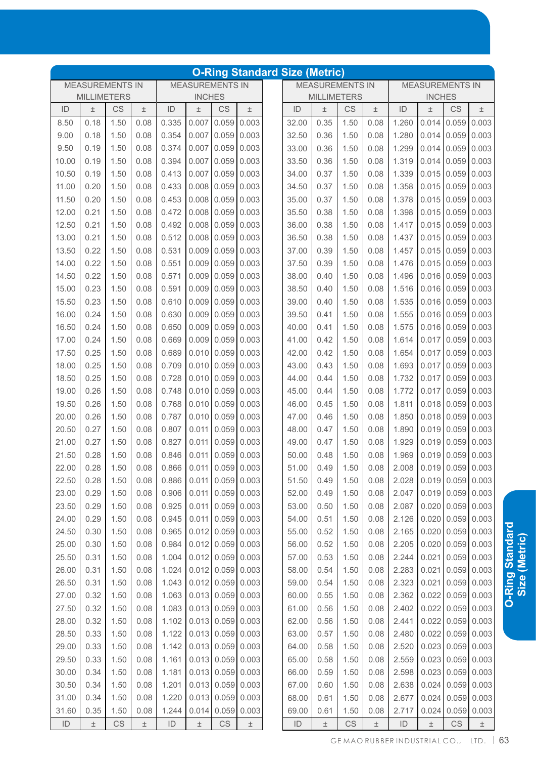# O-Ring Standard Size (Metric)

| MEASUREMENTS IN MILLIMETERS | | | | MEASUREMENTS IN INCHES | | | | MEASUREMENTS IN MILLIMETERS | | | | MEASUREMENTS IN INCHES | | | |
|---|---|---|---|---|---|---|---|---|---|---|---|---|---|---|---|
| ID | ± | CS | ± | ID | ± | CS | ± | ID | ± | CS | ± | ID | ± | CS | ± |
| 8.50 | 0.18 | 1.50 | 0.08 | 0.335 | 0.007 | 0.059 | 0.003 | 32.00 | 0.35 | 1.50 | 0.08 | 1.260 | 0.014 | 0.059 | 0.003 |
| 9.00 | 0.18 | 1.50 | 0.08 | 0.354 | 0.007 | 0.059 | 0.003 | 32.50 | 0.36 | 1.50 | 0.08 | 1.280 | 0.014 | 0.059 | 0.003 |
| 9.50 | 0.19 | 1.50 | 0.08 | 0.374 | 0.007 | 0.059 | 0.003 | 33.00 | 0.36 | 1.50 | 0.08 | 1.299 | 0.014 | 0.059 | 0.003 |
| 10.00 | 0.19 | 1.50 | 0.08 | 0.394 | 0.007 | 0.059 | 0.003 | 33.50 | 0.36 | 1.50 | 0.08 | 1.319 | 0.014 | 0.059 | 0.003 |
| 10.50 | 0.19 | 1.50 | 0.08 | 0.413 | 0.007 | 0.059 | 0.003 | 34.00 | 0.37 | 1.50 | 0.08 | 1.339 | 0.015 | 0.059 | 0.003 |
| 11.00 | 0.20 | 1.50 | 0.08 | 0.433 | 0.008 | 0.059 | 0.003 | 34.50 | 0.37 | 1.50 | 0.08 | 1.358 | 0.015 | 0.059 | 0.003 |
| 11.50 | 0.20 | 1.50 | 0.08 | 0.453 | 0.008 | 0.059 | 0.003 | 35.00 | 0.37 | 1.50 | 0.08 | 1.378 | 0.015 | 0.059 | 0.003 |
| 12.00 | 0.21 | 1.50 | 0.08 | 0.472 | 0.008 | 0.059 | 0.003 | 35.50 | 0.38 | 1.50 | 0.08 | 1.398 | 0.015 | 0.059 | 0.003 |
| 12.50 | 0.21 | 1.50 | 0.08 | 0.492 | 0.008 | 0.059 | 0.003 | 36.00 | 0.38 | 1.50 | 0.08 | 1.417 | 0.015 | 0.059 | 0.003 |
| 13.00 | 0.21 | 1.50 | 0.08 | 0.512 | 0.008 | 0.059 | 0.003 | 36.50 | 0.38 | 1.50 | 0.08 | 1.437 | 0.015 | 0.059 | 0.003 |
| 13.50 | 0.22 | 1.50 | 0.08 | 0.531 | 0.009 | 0.059 | 0.003 | 37.00 | 0.39 | 1.50 | 0.08 | 1.457 | 0.015 | 0.059 | 0.003 |
| 14.00 | 0.22 | 1.50 | 0.08 | 0.551 | 0.009 | 0.059 | 0.003 | 37.50 | 0.39 | 1.50 | 0.08 | 1.476 | 0.015 | 0.059 | 0.003 |
| 14.50 | 0.22 | 1.50 | 0.08 | 0.571 | 0.009 | 0.059 | 0.003 | 38.00 | 0.40 | 1.50 | 0.08 | 1.496 | 0.016 | 0.059 | 0.003 |
| 15.00 | 0.23 | 1.50 | 0.08 | 0.591 | 0.009 | 0.059 | 0.003 | 38.50 | 0.40 | 1.50 | 0.08 | 1.516 | 0.016 | 0.059 | 0.003 |
| 15.50 | 0.23 | 1.50 | 0.08 | 0.610 | 0.009 | 0.059 | 0.003 | 39.00 | 0.40 | 1.50 | 0.08 | 1.535 | 0.016 | 0.059 | 0.003 |
| 16.00 | 0.24 | 1.50 | 0.08 | 0.630 | 0.009 | 0.059 | 0.003 | 39.50 | 0.41 | 1.50 | 0.08 | 1.555 | 0.016 | 0.059 | 0.003 |
| 16.50 | 0.24 | 1.50 | 0.08 | 0.650 | 0.009 | 0.059 | 0.003 | 40.00 | 0.41 | 1.50 | 0.08 | 1.575 | 0.016 | 0.059 | 0.003 |
| 17.00 | 0.24 | 1.50 | 0.08 | 0.669 | 0.009 | 0.059 | 0.003 | 41.00 | 0.42 | 1.50 | 0.08 | 1.614 | 0.017 | 0.059 | 0.003 |
| 17.50 | 0.25 | 1.50 | 0.08 | 0.689 | 0.010 | 0.059 | 0.003 | 42.00 | 0.42 | 1.50 | 0.08 | 1.654 | 0.017 | 0.059 | 0.003 |
| 18.00 | 0.25 | 1.50 | 0.08 | 0.709 | 0.010 | 0.059 | 0.003 | 43.00 | 0.43 | 1.50 | 0.08 | 1.693 | 0.017 | 0.059 | 0.003 |
| 18.50 | 0.25 | 1.50 | 0.08 | 0.728 | 0.010 | 0.059 | 0.003 | 44.00 | 0.44 | 1.50 | 0.08 | 1.732 | 0.017 | 0.059 | 0.003 |
| 19.00 | 0.26 | 1.50 | 0.08 | 0.748 | 0.010 | 0.059 | 0.003 | 45.00 | 0.44 | 1.50 | 0.08 | 1.772 | 0.017 | 0.059 | 0.003 |
| 19.50 | 0.26 | 1.50 | 0.08 | 0.768 | 0.010 | 0.059 | 0.003 | 46.00 | 0.45 | 1.50 | 0.08 | 1.811 | 0.018 | 0.059 | 0.003 |
| 20.00 | 0.26 | 1.50 | 0.08 | 0.787 | 0.010 | 0.059 | 0.003 | 47.00 | 0.46 | 1.50 | 0.08 | 1.850 | 0.018 | 0.059 | 0.003 |
| 20.50 | 0.27 | 1.50 | 0.08 | 0.807 | 0.011 | 0.059 | 0.003 | 48.00 | 0.47 | 1.50 | 0.08 | 1.890 | 0.019 | 0.059 | 0.003 |
| 21.00 | 0.27 | 1.50 | 0.08 | 0.827 | 0.011 | 0.059 | 0.003 | 49.00 | 0.47 | 1.50 | 0.08 | 1.929 | 0.019 | 0.059 | 0.003 |
| 21.50 | 0.28 | 1.50 | 0.08 | 0.846 | 0.011 | 0.059 | 0.003 | 50.00 | 0.48 | 1.50 | 0.08 | 1.969 | 0.019 | 0.059 | 0.003 |
| 22.00 | 0.28 | 1.50 | 0.08 | 0.866 | 0.011 | 0.059 | 0.003 | 51.00 | 0.49 | 1.50 | 0.08 | 2.008 | 0.019 | 0.059 | 0.003 |
| 22.50 | 0.28 | 1.50 | 0.08 | 0.886 | 0.011 | 0.059 | 0.003 | 51.50 | 0.49 | 1.50 | 0.08 | 2.028 | 0.019 | 0.059 | 0.003 |
| 23.00 | 0.29 | 1.50 | 0.08 | 0.906 | 0.011 | 0.059 | 0.003 | 52.00 | 0.49 | 1.50 | 0.08 | 2.047 | 0.019 | 0.059 | 0.003 |
| 23.50 | 0.29 | 1.50 | 0.08 | 0.925 | 0.011 | 0.059 | 0.003 | 53.00 | 0.50 | 1.50 | 0.08 | 2.087 | 0.020 | 0.059 | 0.003 |
| 24.00 | 0.29 | 1.50 | 0.08 | 0.945 | 0.011 | 0.059 | 0.003 | 54.00 | 0.51 | 1.50 | 0.08 | 2.126 | 0.020 | 0.059 | 0.003 |
| 24.50 | 0.30 | 1.50 | 0.08 | 0.965 | 0.012 | 0.059 | 0.003 | 55.00 | 0.52 | 1.50 | 0.08 | 2.165 | 0.020 | 0.059 | 0.003 |
| 25.00 | 0.30 | 1.50 | 0.08 | 0.984 | 0.012 | 0.059 | 0.003 | 56.00 | 0.52 | 1.50 | 0.08 | 2.205 | 0.020 | 0.059 | 0.003 |
| 25.50 | 0.31 | 1.50 | 0.08 | 1.004 | 0.012 | 0.059 | 0.003 | 57.00 | 0.53 | 1.50 | 0.08 | 2.244 | 0.021 | 0.059 | 0.003 |
| 26.00 | 0.31 | 1.50 | 0.08 | 1.024 | 0.012 | 0.059 | 0.003 | 58.00 | 0.54 | 1.50 | 0.08 | 2.283 | 0.021 | 0.059 | 0.003 |
| 26.50 | 0.31 | 1.50 | 0.08 | 1.043 | 0.012 | 0.059 | 0.003 | 59.00 | 0.54 | 1.50 | 0.08 | 2.323 | 0.021 | 0.059 | 0.003 |
| 27.00 | 0.32 | 1.50 | 0.08 | 1.063 | 0.013 | 0.059 | 0.003 | 60.00 | 0.55 | 1.50 | 0.08 | 2.362 | 0.022 | 0.059 | 0.003 |
| 27.50 | 0.32 | 1.50 | 0.08 | 1.083 | 0.013 | 0.059 | 0.003 | 61.00 | 0.56 | 1.50 | 0.08 | 2.402 | 0.022 | 0.059 | 0.003 |
| 28.00 | 0.32 | 1.50 | 0.08 | 1.102 | 0.013 | 0.059 | 0.003 | 62.00 | 0.56 | 1.50 | 0.08 | 2.441 | 0.022 | 0.059 | 0.003 |
| 28.50 | 0.33 | 1.50 | 0.08 | 1.122 | 0.013 | 0.059 | 0.003 | 63.00 | 0.57 | 1.50 | 0.08 | 2.480 | 0.022 | 0.059 | 0.003 |
| 29.00 | 0.33 | 1.50 | 0.08 | 1.142 | 0.013 | 0.059 | 0.003 | 64.00 | 0.58 | 1.50 | 0.08 | 2.520 | 0.023 | 0.059 | 0.003 |
| 29.50 | 0.33 | 1.50 | 0.08 | 1.161 | 0.013 | 0.059 | 0.003 | 65.00 | 0.58 | 1.50 | 0.08 | 2.559 | 0.023 | 0.059 | 0.003 |
| 30.00 | 0.34 | 1.50 | 0.08 | 1.181 | 0.013 | 0.059 | 0.003 | 66.00 | 0.59 | 1.50 | 0.08 | 2.598 | 0.023 | 0.059 | 0.003 |
| 30.50 | 0.34 | 1.50 | 0.08 | 1.201 | 0.013 | 0.059 | 0.003 | 67.00 | 0.60 | 1.50 | 0.08 | 2.638 | 0.024 | 0.059 | 0.003 |
| 31.00 | 0.34 | 1.50 | 0.08 | 1.220 | 0.013 | 0.059 | 0.003 | 68.00 | 0.61 | 1.50 | 0.08 | 2.677 | 0.024 | 0.059 | 0.003 |
| 31.60 | 0.35 | 1.50 | 0.08 | 1.244 | 0.014 | 0.059 | 0.003 | 69.00 | 0.61 | 1.50 | 0.08 | 2.717 | 0.024 | 0.059 | 0.003 |
| ID | ± | CS | ± | ID | ± | CS | ± | ID | ± | CS | ± | ID | ± | CS | ± |

O-Ring Standard Size (Metric)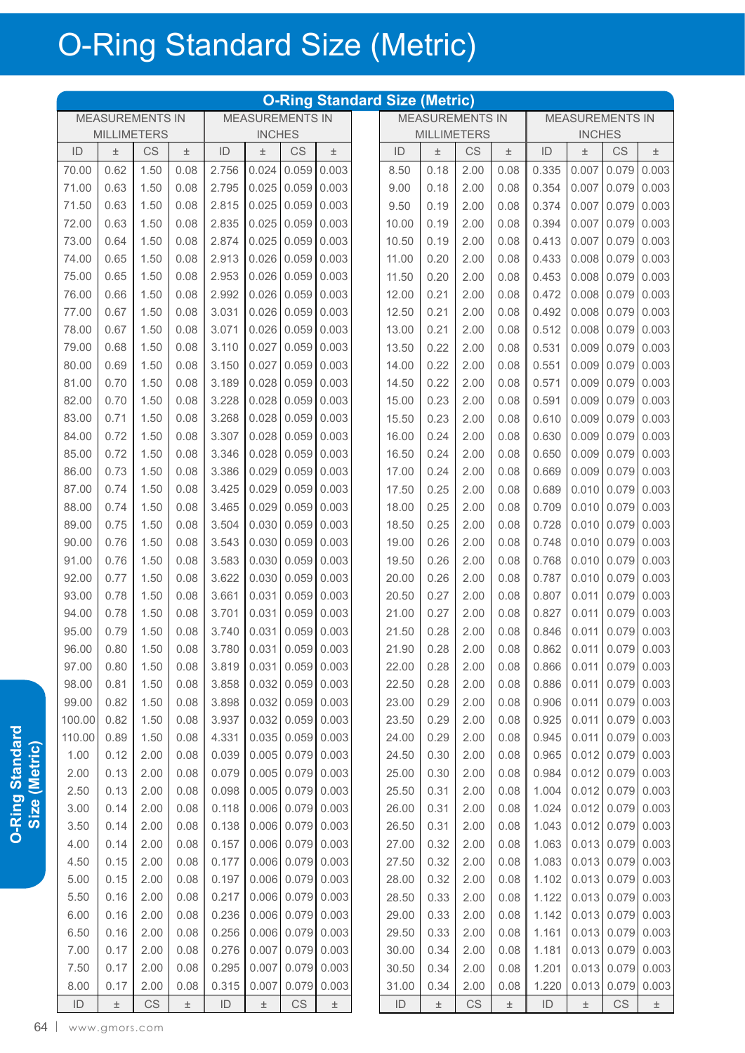# O-Ring Standard Size (Metric)

## O-Ring Standard Size (Metric)

| MEASUREMENTS IN MILLIMETERS | | | | MEASUREMENTS IN INCHES | | | |
|---|---|---|---|---|---|---|---|
| ID | ± | CS | ± | ID | ± | CS | ± |
| 70.00 | 0.62 | 1.50 | 0.08 | 2.756 | 0.024 | 0.059 | 0.003 |
| 71.00 | 0.63 | 1.50 | 0.08 | 2.795 | 0.025 | 0.059 | 0.003 |
| 71.50 | 0.63 | 1.50 | 0.08 | 2.815 | 0.025 | 0.059 | 0.003 |
| 72.00 | 0.63 | 1.50 | 0.08 | 2.835 | 0.025 | 0.059 | 0.003 |
| 73.00 | 0.64 | 1.50 | 0.08 | 2.874 | 0.025 | 0.059 | 0.003 |
| 74.00 | 0.65 | 1.50 | 0.08 | 2.913 | 0.026 | 0.059 | 0.003 |
| 75.00 | 0.65 | 1.50 | 0.08 | 2.953 | 0.026 | 0.059 | 0.003 |
| 76.00 | 0.66 | 1.50 | 0.08 | 2.992 | 0.026 | 0.059 | 0.003 |
| 77.00 | 0.67 | 1.50 | 0.08 | 3.031 | 0.026 | 0.059 | 0.003 |
| 78.00 | 0.67 | 1.50 | 0.08 | 3.071 | 0.026 | 0.059 | 0.003 |
| 79.00 | 0.68 | 1.50 | 0.08 | 3.110 | 0.027 | 0.059 | 0.003 |
| 80.00 | 0.69 | 1.50 | 0.08 | 3.150 | 0.027 | 0.059 | 0.003 |
| 81.00 | 0.70 | 1.50 | 0.08 | 3.189 | 0.028 | 0.059 | 0.003 |
| 82.00 | 0.70 | 1.50 | 0.08 | 3.228 | 0.028 | 0.059 | 0.003 |
| 83.00 | 0.71 | 1.50 | 0.08 | 3.268 | 0.028 | 0.059 | 0.003 |
| 84.00 | 0.72 | 1.50 | 0.08 | 3.307 | 0.028 | 0.059 | 0.003 |
| 85.00 | 0.72 | 1.50 | 0.08 | 3.346 | 0.028 | 0.059 | 0.003 |
| 86.00 | 0.73 | 1.50 | 0.08 | 3.386 | 0.029 | 0.059 | 0.003 |
| 87.00 | 0.74 | 1.50 | 0.08 | 3.425 | 0.029 | 0.059 | 0.003 |
| 88.00 | 0.74 | 1.50 | 0.08 | 3.465 | 0.029 | 0.059 | 0.003 |
| 89.00 | 0.75 | 1.50 | 0.08 | 3.504 | 0.030 | 0.059 | 0.003 |
| 90.00 | 0.76 | 1.50 | 0.08 | 3.543 | 0.030 | 0.059 | 0.003 |
| 91.00 | 0.76 | 1.50 | 0.08 | 3.583 | 0.030 | 0.059 | 0.003 |
| 92.00 | 0.77 | 1.50 | 0.08 | 3.622 | 0.030 | 0.059 | 0.003 |
| 93.00 | 0.78 | 1.50 | 0.08 | 3.661 | 0.031 | 0.059 | 0.003 |
| 94.00 | 0.78 | 1.50 | 0.08 | 3.701 | 0.031 | 0.059 | 0.003 |
| 95.00 | 0.79 | 1.50 | 0.08 | 3.740 | 0.031 | 0.059 | 0.003 |
| 96.00 | 0.80 | 1.50 | 0.08 | 3.780 | 0.031 | 0.059 | 0.003 |
| 97.00 | 0.80 | 1.50 | 0.08 | 3.819 | 0.031 | 0.059 | 0.003 |
| 98.00 | 0.81 | 1.50 | 0.08 | 3.858 | 0.032 | 0.059 | 0.003 |
| 99.00 | 0.82 | 1.50 | 0.08 | 3.898 | 0.032 | 0.059 | 0.003 |
| 100.00 | 0.82 | 1.50 | 0.08 | 3.937 | 0.032 | 0.059 | 0.003 |
| 110.00 | 0.89 | 1.50 | 0.08 | 4.331 | 0.035 | 0.059 | 0.003 |
| 1.00 | 0.12 | 2.00 | 0.08 | 0.039 | 0.005 | 0.079 | 0.003 |
| 2.00 | 0.13 | 2.00 | 0.08 | 0.079 | 0.005 | 0.079 | 0.003 |
| 2.50 | 0.13 | 2.00 | 0.08 | 0.098 | 0.005 | 0.079 | 0.003 |
| 3.00 | 0.14 | 2.00 | 0.08 | 0.118 | 0.006 | 0.079 | 0.003 |
| 3.50 | 0.14 | 2.00 | 0.08 | 0.138 | 0.006 | 0.079 | 0.003 |
| 4.00 | 0.14 | 2.00 | 0.08 | 0.157 | 0.006 | 0.079 | 0.003 |
| 4.50 | 0.15 | 2.00 | 0.08 | 0.177 | 0.006 | 0.079 | 0.003 |
| 5.00 | 0.15 | 2.00 | 0.08 | 0.197 | 0.006 | 0.079 | 0.003 |
| 5.50 | 0.16 | 2.00 | 0.08 | 0.217 | 0.006 | 0.079 | 0.003 |
| 6.00 | 0.16 | 2.00 | 0.08 | 0.236 | 0.006 | 0.079 | 0.003 |
| 6.50 | 0.16 | 2.00 | 0.08 | 0.256 | 0.006 | 0.079 | 0.003 |
| 7.00 | 0.17 | 2.00 | 0.08 | 0.276 | 0.007 | 0.079 | 0.003 |
| 7.50 | 0.17 | 2.00 | 0.08 | 0.295 | 0.007 | 0.079 | 0.003 |
| 8.00 | 0.17 | 2.00 | 0.08 | 0.315 | 0.007 | 0.079 | 0.003 |
| 8.50 | 0.18 | 2.00 | 0.08 | 0.335 | 0.007 | 0.079 | 0.003 |
| 9.00 | 0.18 | 2.00 | 0.08 | 0.354 | 0.007 | 0.079 | 0.003 |
| 9.50 | 0.19 | 2.00 | 0.08 | 0.374 | 0.007 | 0.079 | 0.003 |
| 10.00 | 0.19 | 2.00 | 0.08 | 0.394 | 0.007 | 0.079 | 0.003 |
| 10.50 | 0.19 | 2.00 | 0.08 | 0.413 | 0.007 | 0.079 | 0.003 |
| 11.00 | 0.20 | 2.00 | 0.08 | 0.433 | 0.008 | 0.079 | 0.003 |
| 11.50 | 0.20 | 2.00 | 0.08 | 0.453 | 0.008 | 0.079 | 0.003 |
| 12.00 | 0.21 | 2.00 | 0.08 | 0.472 | 0.008 | 0.079 | 0.003 |
| 12.50 | 0.21 | 2.00 | 0.08 | 0.492 | 0.008 | 0.079 | 0.003 |
| 13.00 | 0.21 | 2.00 | 0.08 | 0.512 | 0.008 | 0.079 | 0.003 |
| 13.50 | 0.22 | 2.00 | 0.08 | 0.531 | 0.009 | 0.079 | 0.003 |
| 14.00 | 0.22 | 2.00 | 0.08 | 0.551 | 0.009 | 0.079 | 0.003 |
| 14.50 | 0.22 | 2.00 | 0.08 | 0.571 | 0.009 | 0.079 | 0.003 |
| 15.00 | 0.23 | 2.00 | 0.08 | 0.591 | 0.009 | 0.079 | 0.003 |
| 15.50 | 0.23 | 2.00 | 0.08 | 0.610 | 0.009 | 0.079 | 0.003 |
| 16.00 | 0.24 | 2.00 | 0.08 | 0.630 | 0.009 | 0.079 | 0.003 |
| 16.50 | 0.24 | 2.00 | 0.08 | 0.650 | 0.009 | 0.079 | 0.003 |
| 17.00 | 0.24 | 2.00 | 0.08 | 0.669 | 0.009 | 0.079 | 0.003 |
| 17.50 | 0.25 | 2.00 | 0.08 | 0.689 | 0.010 | 0.079 | 0.003 |
| 18.00 | 0.25 | 2.00 | 0.08 | 0.709 | 0.010 | 0.079 | 0.003 |
| 18.50 | 0.25 | 2.00 | 0.08 | 0.728 | 0.010 | 0.079 | 0.003 |
| 19.00 | 0.26 | 2.00 | 0.08 | 0.748 | 0.010 | 0.079 | 0.003 |
| 19.50 | 0.26 | 2.00 | 0.08 | 0.768 | 0.010 | 0.079 | 0.003 |
| 20.00 | 0.26 | 2.00 | 0.08 | 0.787 | 0.010 | 0.079 | 0.003 |
| 20.50 | 0.27 | 2.00 | 0.08 | 0.807 | 0.011 | 0.079 | 0.003 |
| 21.00 | 0.27 | 2.00 | 0.08 | 0.827 | 0.011 | 0.079 | 0.003 |
| 21.50 | 0.28 | 2.00 | 0.08 | 0.846 | 0.011 | 0.079 | 0.003 |
| 21.90 | 0.28 | 2.00 | 0.08 | 0.862 | 0.011 | 0.079 | 0.003 |
| 22.00 | 0.28 | 2.00 | 0.08 | 0.866 | 0.011 | 0.079 | 0.003 |
| 22.50 | 0.28 | 2.00 | 0.08 | 0.886 | 0.011 | 0.079 | 0.003 |
| 23.00 | 0.29 | 2.00 | 0.08 | 0.906 | 0.011 | 0.079 | 0.003 |
| 23.50 | 0.29 | 2.00 | 0.08 | 0.925 | 0.011 | 0.079 | 0.003 |
| 24.00 | 0.29 | 2.00 | 0.08 | 0.945 | 0.011 | 0.079 | 0.003 |
| 24.50 | 0.30 | 2.00 | 0.08 | 0.965 | 0.012 | 0.079 | 0.003 |
| 25.00 | 0.30 | 2.00 | 0.08 | 0.984 | 0.012 | 0.079 | 0.003 |
| 25.50 | 0.31 | 2.00 | 0.08 | 1.004 | 0.012 | 0.079 | 0.003 |
| 26.00 | 0.31 | 2.00 | 0.08 | 1.024 | 0.012 | 0.079 | 0.003 |
| 26.50 | 0.31 | 2.00 | 0.08 | 1.043 | 0.012 | 0.079 | 0.003 |
| 27.00 | 0.32 | 2.00 | 0.08 | 1.063 | 0.013 | 0.079 | 0.003 |
| 27.50 | 0.32 | 2.00 | 0.08 | 1.083 | 0.013 | 0.079 | 0.003 |
| 28.00 | 0.32 | 2.00 | 0.08 | 1.102 | 0.013 | 0.079 | 0.003 |
| 28.50 | 0.33 | 2.00 | 0.08 | 1.122 | 0.013 | 0.079 | 0.003 |
| 29.00 | 0.33 | 2.00 | 0.08 | 1.142 | 0.013 | 0.079 | 0.003 |
| 29.50 | 0.33 | 2.00 | 0.08 | 1.161 | 0.013 | 0.079 | 0.003 |
| 30.00 | 0.34 | 2.00 | 0.08 | 1.181 | 0.013 | 0.079 | 0.003 |
| 30.50 | 0.34 | 2.00 | 0.08 | 1.201 | 0.013 | 0.079 | 0.003 |
| 31.00 | 0.34 | 2.00 | 0.08 | 1.220 | 0.013 | 0.079 | 0.003 |
| ID | ± | CS | ± | ID | ± | CS | ± |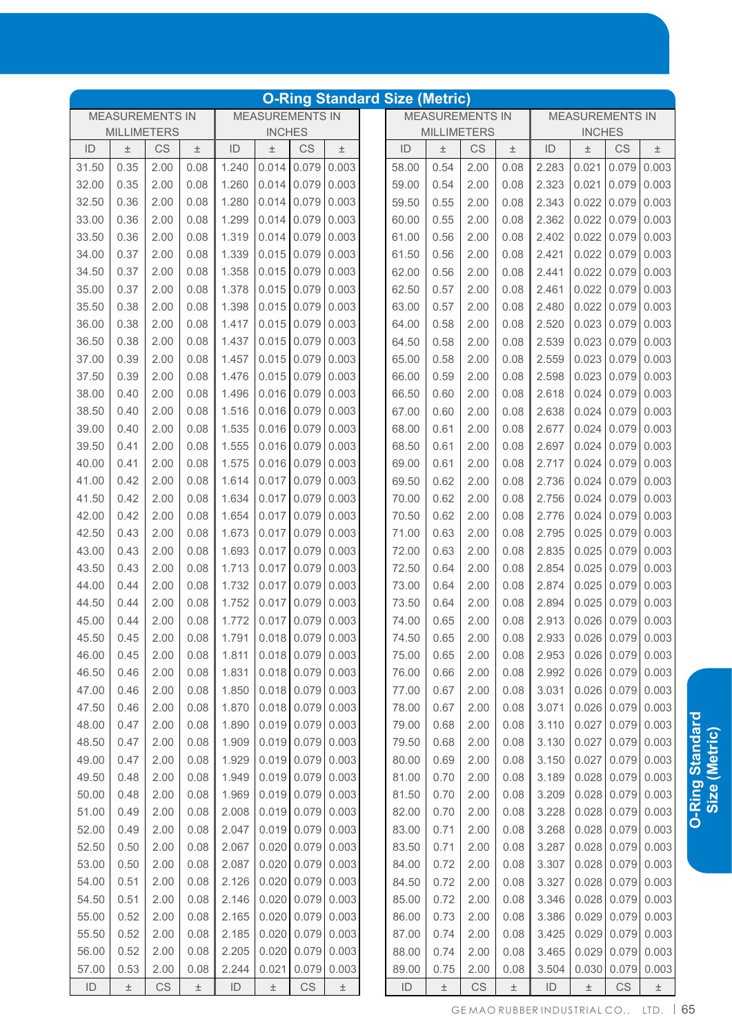# O-Ring Standard Size (Metric)

| MEASUREMENTS IN MILLIMETERS | | | | MEASUREMENTS IN INCHES | | | |
|---|---|---|---|---|---|---|---|
| ID | ± | CS | ± | ID | ± | CS | ± |
| 31.50 | 0.35 | 2.00 | 0.08 | 1.240 | 0.014 | 0.079 | 0.003 |
| 32.00 | 0.35 | 2.00 | 0.08 | 1.260 | 0.014 | 0.079 | 0.003 |
| 32.50 | 0.36 | 2.00 | 0.08 | 1.280 | 0.014 | 0.079 | 0.003 |
| 33.00 | 0.36 | 2.00 | 0.08 | 1.299 | 0.014 | 0.079 | 0.003 |
| 33.50 | 0.36 | 2.00 | 0.08 | 1.319 | 0.014 | 0.079 | 0.003 |
| 34.00 | 0.37 | 2.00 | 0.08 | 1.339 | 0.015 | 0.079 | 0.003 |
| 34.50 | 0.37 | 2.00 | 0.08 | 1.358 | 0.015 | 0.079 | 0.003 |
| 35.00 | 0.37 | 2.00 | 0.08 | 1.378 | 0.015 | 0.079 | 0.003 |
| 35.50 | 0.38 | 2.00 | 0.08 | 1.398 | 0.015 | 0.079 | 0.003 |
| 36.00 | 0.38 | 2.00 | 0.08 | 1.417 | 0.015 | 0.079 | 0.003 |
| 36.50 | 0.38 | 2.00 | 0.08 | 1.437 | 0.015 | 0.079 | 0.003 |
| 37.00 | 0.39 | 2.00 | 0.08 | 1.457 | 0.015 | 0.079 | 0.003 |
| 37.50 | 0.39 | 2.00 | 0.08 | 1.476 | 0.015 | 0.079 | 0.003 |
| 38.00 | 0.40 | 2.00 | 0.08 | 1.496 | 0.016 | 0.079 | 0.003 |
| 38.50 | 0.40 | 2.00 | 0.08 | 1.516 | 0.016 | 0.079 | 0.003 |
| 39.00 | 0.40 | 2.00 | 0.08 | 1.535 | 0.016 | 0.079 | 0.003 |
| 39.50 | 0.41 | 2.00 | 0.08 | 1.555 | 0.016 | 0.079 | 0.003 |
| 40.00 | 0.41 | 2.00 | 0.08 | 1.575 | 0.016 | 0.079 | 0.003 |
| 41.00 | 0.42 | 2.00 | 0.08 | 1.614 | 0.017 | 0.079 | 0.003 |
| 41.50 | 0.42 | 2.00 | 0.08 | 1.634 | 0.017 | 0.079 | 0.003 |
| 42.00 | 0.42 | 2.00 | 0.08 | 1.654 | 0.017 | 0.079 | 0.003 |
| 42.50 | 0.43 | 2.00 | 0.08 | 1.673 | 0.017 | 0.079 | 0.003 |
| 43.00 | 0.43 | 2.00 | 0.08 | 1.693 | 0.017 | 0.079 | 0.003 |
| 43.50 | 0.43 | 2.00 | 0.08 | 1.713 | 0.017 | 0.079 | 0.003 |
| 44.00 | 0.44 | 2.00 | 0.08 | 1.732 | 0.017 | 0.079 | 0.003 |
| 44.50 | 0.44 | 2.00 | 0.08 | 1.752 | 0.017 | 0.079 | 0.003 |
| 45.00 | 0.44 | 2.00 | 0.08 | 1.772 | 0.017 | 0.079 | 0.003 |
| 45.50 | 0.45 | 2.00 | 0.08 | 1.791 | 0.018 | 0.079 | 0.003 |
| 46.00 | 0.45 | 2.00 | 0.08 | 1.811 | 0.018 | 0.079 | 0.003 |
| 46.50 | 0.46 | 2.00 | 0.08 | 1.831 | 0.018 | 0.079 | 0.003 |
| 47.00 | 0.46 | 2.00 | 0.08 | 1.850 | 0.018 | 0.079 | 0.003 |
| 47.50 | 0.46 | 2.00 | 0.08 | 1.870 | 0.018 | 0.079 | 0.003 |
| 48.00 | 0.47 | 2.00 | 0.08 | 1.890 | 0.019 | 0.079 | 0.003 |
| 48.50 | 0.47 | 2.00 | 0.08 | 1.909 | 0.019 | 0.079 | 0.003 |
| 49.00 | 0.47 | 2.00 | 0.08 | 1.929 | 0.019 | 0.079 | 0.003 |
| 49.50 | 0.48 | 2.00 | 0.08 | 1.949 | 0.019 | 0.079 | 0.003 |
| 50.00 | 0.48 | 2.00 | 0.08 | 1.969 | 0.019 | 0.079 | 0.003 |
| 51.00 | 0.49 | 2.00 | 0.08 | 2.008 | 0.019 | 0.079 | 0.003 |
| 52.00 | 0.49 | 2.00 | 0.08 | 2.047 | 0.019 | 0.079 | 0.003 |
| 52.50 | 0.50 | 2.00 | 0.08 | 2.067 | 0.020 | 0.079 | 0.003 |
| 53.00 | 0.50 | 2.00 | 0.08 | 2.087 | 0.020 | 0.079 | 0.003 |
| 54.00 | 0.51 | 2.00 | 0.08 | 2.126 | 0.020 | 0.079 | 0.003 |
| 54.50 | 0.51 | 2.00 | 0.08 | 2.146 | 0.020 | 0.079 | 0.003 |
| 55.00 | 0.52 | 2.00 | 0.08 | 2.165 | 0.020 | 0.079 | 0.003 |
| 55.50 | 0.52 | 2.00 | 0.08 | 2.185 | 0.020 | 0.079 | 0.003 |
| 56.00 | 0.52 | 2.00 | 0.08 | 2.205 | 0.020 | 0.079 | 0.003 |
| 57.00 | 0.53 | 2.00 | 0.08 | 2.244 | 0.021 | 0.079 | 0.003 |
| 58.00 | 0.54 | 2.00 | 0.08 | 2.283 | 0.021 | 0.079 | 0.003 |
| 59.00 | 0.54 | 2.00 | 0.08 | 2.323 | 0.021 | 0.079 | 0.003 |
| 59.50 | 0.55 | 2.00 | 0.08 | 2.343 | 0.022 | 0.079 | 0.003 |
| 60.00 | 0.55 | 2.00 | 0.08 | 2.362 | 0.022 | 0.079 | 0.003 |
| 61.00 | 0.56 | 2.00 | 0.08 | 2.402 | 0.022 | 0.079 | 0.003 |
| 61.50 | 0.56 | 2.00 | 0.08 | 2.421 | 0.022 | 0.079 | 0.003 |
| 62.00 | 0.56 | 2.00 | 0.08 | 2.441 | 0.022 | 0.079 | 0.003 |
| 62.50 | 0.57 | 2.00 | 0.08 | 2.461 | 0.022 | 0.079 | 0.003 |
| 63.00 | 0.57 | 2.00 | 0.08 | 2.480 | 0.022 | 0.079 | 0.003 |
| 64.00 | 0.58 | 2.00 | 0.08 | 2.520 | 0.023 | 0.079 | 0.003 |
| 64.50 | 0.58 | 2.00 | 0.08 | 2.539 | 0.023 | 0.079 | 0.003 |
| 65.00 | 0.58 | 2.00 | 0.08 | 2.559 | 0.023 | 0.079 | 0.003 |
| 66.00 | 0.59 | 2.00 | 0.08 | 2.598 | 0.023 | 0.079 | 0.003 |
| 66.50 | 0.60 | 2.00 | 0.08 | 2.618 | 0.024 | 0.079 | 0.003 |
| 67.00 | 0.60 | 2.00 | 0.08 | 2.638 | 0.024 | 0.079 | 0.003 |
| 68.00 | 0.61 | 2.00 | 0.08 | 2.677 | 0.024 | 0.079 | 0.003 |
| 68.50 | 0.61 | 2.00 | 0.08 | 2.697 | 0.024 | 0.079 | 0.003 |
| 69.00 | 0.61 | 2.00 | 0.08 | 2.717 | 0.024 | 0.079 | 0.003 |
| 69.50 | 0.62 | 2.00 | 0.08 | 2.736 | 0.024 | 0.079 | 0.003 |
| 70.00 | 0.62 | 2.00 | 0.08 | 2.756 | 0.024 | 0.079 | 0.003 |
| 70.50 | 0.62 | 2.00 | 0.08 | 2.776 | 0.024 | 0.079 | 0.003 |
| 71.00 | 0.63 | 2.00 | 0.08 | 2.795 | 0.025 | 0.079 | 0.003 |
| 72.00 | 0.63 | 2.00 | 0.08 | 2.835 | 0.025 | 0.079 | 0.003 |
| 72.50 | 0.64 | 2.00 | 0.08 | 2.854 | 0.025 | 0.079 | 0.003 |
| 73.00 | 0.64 | 2.00 | 0.08 | 2.874 | 0.025 | 0.079 | 0.003 |
| 73.50 | 0.64 | 2.00 | 0.08 | 2.894 | 0.025 | 0.079 | 0.003 |
| 74.00 | 0.65 | 2.00 | 0.08 | 2.913 | 0.026 | 0.079 | 0.003 |
| 74.50 | 0.65 | 2.00 | 0.08 | 2.933 | 0.026 | 0.079 | 0.003 |
| 75.00 | 0.65 | 2.00 | 0.08 | 2.953 | 0.026 | 0.079 | 0.003 |
| 76.00 | 0.66 | 2.00 | 0.08 | 2.992 | 0.026 | 0.079 | 0.003 |
| 77.00 | 0.67 | 2.00 | 0.08 | 3.031 | 0.026 | 0.079 | 0.003 |
| 78.00 | 0.67 | 2.00 | 0.08 | 3.071 | 0.026 | 0.079 | 0.003 |
| 79.00 | 0.68 | 2.00 | 0.08 | 3.110 | 0.027 | 0.079 | 0.003 |
| 79.50 | 0.68 | 2.00 | 0.08 | 3.130 | 0.027 | 0.079 | 0.003 |
| 80.00 | 0.69 | 2.00 | 0.08 | 3.150 | 0.027 | 0.079 | 0.003 |
| 81.00 | 0.70 | 2.00 | 0.08 | 3.189 | 0.028 | 0.079 | 0.003 |
| 81.50 | 0.70 | 2.00 | 0.08 | 3.209 | 0.028 | 0.079 | 0.003 |
| 82.00 | 0.70 | 2.00 | 0.08 | 3.228 | 0.028 | 0.079 | 0.003 |
| 83.00 | 0.71 | 2.00 | 0.08 | 3.268 | 0.028 | 0.079 | 0.003 |
| 83.50 | 0.71 | 2.00 | 0.08 | 3.287 | 0.028 | 0.079 | 0.003 |
| 84.00 | 0.72 | 2.00 | 0.08 | 3.307 | 0.028 | 0.079 | 0.003 |
| 84.50 | 0.72 | 2.00 | 0.08 | 3.327 | 0.028 | 0.079 | 0.003 |
| 85.00 | 0.72 | 2.00 | 0.08 | 3.346 | 0.028 | 0.079 | 0.003 |
| 86.00 | 0.73 | 2.00 | 0.08 | 3.386 | 0.029 | 0.079 | 0.003 |
| 87.00 | 0.74 | 2.00 | 0.08 | 3.425 | 0.029 | 0.079 | 0.003 |
| 88.00 | 0.74 | 2.00 | 0.08 | 3.465 | 0.029 | 0.079 | 0.003 |
| 89.00 | 0.75 | 2.00 | 0.08 | 3.504 | 0.030 | 0.079 | 0.003 |
| ID | ± | CS | ± | ID | ± | CS | ± |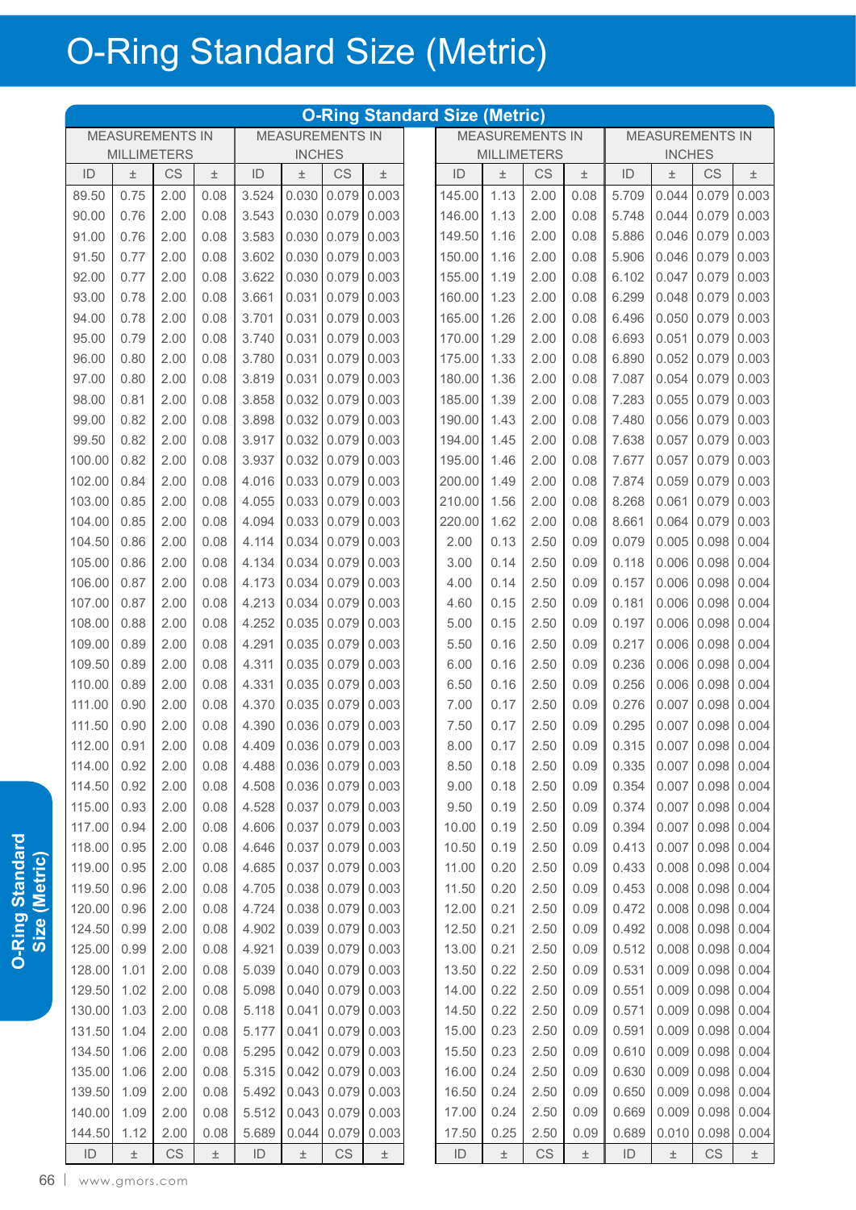# O-Ring Standard Size (Metric)

## O-Ring Standard Size (Metric)

| MEASUREMENTS IN MILLIMETERS | | | | MEASUREMENTS IN INCHES | | | |
|---|---|---|---|---|---|---|---|
| ID | ± | CS | ± | ID | ± | CS | ± |
| 89.50 | 0.75 | 2.00 | 0.08 | 3.524 | 0.030 | 0.079 | 0.003 |
| 90.00 | 0.76 | 2.00 | 0.08 | 3.543 | 0.030 | 0.079 | 0.003 |
| 91.00 | 0.76 | 2.00 | 0.08 | 3.583 | 0.030 | 0.079 | 0.003 |
| 91.50 | 0.77 | 2.00 | 0.08 | 3.602 | 0.030 | 0.079 | 0.003 |
| 92.00 | 0.77 | 2.00 | 0.08 | 3.622 | 0.030 | 0.079 | 0.003 |
| 93.00 | 0.78 | 2.00 | 0.08 | 3.661 | 0.031 | 0.079 | 0.003 |
| 94.00 | 0.78 | 2.00 | 0.08 | 3.701 | 0.031 | 0.079 | 0.003 |
| 95.00 | 0.79 | 2.00 | 0.08 | 3.740 | 0.031 | 0.079 | 0.003 |
| 96.00 | 0.80 | 2.00 | 0.08 | 3.780 | 0.031 | 0.079 | 0.003 |
| 97.00 | 0.80 | 2.00 | 0.08 | 3.819 | 0.031 | 0.079 | 0.003 |
| 98.00 | 0.81 | 2.00 | 0.08 | 3.858 | 0.032 | 0.079 | 0.003 |
| 99.00 | 0.82 | 2.00 | 0.08 | 3.898 | 0.032 | 0.079 | 0.003 |
| 99.50 | 0.82 | 2.00 | 0.08 | 3.917 | 0.032 | 0.079 | 0.003 |
| 100.00 | 0.82 | 2.00 | 0.08 | 3.937 | 0.032 | 0.079 | 0.003 |
| 102.00 | 0.84 | 2.00 | 0.08 | 4.016 | 0.033 | 0.079 | 0.003 |
| 103.00 | 0.85 | 2.00 | 0.08 | 4.055 | 0.033 | 0.079 | 0.003 |
| 104.00 | 0.85 | 2.00 | 0.08 | 4.094 | 0.033 | 0.079 | 0.003 |
| 104.50 | 0.86 | 2.00 | 0.08 | 4.114 | 0.034 | 0.079 | 0.003 |
| 105.00 | 0.86 | 2.00 | 0.08 | 4.134 | 0.034 | 0.079 | 0.003 |
| 106.00 | 0.87 | 2.00 | 0.08 | 4.173 | 0.034 | 0.079 | 0.003 |
| 107.00 | 0.87 | 2.00 | 0.08 | 4.213 | 0.034 | 0.079 | 0.003 |
| 108.00 | 0.88 | 2.00 | 0.08 | 4.252 | 0.035 | 0.079 | 0.003 |
| 109.00 | 0.89 | 2.00 | 0.08 | 4.291 | 0.035 | 0.079 | 0.003 |
| 109.50 | 0.89 | 2.00 | 0.08 | 4.311 | 0.035 | 0.079 | 0.003 |
| 110.00 | 0.89 | 2.00 | 0.08 | 4.331 | 0.035 | 0.079 | 0.003 |
| 111.00 | 0.90 | 2.00 | 0.08 | 4.370 | 0.035 | 0.079 | 0.003 |
| 111.50 | 0.90 | 2.00 | 0.08 | 4.390 | 0.036 | 0.079 | 0.003 |
| 112.00 | 0.91 | 2.00 | 0.08 | 4.409 | 0.036 | 0.079 | 0.003 |
| 114.00 | 0.92 | 2.00 | 0.08 | 4.488 | 0.036 | 0.079 | 0.003 |
| 114.50 | 0.92 | 2.00 | 0.08 | 4.508 | 0.036 | 0.079 | 0.003 |
| 115.00 | 0.93 | 2.00 | 0.08 | 4.528 | 0.037 | 0.079 | 0.003 |
| 117.00 | 0.94 | 2.00 | 0.08 | 4.606 | 0.037 | 0.079 | 0.003 |
| 118.00 | 0.95 | 2.00 | 0.08 | 4.646 | 0.037 | 0.079 | 0.003 |
| 119.00 | 0.95 | 2.00 | 0.08 | 4.685 | 0.037 | 0.079 | 0.003 |
| 119.50 | 0.96 | 2.00 | 0.08 | 4.705 | 0.038 | 0.079 | 0.003 |
| 120.00 | 0.96 | 2.00 | 0.08 | 4.724 | 0.038 | 0.079 | 0.003 |
| 124.50 | 0.99 | 2.00 | 0.08 | 4.902 | 0.039 | 0.079 | 0.003 |
| 125.00 | 0.99 | 2.00 | 0.08 | 4.921 | 0.039 | 0.079 | 0.003 |
| 128.00 | 1.01 | 2.00 | 0.08 | 5.039 | 0.040 | 0.079 | 0.003 |
| 129.50 | 1.02 | 2.00 | 0.08 | 5.098 | 0.040 | 0.079 | 0.003 |
| 130.00 | 1.03 | 2.00 | 0.08 | 5.118 | 0.041 | 0.079 | 0.003 |
| 131.50 | 1.04 | 2.00 | 0.08 | 5.177 | 0.041 | 0.079 | 0.003 |
| 134.50 | 1.06 | 2.00 | 0.08 | 5.295 | 0.042 | 0.079 | 0.003 |
| 135.00 | 1.06 | 2.00 | 0.08 | 5.315 | 0.042 | 0.079 | 0.003 |
| 139.50 | 1.09 | 2.00 | 0.08 | 5.492 | 0.043 | 0.079 | 0.003 |
| 140.00 | 1.09 | 2.00 | 0.08 | 5.512 | 0.043 | 0.079 | 0.003 |
| 144.50 | 1.12 | 2.00 | 0.08 | 5.689 | 0.044 | 0.079 | 0.003 |
| 145.00 | 1.13 | 2.00 | 0.08 | 5.709 | 0.044 | 0.079 | 0.003 |
| 146.00 | 1.13 | 2.00 | 0.08 | 5.748 | 0.044 | 0.079 | 0.003 |
| 149.50 | 1.16 | 2.00 | 0.08 | 5.886 | 0.046 | 0.079 | 0.003 |
| 150.00 | 1.16 | 2.00 | 0.08 | 5.906 | 0.046 | 0.079 | 0.003 |
| 155.00 | 1.19 | 2.00 | 0.08 | 6.102 | 0.047 | 0.079 | 0.003 |
| 160.00 | 1.23 | 2.00 | 0.08 | 6.299 | 0.048 | 0.079 | 0.003 |
| 165.00 | 1.26 | 2.00 | 0.08 | 6.496 | 0.050 | 0.079 | 0.003 |
| 170.00 | 1.29 | 2.00 | 0.08 | 6.693 | 0.051 | 0.079 | 0.003 |
| 175.00 | 1.33 | 2.00 | 0.08 | 6.890 | 0.052 | 0.079 | 0.003 |
| 180.00 | 1.36 | 2.00 | 0.08 | 7.087 | 0.054 | 0.079 | 0.003 |
| 185.00 | 1.39 | 2.00 | 0.08 | 7.283 | 0.055 | 0.079 | 0.003 |
| 190.00 | 1.43 | 2.00 | 0.08 | 7.480 | 0.056 | 0.079 | 0.003 |
| 194.00 | 1.45 | 2.00 | 0.08 | 7.638 | 0.057 | 0.079 | 0.003 |
| 195.00 | 1.46 | 2.00 | 0.08 | 7.677 | 0.057 | 0.079 | 0.003 |
| 200.00 | 1.49 | 2.00 | 0.08 | 7.874 | 0.059 | 0.079 | 0.003 |
| 210.00 | 1.56 | 2.00 | 0.08 | 8.268 | 0.061 | 0.079 | 0.003 |
| 220.00 | 1.62 | 2.00 | 0.08 | 8.661 | 0.064 | 0.079 | 0.003 |
| 2.00 | 0.13 | 2.50 | 0.09 | 0.079 | 0.005 | 0.098 | 0.004 |
| 3.00 | 0.14 | 2.50 | 0.09 | 0.118 | 0.006 | 0.098 | 0.004 |
| 4.00 | 0.14 | 2.50 | 0.09 | 0.157 | 0.006 | 0.098 | 0.004 |
| 4.60 | 0.15 | 2.50 | 0.09 | 0.181 | 0.006 | 0.098 | 0.004 |
| 5.00 | 0.15 | 2.50 | 0.09 | 0.197 | 0.006 | 0.098 | 0.004 |
| 5.50 | 0.16 | 2.50 | 0.09 | 0.217 | 0.006 | 0.098 | 0.004 |
| 6.00 | 0.16 | 2.50 | 0.09 | 0.236 | 0.006 | 0.098 | 0.004 |
| 6.50 | 0.16 | 2.50 | 0.09 | 0.256 | 0.006 | 0.098 | 0.004 |
| 7.00 | 0.17 | 2.50 | 0.09 | 0.276 | 0.007 | 0.098 | 0.004 |
| 7.50 | 0.17 | 2.50 | 0.09 | 0.295 | 0.007 | 0.098 | 0.004 |
| 8.00 | 0.17 | 2.50 | 0.09 | 0.315 | 0.007 | 0.098 | 0.004 |
| 8.50 | 0.18 | 2.50 | 0.09 | 0.335 | 0.007 | 0.098 | 0.004 |
| 9.00 | 0.18 | 2.50 | 0.09 | 0.354 | 0.007 | 0.098 | 0.004 |
| 9.50 | 0.19 | 2.50 | 0.09 | 0.374 | 0.007 | 0.098 | 0.004 |
| 10.00 | 0.19 | 2.50 | 0.09 | 0.394 | 0.007 | 0.098 | 0.004 |
| 10.50 | 0.19 | 2.50 | 0.09 | 0.413 | 0.007 | 0.098 | 0.004 |
| 11.00 | 0.20 | 2.50 | 0.09 | 0.433 | 0.008 | 0.098 | 0.004 |
| 11.50 | 0.20 | 2.50 | 0.09 | 0.453 | 0.008 | 0.098 | 0.004 |
| 12.00 | 0.21 | 2.50 | 0.09 | 0.472 | 0.008 | 0.098 | 0.004 |
| 12.50 | 0.21 | 2.50 | 0.09 | 0.492 | 0.008 | 0.098 | 0.004 |
| 13.00 | 0.21 | 2.50 | 0.09 | 0.512 | 0.008 | 0.098 | 0.004 |
| 13.50 | 0.22 | 2.50 | 0.09 | 0.531 | 0.009 | 0.098 | 0.004 |
| 14.00 | 0.22 | 2.50 | 0.09 | 0.551 | 0.009 | 0.098 | 0.004 |
| 14.50 | 0.22 | 2.50 | 0.09 | 0.571 | 0.009 | 0.098 | 0.004 |
| 15.00 | 0.23 | 2.50 | 0.09 | 0.591 | 0.009 | 0.098 | 0.004 |
| 15.50 | 0.23 | 2.50 | 0.09 | 0.610 | 0.009 | 0.098 | 0.004 |
| 16.00 | 0.24 | 2.50 | 0.09 | 0.630 | 0.009 | 0.098 | 0.004 |
| 16.50 | 0.24 | 2.50 | 0.09 | 0.650 | 0.009 | 0.098 | 0.004 |
| 17.00 | 0.24 | 2.50 | 0.09 | 0.669 | 0.009 | 0.098 | 0.004 |
| 17.50 | 0.25 | 2.50 | 0.09 | 0.689 | 0.010 | 0.098 | 0.004 |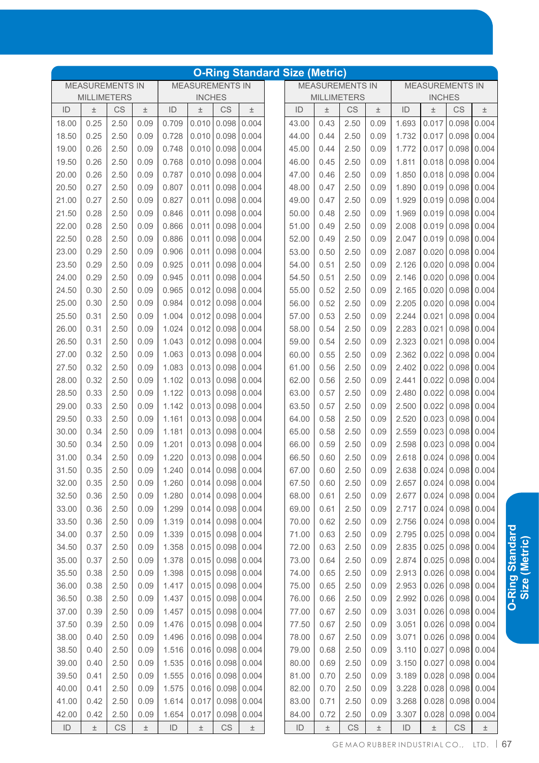## O-Ring Standard Size (Metric)

| MEASUREMENTS IN MILLIMETERS | | | | MEASUREMENTS IN INCHES | | | |
|---|---|---|---|---|---|---|---|
| ID | ± | CS | ± | ID | ± | CS | ± |
| 18.00 | 0.25 | 2.50 | 0.09 | 0.709 | 0.010 | 0.098 | 0.004 |
| 18.50 | 0.25 | 2.50 | 0.09 | 0.728 | 0.010 | 0.098 | 0.004 |
| 19.00 | 0.26 | 2.50 | 0.09 | 0.748 | 0.010 | 0.098 | 0.004 |
| 19.50 | 0.26 | 2.50 | 0.09 | 0.768 | 0.010 | 0.098 | 0.004 |
| 20.00 | 0.26 | 2.50 | 0.09 | 0.787 | 0.010 | 0.098 | 0.004 |
| 20.50 | 0.27 | 2.50 | 0.09 | 0.807 | 0.011 | 0.098 | 0.004 |
| 21.00 | 0.27 | 2.50 | 0.09 | 0.827 | 0.011 | 0.098 | 0.004 |
| 21.50 | 0.28 | 2.50 | 0.09 | 0.846 | 0.011 | 0.098 | 0.004 |
| 22.00 | 0.28 | 2.50 | 0.09 | 0.866 | 0.011 | 0.098 | 0.004 |
| 22.50 | 0.28 | 2.50 | 0.09 | 0.886 | 0.011 | 0.098 | 0.004 |
| 23.00 | 0.29 | 2.50 | 0.09 | 0.906 | 0.011 | 0.098 | 0.004 |
| 23.50 | 0.29 | 2.50 | 0.09 | 0.925 | 0.011 | 0.098 | 0.004 |
| 24.00 | 0.29 | 2.50 | 0.09 | 0.945 | 0.011 | 0.098 | 0.004 |
| 24.50 | 0.30 | 2.50 | 0.09 | 0.965 | 0.012 | 0.098 | 0.004 |
| 25.00 | 0.30 | 2.50 | 0.09 | 0.984 | 0.012 | 0.098 | 0.004 |
| 25.50 | 0.31 | 2.50 | 0.09 | 1.004 | 0.012 | 0.098 | 0.004 |
| 26.00 | 0.31 | 2.50 | 0.09 | 1.024 | 0.012 | 0.098 | 0.004 |
| 26.50 | 0.31 | 2.50 | 0.09 | 1.043 | 0.012 | 0.098 | 0.004 |
| 27.00 | 0.32 | 2.50 | 0.09 | 1.063 | 0.013 | 0.098 | 0.004 |
| 27.50 | 0.32 | 2.50 | 0.09 | 1.083 | 0.013 | 0.098 | 0.004 |
| 28.00 | 0.32 | 2.50 | 0.09 | 1.102 | 0.013 | 0.098 | 0.004 |
| 28.50 | 0.33 | 2.50 | 0.09 | 1.122 | 0.013 | 0.098 | 0.004 |
| 29.00 | 0.33 | 2.50 | 0.09 | 1.142 | 0.013 | 0.098 | 0.004 |
| 29.50 | 0.33 | 2.50 | 0.09 | 1.161 | 0.013 | 0.098 | 0.004 |
| 30.00 | 0.34 | 2.50 | 0.09 | 1.181 | 0.013 | 0.098 | 0.004 |
| 30.50 | 0.34 | 2.50 | 0.09 | 1.201 | 0.013 | 0.098 | 0.004 |
| 31.00 | 0.34 | 2.50 | 0.09 | 1.220 | 0.013 | 0.098 | 0.004 |
| 31.50 | 0.35 | 2.50 | 0.09 | 1.240 | 0.014 | 0.098 | 0.004 |
| 32.00 | 0.35 | 2.50 | 0.09 | 1.260 | 0.014 | 0.098 | 0.004 |
| 32.50 | 0.36 | 2.50 | 0.09 | 1.280 | 0.014 | 0.098 | 0.004 |
| 33.00 | 0.36 | 2.50 | 0.09 | 1.299 | 0.014 | 0.098 | 0.004 |
| 33.50 | 0.36 | 2.50 | 0.09 | 1.319 | 0.014 | 0.098 | 0.004 |
| 34.00 | 0.37 | 2.50 | 0.09 | 1.339 | 0.015 | 0.098 | 0.004 |
| 34.50 | 0.37 | 2.50 | 0.09 | 1.358 | 0.015 | 0.098 | 0.004 |
| 35.00 | 0.37 | 2.50 | 0.09 | 1.378 | 0.015 | 0.098 | 0.004 |
| 35.50 | 0.38 | 2.50 | 0.09 | 1.398 | 0.015 | 0.098 | 0.004 |
| 36.00 | 0.38 | 2.50 | 0.09 | 1.417 | 0.015 | 0.098 | 0.004 |
| 36.50 | 0.38 | 2.50 | 0.09 | 1.437 | 0.015 | 0.098 | 0.004 |
| 37.00 | 0.39 | 2.50 | 0.09 | 1.457 | 0.015 | 0.098 | 0.004 |
| 37.50 | 0.39 | 2.50 | 0.09 | 1.476 | 0.015 | 0.098 | 0.004 |
| 38.00 | 0.40 | 2.50 | 0.09 | 1.496 | 0.016 | 0.098 | 0.004 |
| 38.50 | 0.40 | 2.50 | 0.09 | 1.516 | 0.016 | 0.098 | 0.004 |
| 39.00 | 0.40 | 2.50 | 0.09 | 1.535 | 0.016 | 0.098 | 0.004 |
| 39.50 | 0.41 | 2.50 | 0.09 | 1.555 | 0.016 | 0.098 | 0.004 |
| 40.00 | 0.41 | 2.50 | 0.09 | 1.575 | 0.016 | 0.098 | 0.004 |
| 41.00 | 0.42 | 2.50 | 0.09 | 1.614 | 0.017 | 0.098 | 0.004 |
| 42.00 | 0.42 | 2.50 | 0.09 | 1.654 | 0.017 | 0.098 | 0.004 |
| 43.00 | 0.43 | 2.50 | 0.09 | 1.693 | 0.017 | 0.098 | 0.004 |
| 44.00 | 0.44 | 2.50 | 0.09 | 1.732 | 0.017 | 0.098 | 0.004 |
| 45.00 | 0.44 | 2.50 | 0.09 | 1.772 | 0.017 | 0.098 | 0.004 |
| 46.00 | 0.45 | 2.50 | 0.09 | 1.811 | 0.018 | 0.098 | 0.004 |
| 47.00 | 0.46 | 2.50 | 0.09 | 1.850 | 0.018 | 0.098 | 0.004 |
| 48.00 | 0.47 | 2.50 | 0.09 | 1.890 | 0.019 | 0.098 | 0.004 |
| 49.00 | 0.47 | 2.50 | 0.09 | 1.929 | 0.019 | 0.098 | 0.004 |
| 50.00 | 0.48 | 2.50 | 0.09 | 1.969 | 0.019 | 0.098 | 0.004 |
| 51.00 | 0.49 | 2.50 | 0.09 | 2.008 | 0.019 | 0.098 | 0.004 |
| 52.00 | 0.49 | 2.50 | 0.09 | 2.047 | 0.019 | 0.098 | 0.004 |
| 53.00 | 0.50 | 2.50 | 0.09 | 2.087 | 0.020 | 0.098 | 0.004 |
| 54.00 | 0.51 | 2.50 | 0.09 | 2.126 | 0.020 | 0.098 | 0.004 |
| 54.50 | 0.51 | 2.50 | 0.09 | 2.146 | 0.020 | 0.098 | 0.004 |
| 55.00 | 0.52 | 2.50 | 0.09 | 2.165 | 0.020 | 0.098 | 0.004 |
| 56.00 | 0.52 | 2.50 | 0.09 | 2.205 | 0.020 | 0.098 | 0.004 |
| 57.00 | 0.53 | 2.50 | 0.09 | 2.244 | 0.021 | 0.098 | 0.004 |
| 58.00 | 0.54 | 2.50 | 0.09 | 2.283 | 0.021 | 0.098 | 0.004 |
| 59.00 | 0.54 | 2.50 | 0.09 | 2.323 | 0.021 | 0.098 | 0.004 |
| 60.00 | 0.55 | 2.50 | 0.09 | 2.362 | 0.022 | 0.098 | 0.004 |
| 61.00 | 0.56 | 2.50 | 0.09 | 2.402 | 0.022 | 0.098 | 0.004 |
| 62.00 | 0.56 | 2.50 | 0.09 | 2.441 | 0.022 | 0.098 | 0.004 |
| 63.00 | 0.57 | 2.50 | 0.09 | 2.480 | 0.022 | 0.098 | 0.004 |
| 63.50 | 0.57 | 2.50 | 0.09 | 2.500 | 0.022 | 0.098 | 0.004 |
| 64.00 | 0.58 | 2.50 | 0.09 | 2.520 | 0.023 | 0.098 | 0.004 |
| 65.00 | 0.58 | 2.50 | 0.09 | 2.559 | 0.023 | 0.098 | 0.004 |
| 66.00 | 0.59 | 2.50 | 0.09 | 2.598 | 0.023 | 0.098 | 0.004 |
| 66.50 | 0.60 | 2.50 | 0.09 | 2.618 | 0.024 | 0.098 | 0.004 |
| 67.00 | 0.60 | 2.50 | 0.09 | 2.638 | 0.024 | 0.098 | 0.004 |
| 67.50 | 0.60 | 2.50 | 0.09 | 2.657 | 0.024 | 0.098 | 0.004 |
| 68.00 | 0.61 | 2.50 | 0.09 | 2.677 | 0.024 | 0.098 | 0.004 |
| 69.00 | 0.61 | 2.50 | 0.09 | 2.717 | 0.024 | 0.098 | 0.004 |
| 70.00 | 0.62 | 2.50 | 0.09 | 2.756 | 0.024 | 0.098 | 0.004 |
| 71.00 | 0.63 | 2.50 | 0.09 | 2.795 | 0.025 | 0.098 | 0.004 |
| 72.00 | 0.63 | 2.50 | 0.09 | 2.835 | 0.025 | 0.098 | 0.004 |
| 73.00 | 0.64 | 2.50 | 0.09 | 2.874 | 0.025 | 0.098 | 0.004 |
| 74.00 | 0.65 | 2.50 | 0.09 | 2.913 | 0.026 | 0.098 | 0.004 |
| 75.00 | 0.65 | 2.50 | 0.09 | 2.953 | 0.026 | 0.098 | 0.004 |
| 76.00 | 0.66 | 2.50 | 0.09 | 2.992 | 0.026 | 0.098 | 0.004 |
| 77.00 | 0.67 | 2.50 | 0.09 | 3.031 | 0.026 | 0.098 | 0.004 |
| 77.50 | 0.67 | 2.50 | 0.09 | 3.051 | 0.026 | 0.098 | 0.004 |
| 78.00 | 0.67 | 2.50 | 0.09 | 3.071 | 0.026 | 0.098 | 0.004 |
| 79.00 | 0.68 | 2.50 | 0.09 | 3.110 | 0.027 | 0.098 | 0.004 |
| 80.00 | 0.69 | 2.50 | 0.09 | 3.150 | 0.027 | 0.098 | 0.004 |
| 81.00 | 0.70 | 2.50 | 0.09 | 3.189 | 0.028 | 0.098 | 0.004 |
| 82.00 | 0.70 | 2.50 | 0.09 | 3.228 | 0.028 | 0.098 | 0.004 |
| 83.00 | 0.71 | 2.50 | 0.09 | 3.268 | 0.028 | 0.098 | 0.004 |
| 84.00 | 0.72 | 2.50 | 0.09 | 3.307 | 0.028 | 0.098 | 0.004 |
| ID | ± | CS | ± | ID | ± | CS | ± |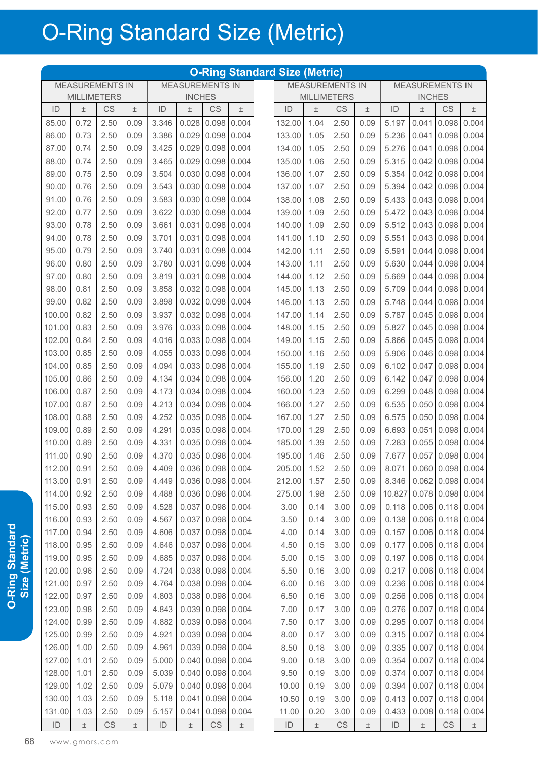# O-Ring Standard Size (Metric)

## O-Ring Standard Size (Metric)

| MEASUREMENTS IN MILLIMETERS | | | | MEASUREMENTS IN INCHES | | | |
|---|---|---|---|---|---|---|---|
| ID | ± | CS | ± | ID | ± | CS | ± |
| 85.00 | 0.72 | 2.50 | 0.09 | 3.346 | 0.028 | 0.098 | 0.004 |
| 86.00 | 0.73 | 2.50 | 0.09 | 3.386 | 0.029 | 0.098 | 0.004 |
| 87.00 | 0.74 | 2.50 | 0.09 | 3.425 | 0.029 | 0.098 | 0.004 |
| 88.00 | 0.74 | 2.50 | 0.09 | 3.465 | 0.029 | 0.098 | 0.004 |
| 89.00 | 0.75 | 2.50 | 0.09 | 3.504 | 0.030 | 0.098 | 0.004 |
| 90.00 | 0.76 | 2.50 | 0.09 | 3.543 | 0.030 | 0.098 | 0.004 |
| 91.00 | 0.76 | 2.50 | 0.09 | 3.583 | 0.030 | 0.098 | 0.004 |
| 92.00 | 0.77 | 2.50 | 0.09 | 3.622 | 0.030 | 0.098 | 0.004 |
| 93.00 | 0.78 | 2.50 | 0.09 | 3.661 | 0.031 | 0.098 | 0.004 |
| 94.00 | 0.78 | 2.50 | 0.09 | 3.701 | 0.031 | 0.098 | 0.004 |
| 95.00 | 0.79 | 2.50 | 0.09 | 3.740 | 0.031 | 0.098 | 0.004 |
| 96.00 | 0.80 | 2.50 | 0.09 | 3.780 | 0.031 | 0.098 | 0.004 |
| 97.00 | 0.80 | 2.50 | 0.09 | 3.819 | 0.031 | 0.098 | 0.004 |
| 98.00 | 0.81 | 2.50 | 0.09 | 3.858 | 0.032 | 0.098 | 0.004 |
| 99.00 | 0.82 | 2.50 | 0.09 | 3.898 | 0.032 | 0.098 | 0.004 |
| 100.00 | 0.82 | 2.50 | 0.09 | 3.937 | 0.032 | 0.098 | 0.004 |
| 101.00 | 0.83 | 2.50 | 0.09 | 3.976 | 0.033 | 0.098 | 0.004 |
| 102.00 | 0.84 | 2.50 | 0.09 | 4.016 | 0.033 | 0.098 | 0.004 |
| 103.00 | 0.85 | 2.50 | 0.09 | 4.055 | 0.033 | 0.098 | 0.004 |
| 104.00 | 0.85 | 2.50 | 0.09 | 4.094 | 0.033 | 0.098 | 0.004 |
| 105.00 | 0.86 | 2.50 | 0.09 | 4.134 | 0.034 | 0.098 | 0.004 |
| 106.00 | 0.87 | 2.50 | 0.09 | 4.173 | 0.034 | 0.098 | 0.004 |
| 107.00 | 0.87 | 2.50 | 0.09 | 4.213 | 0.034 | 0.098 | 0.004 |
| 108.00 | 0.88 | 2.50 | 0.09 | 4.252 | 0.035 | 0.098 | 0.004 |
| 109.00 | 0.89 | 2.50 | 0.09 | 4.291 | 0.035 | 0.098 | 0.004 |
| 110.00 | 0.89 | 2.50 | 0.09 | 4.331 | 0.035 | 0.098 | 0.004 |
| 111.00 | 0.90 | 2.50 | 0.09 | 4.370 | 0.035 | 0.098 | 0.004 |
| 112.00 | 0.91 | 2.50 | 0.09 | 4.409 | 0.036 | 0.098 | 0.004 |
| 113.00 | 0.91 | 2.50 | 0.09 | 4.449 | 0.036 | 0.098 | 0.004 |
| 114.00 | 0.92 | 2.50 | 0.09 | 4.488 | 0.036 | 0.098 | 0.004 |
| 115.00 | 0.93 | 2.50 | 0.09 | 4.528 | 0.037 | 0.098 | 0.004 |
| 116.00 | 0.93 | 2.50 | 0.09 | 4.567 | 0.037 | 0.098 | 0.004 |
| 117.00 | 0.94 | 2.50 | 0.09 | 4.606 | 0.037 | 0.098 | 0.004 |
| 118.00 | 0.95 | 2.50 | 0.09 | 4.646 | 0.037 | 0.098 | 0.004 |
| 119.00 | 0.95 | 2.50 | 0.09 | 4.685 | 0.037 | 0.098 | 0.004 |
| 120.00 | 0.96 | 2.50 | 0.09 | 4.724 | 0.038 | 0.098 | 0.004 |
| 121.00 | 0.97 | 2.50 | 0.09 | 4.764 | 0.038 | 0.098 | 0.004 |
| 122.00 | 0.97 | 2.50 | 0.09 | 4.803 | 0.038 | 0.098 | 0.004 |
| 123.00 | 0.98 | 2.50 | 0.09 | 4.843 | 0.039 | 0.098 | 0.004 |
| 124.00 | 0.99 | 2.50 | 0.09 | 4.882 | 0.039 | 0.098 | 0.004 |
| 125.00 | 0.99 | 2.50 | 0.09 | 4.921 | 0.039 | 0.098 | 0.004 |
| 126.00 | 1.00 | 2.50 | 0.09 | 4.961 | 0.039 | 0.098 | 0.004 |
| 127.00 | 1.01 | 2.50 | 0.09 | 5.000 | 0.040 | 0.098 | 0.004 |
| 128.00 | 1.01 | 2.50 | 0.09 | 5.039 | 0.040 | 0.098 | 0.004 |
| 129.00 | 1.02 | 2.50 | 0.09 | 5.079 | 0.040 | 0.098 | 0.004 |
| 130.00 | 1.03 | 2.50 | 0.09 | 5.118 | 0.041 | 0.098 | 0.004 |
| 131.00 | 1.03 | 2.50 | 0.09 | 5.157 | 0.041 | 0.098 | 0.004 |
| 132.00 | 1.04 | 2.50 | 0.09 | 5.197 | 0.041 | 0.098 | 0.004 |
| 133.00 | 1.05 | 2.50 | 0.09 | 5.236 | 0.041 | 0.098 | 0.004 |
| 134.00 | 1.05 | 2.50 | 0.09 | 5.276 | 0.041 | 0.098 | 0.004 |
| 135.00 | 1.06 | 2.50 | 0.09 | 5.315 | 0.042 | 0.098 | 0.004 |
| 136.00 | 1.07 | 2.50 | 0.09 | 5.354 | 0.042 | 0.098 | 0.004 |
| 137.00 | 1.07 | 2.50 | 0.09 | 5.394 | 0.042 | 0.098 | 0.004 |
| 138.00 | 1.08 | 2.50 | 0.09 | 5.433 | 0.043 | 0.098 | 0.004 |
| 139.00 | 1.09 | 2.50 | 0.09 | 5.472 | 0.043 | 0.098 | 0.004 |
| 140.00 | 1.09 | 2.50 | 0.09 | 5.512 | 0.043 | 0.098 | 0.004 |
| 141.00 | 1.10 | 2.50 | 0.09 | 5.551 | 0.043 | 0.098 | 0.004 |
| 142.00 | 1.11 | 2.50 | 0.09 | 5.591 | 0.044 | 0.098 | 0.004 |
| 143.00 | 1.11 | 2.50 | 0.09 | 5.630 | 0.044 | 0.098 | 0.004 |
| 144.00 | 1.12 | 2.50 | 0.09 | 5.669 | 0.044 | 0.098 | 0.004 |
| 145.00 | 1.13 | 2.50 | 0.09 | 5.709 | 0.044 | 0.098 | 0.004 |
| 146.00 | 1.13 | 2.50 | 0.09 | 5.748 | 0.044 | 0.098 | 0.004 |
| 147.00 | 1.14 | 2.50 | 0.09 | 5.787 | 0.045 | 0.098 | 0.004 |
| 148.00 | 1.15 | 2.50 | 0.09 | 5.827 | 0.045 | 0.098 | 0.004 |
| 149.00 | 1.15 | 2.50 | 0.09 | 5.866 | 0.045 | 0.098 | 0.004 |
| 150.00 | 1.16 | 2.50 | 0.09 | 5.906 | 0.046 | 0.098 | 0.004 |
| 155.00 | 1.19 | 2.50 | 0.09 | 6.102 | 0.047 | 0.098 | 0.004 |
| 156.00 | 1.20 | 2.50 | 0.09 | 6.142 | 0.047 | 0.098 | 0.004 |
| 160.00 | 1.23 | 2.50 | 0.09 | 6.299 | 0.048 | 0.098 | 0.004 |
| 166.00 | 1.27 | 2.50 | 0.09 | 6.535 | 0.050 | 0.098 | 0.004 |
| 167.00 | 1.27 | 2.50 | 0.09 | 6.575 | 0.050 | 0.098 | 0.004 |
| 170.00 | 1.29 | 2.50 | 0.09 | 6.693 | 0.051 | 0.098 | 0.004 |
| 185.00 | 1.39 | 2.50 | 0.09 | 7.283 | 0.055 | 0.098 | 0.004 |
| 195.00 | 1.46 | 2.50 | 0.09 | 7.677 | 0.057 | 0.098 | 0.004 |
| 205.00 | 1.52 | 2.50 | 0.09 | 8.071 | 0.060 | 0.098 | 0.004 |
| 212.00 | 1.57 | 2.50 | 0.09 | 8.346 | 0.062 | 0.098 | 0.004 |
| 275.00 | 1.98 | 2.50 | 0.09 | 10.827 | 0.078 | 0.098 | 0.004 |
| 3.00 | 0.14 | 3.00 | 0.09 | 0.118 | 0.006 | 0.118 | 0.004 |
| 3.50 | 0.14 | 3.00 | 0.09 | 0.138 | 0.006 | 0.118 | 0.004 |
| 4.00 | 0.14 | 3.00 | 0.09 | 0.157 | 0.006 | 0.118 | 0.004 |
| 4.50 | 0.15 | 3.00 | 0.09 | 0.177 | 0.006 | 0.118 | 0.004 |
| 5.00 | 0.15 | 3.00 | 0.09 | 0.197 | 0.006 | 0.118 | 0.004 |
| 5.50 | 0.16 | 3.00 | 0.09 | 0.217 | 0.006 | 0.118 | 0.004 |
| 6.00 | 0.16 | 3.00 | 0.09 | 0.236 | 0.006 | 0.118 | 0.004 |
| 6.50 | 0.16 | 3.00 | 0.09 | 0.256 | 0.006 | 0.118 | 0.004 |
| 7.00 | 0.17 | 3.00 | 0.09 | 0.276 | 0.007 | 0.118 | 0.004 |
| 7.50 | 0.17 | 3.00 | 0.09 | 0.295 | 0.007 | 0.118 | 0.004 |
| 8.00 | 0.17 | 3.00 | 0.09 | 0.315 | 0.007 | 0.118 | 0.004 |
| 8.50 | 0.18 | 3.00 | 0.09 | 0.335 | 0.007 | 0.118 | 0.004 |
| 9.00 | 0.18 | 3.00 | 0.09 | 0.354 | 0.007 | 0.118 | 0.004 |
| 9.50 | 0.19 | 3.00 | 0.09 | 0.374 | 0.007 | 0.118 | 0.004 |
| 10.00 | 0.19 | 3.00 | 0.09 | 0.394 | 0.007 | 0.118 | 0.004 |
| 10.50 | 0.19 | 3.00 | 0.09 | 0.413 | 0.007 | 0.118 | 0.004 |
| 11.00 | 0.20 | 3.00 | 0.09 | 0.433 | 0.008 | 0.118 | 0.004 |
| ID | ± | CS | ± | ID | ± | CS | ± |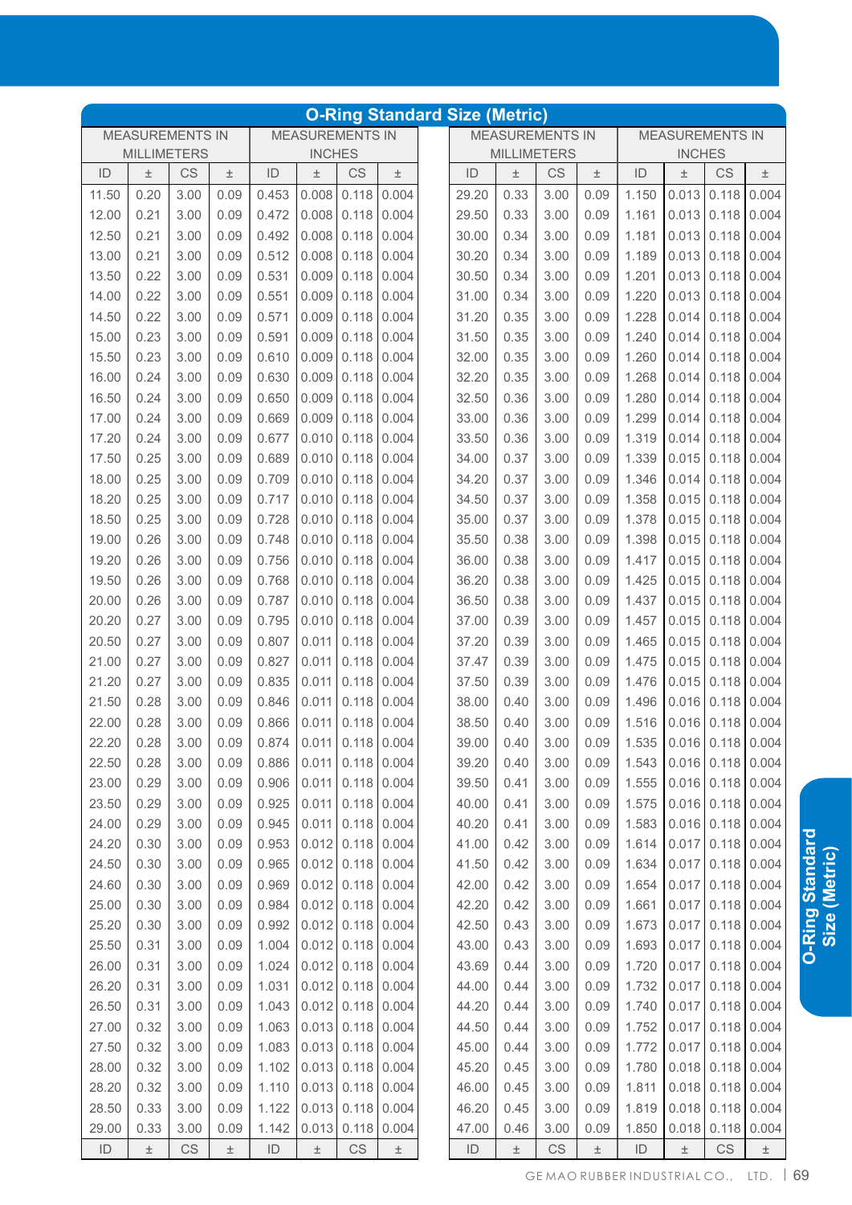## O-Ring Standard Size (Metric)

| MEASUREMENTS IN MILLIMETERS | | | | MEASUREMENTS IN INCHES | | | | MEASUREMENTS IN MILLIMETERS | | | | MEASUREMENTS IN INCHES | | | |
|---|---|---|---|---|---|---|---|---|---|---|---|---|---|---|---|
| ID | ± | CS | ± | ID | ± | CS | ± | ID | ± | CS | ± | ID | ± | CS | ± |
| 11.50 | 0.20 | 3.00 | 0.09 | 0.453 | 0.008 | 0.118 | 0.004 | 29.20 | 0.33 | 3.00 | 0.09 | 1.150 | 0.013 | 0.118 | 0.004 |
| 12.00 | 0.21 | 3.00 | 0.09 | 0.472 | 0.008 | 0.118 | 0.004 | 29.50 | 0.33 | 3.00 | 0.09 | 1.161 | 0.013 | 0.118 | 0.004 |
| 12.50 | 0.21 | 3.00 | 0.09 | 0.492 | 0.008 | 0.118 | 0.004 | 30.00 | 0.34 | 3.00 | 0.09 | 1.181 | 0.013 | 0.118 | 0.004 |
| 13.00 | 0.21 | 3.00 | 0.09 | 0.512 | 0.008 | 0.118 | 0.004 | 30.20 | 0.34 | 3.00 | 0.09 | 1.189 | 0.013 | 0.118 | 0.004 |
| 13.50 | 0.22 | 3.00 | 0.09 | 0.531 | 0.009 | 0.118 | 0.004 | 30.50 | 0.34 | 3.00 | 0.09 | 1.201 | 0.013 | 0.118 | 0.004 |
| 14.00 | 0.22 | 3.00 | 0.09 | 0.551 | 0.009 | 0.118 | 0.004 | 31.00 | 0.34 | 3.00 | 0.09 | 1.220 | 0.013 | 0.118 | 0.004 |
| 14.50 | 0.22 | 3.00 | 0.09 | 0.571 | 0.009 | 0.118 | 0.004 | 31.20 | 0.35 | 3.00 | 0.09 | 1.228 | 0.014 | 0.118 | 0.004 |
| 15.00 | 0.23 | 3.00 | 0.09 | 0.591 | 0.009 | 0.118 | 0.004 | 31.50 | 0.35 | 3.00 | 0.09 | 1.240 | 0.014 | 0.118 | 0.004 |
| 15.50 | 0.23 | 3.00 | 0.09 | 0.610 | 0.009 | 0.118 | 0.004 | 32.00 | 0.35 | 3.00 | 0.09 | 1.260 | 0.014 | 0.118 | 0.004 |
| 16.00 | 0.24 | 3.00 | 0.09 | 0.630 | 0.009 | 0.118 | 0.004 | 32.20 | 0.35 | 3.00 | 0.09 | 1.268 | 0.014 | 0.118 | 0.004 |
| 16.50 | 0.24 | 3.00 | 0.09 | 0.650 | 0.009 | 0.118 | 0.004 | 32.50 | 0.36 | 3.00 | 0.09 | 1.280 | 0.014 | 0.118 | 0.004 |
| 17.00 | 0.24 | 3.00 | 0.09 | 0.669 | 0.009 | 0.118 | 0.004 | 33.00 | 0.36 | 3.00 | 0.09 | 1.299 | 0.014 | 0.118 | 0.004 |
| 17.20 | 0.24 | 3.00 | 0.09 | 0.677 | 0.010 | 0.118 | 0.004 | 33.50 | 0.36 | 3.00 | 0.09 | 1.319 | 0.014 | 0.118 | 0.004 |
| 17.50 | 0.25 | 3.00 | 0.09 | 0.689 | 0.010 | 0.118 | 0.004 | 34.00 | 0.37 | 3.00 | 0.09 | 1.339 | 0.015 | 0.118 | 0.004 |
| 18.00 | 0.25 | 3.00 | 0.09 | 0.709 | 0.010 | 0.118 | 0.004 | 34.20 | 0.37 | 3.00 | 0.09 | 1.346 | 0.014 | 0.118 | 0.004 |
| 18.20 | 0.25 | 3.00 | 0.09 | 0.717 | 0.010 | 0.118 | 0.004 | 34.50 | 0.37 | 3.00 | 0.09 | 1.358 | 0.015 | 0.118 | 0.004 |
| 18.50 | 0.25 | 3.00 | 0.09 | 0.728 | 0.010 | 0.118 | 0.004 | 35.00 | 0.37 | 3.00 | 0.09 | 1.378 | 0.015 | 0.118 | 0.004 |
| 19.00 | 0.26 | 3.00 | 0.09 | 0.748 | 0.010 | 0.118 | 0.004 | 35.50 | 0.38 | 3.00 | 0.09 | 1.398 | 0.015 | 0.118 | 0.004 |
| 19.20 | 0.26 | 3.00 | 0.09 | 0.756 | 0.010 | 0.118 | 0.004 | 36.00 | 0.38 | 3.00 | 0.09 | 1.417 | 0.015 | 0.118 | 0.004 |
| 19.50 | 0.26 | 3.00 | 0.09 | 0.768 | 0.010 | 0.118 | 0.004 | 36.20 | 0.38 | 3.00 | 0.09 | 1.425 | 0.015 | 0.118 | 0.004 |
| 20.00 | 0.26 | 3.00 | 0.09 | 0.787 | 0.010 | 0.118 | 0.004 | 36.50 | 0.38 | 3.00 | 0.09 | 1.437 | 0.015 | 0.118 | 0.004 |
| 20.20 | 0.27 | 3.00 | 0.09 | 0.795 | 0.010 | 0.118 | 0.004 | 37.00 | 0.39 | 3.00 | 0.09 | 1.457 | 0.015 | 0.118 | 0.004 |
| 20.50 | 0.27 | 3.00 | 0.09 | 0.807 | 0.011 | 0.118 | 0.004 | 37.20 | 0.39 | 3.00 | 0.09 | 1.465 | 0.015 | 0.118 | 0.004 |
| 21.00 | 0.27 | 3.00 | 0.09 | 0.827 | 0.011 | 0.118 | 0.004 | 37.47 | 0.39 | 3.00 | 0.09 | 1.475 | 0.015 | 0.118 | 0.004 |
| 21.20 | 0.27 | 3.00 | 0.09 | 0.835 | 0.011 | 0.118 | 0.004 | 37.50 | 0.39 | 3.00 | 0.09 | 1.476 | 0.015 | 0.118 | 0.004 |
| 21.50 | 0.28 | 3.00 | 0.09 | 0.846 | 0.011 | 0.118 | 0.004 | 38.00 | 0.40 | 3.00 | 0.09 | 1.496 | 0.016 | 0.118 | 0.004 |
| 22.00 | 0.28 | 3.00 | 0.09 | 0.866 | 0.011 | 0.118 | 0.004 | 38.50 | 0.40 | 3.00 | 0.09 | 1.516 | 0.016 | 0.118 | 0.004 |
| 22.20 | 0.28 | 3.00 | 0.09 | 0.874 | 0.011 | 0.118 | 0.004 | 39.00 | 0.40 | 3.00 | 0.09 | 1.535 | 0.016 | 0.118 | 0.004 |
| 22.50 | 0.28 | 3.00 | 0.09 | 0.886 | 0.011 | 0.118 | 0.004 | 39.20 | 0.40 | 3.00 | 0.09 | 1.543 | 0.016 | 0.118 | 0.004 |
| 23.00 | 0.29 | 3.00 | 0.09 | 0.906 | 0.011 | 0.118 | 0.004 | 39.50 | 0.41 | 3.00 | 0.09 | 1.555 | 0.016 | 0.118 | 0.004 |
| 23.50 | 0.29 | 3.00 | 0.09 | 0.925 | 0.011 | 0.118 | 0.004 | 40.00 | 0.41 | 3.00 | 0.09 | 1.575 | 0.016 | 0.118 | 0.004 |
| 24.00 | 0.29 | 3.00 | 0.09 | 0.945 | 0.011 | 0.118 | 0.004 | 40.20 | 0.41 | 3.00 | 0.09 | 1.583 | 0.016 | 0.118 | 0.004 |
| 24.20 | 0.30 | 3.00 | 0.09 | 0.953 | 0.012 | 0.118 | 0.004 | 41.00 | 0.42 | 3.00 | 0.09 | 1.614 | 0.017 | 0.118 | 0.004 |
| 24.50 | 0.30 | 3.00 | 0.09 | 0.965 | 0.012 | 0.118 | 0.004 | 41.50 | 0.42 | 3.00 | 0.09 | 1.634 | 0.017 | 0.118 | 0.004 |
| 24.60 | 0.30 | 3.00 | 0.09 | 0.969 | 0.012 | 0.118 | 0.004 | 42.00 | 0.42 | 3.00 | 0.09 | 1.654 | 0.017 | 0.118 | 0.004 |
| 25.00 | 0.30 | 3.00 | 0.09 | 0.984 | 0.012 | 0.118 | 0.004 | 42.20 | 0.42 | 3.00 | 0.09 | 1.661 | 0.017 | 0.118 | 0.004 |
| 25.20 | 0.30 | 3.00 | 0.09 | 0.992 | 0.012 | 0.118 | 0.004 | 42.50 | 0.43 | 3.00 | 0.09 | 1.673 | 0.017 | 0.118 | 0.004 |
| 25.50 | 0.31 | 3.00 | 0.09 | 1.004 | 0.012 | 0.118 | 0.004 | 43.00 | 0.43 | 3.00 | 0.09 | 1.693 | 0.017 | 0.118 | 0.004 |
| 26.00 | 0.31 | 3.00 | 0.09 | 1.024 | 0.012 | 0.118 | 0.004 | 43.69 | 0.44 | 3.00 | 0.09 | 1.720 | 0.017 | 0.118 | 0.004 |
| 26.20 | 0.31 | 3.00 | 0.09 | 1.031 | 0.012 | 0.118 | 0.004 | 44.00 | 0.44 | 3.00 | 0.09 | 1.732 | 0.017 | 0.118 | 0.004 |
| 26.50 | 0.31 | 3.00 | 0.09 | 1.043 | 0.012 | 0.118 | 0.004 | 44.20 | 0.44 | 3.00 | 0.09 | 1.740 | 0.017 | 0.118 | 0.004 |
| 27.00 | 0.32 | 3.00 | 0.09 | 1.063 | 0.013 | 0.118 | 0.004 | 44.50 | 0.44 | 3.00 | 0.09 | 1.752 | 0.017 | 0.118 | 0.004 |
| 27.50 | 0.32 | 3.00 | 0.09 | 1.083 | 0.013 | 0.118 | 0.004 | 45.00 | 0.44 | 3.00 | 0.09 | 1.772 | 0.017 | 0.118 | 0.004 |
| 28.00 | 0.32 | 3.00 | 0.09 | 1.102 | 0.013 | 0.118 | 0.004 | 45.20 | 0.45 | 3.00 | 0.09 | 1.780 | 0.018 | 0.118 | 0.004 |
| 28.20 | 0.32 | 3.00 | 0.09 | 1.110 | 0.013 | 0.118 | 0.004 | 46.00 | 0.45 | 3.00 | 0.09 | 1.811 | 0.018 | 0.118 | 0.004 |
| 28.50 | 0.33 | 3.00 | 0.09 | 1.122 | 0.013 | 0.118 | 0.004 | 46.20 | 0.45 | 3.00 | 0.09 | 1.819 | 0.018 | 0.118 | 0.004 |
| 29.00 | 0.33 | 3.00 | 0.09 | 1.142 | 0.013 | 0.118 | 0.004 | 47.00 | 0.46 | 3.00 | 0.09 | 1.850 | 0.018 | 0.118 | 0.004 |
| ID | ± | CS | ± | ID | ± | CS | ± | ID | ± | CS | ± | ID | ± | CS | ± |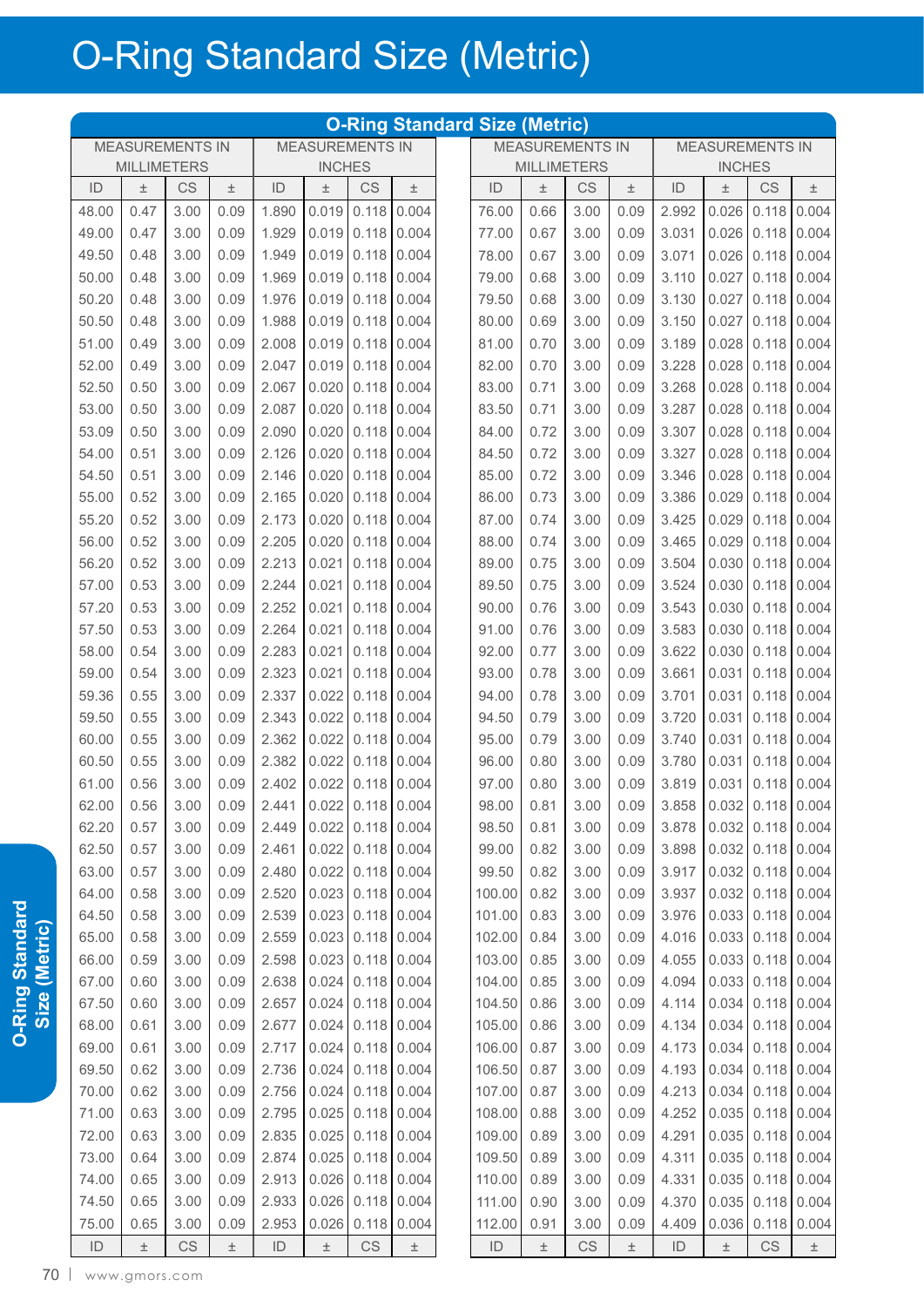# O-Ring Standard Size (Metric)

| O-Ring Standard Size (Metric) | | | | | | | | | | | | | | | |
|---|---|---|---|---|---|---|---|---|---|---|---|---|---|---|---|
| MEASUREMENTS IN MILLIMETERS | | | | MEASUREMENTS IN INCHES | | | | MEASUREMENTS IN MILLIMETERS | | | | MEASUREMENTS IN INCHES | | | |
| ID | ± | CS | ± | ID | ± | CS | ± | ID | ± | CS | ± | ID | ± | CS | ± |
| 48.00 | 0.47 | 3.00 | 0.09 | 1.890 | 0.019 | 0.118 | 0.004 | 76.00 | 0.66 | 3.00 | 0.09 | 2.992 | 0.026 | 0.118 | 0.004 |
| 49.00 | 0.47 | 3.00 | 0.09 | 1.929 | 0.019 | 0.118 | 0.004 | 77.00 | 0.67 | 3.00 | 0.09 | 3.031 | 0.026 | 0.118 | 0.004 |
| 49.50 | 0.48 | 3.00 | 0.09 | 1.949 | 0.019 | 0.118 | 0.004 | 78.00 | 0.67 | 3.00 | 0.09 | 3.071 | 0.026 | 0.118 | 0.004 |
| 50.00 | 0.48 | 3.00 | 0.09 | 1.969 | 0.019 | 0.118 | 0.004 | 79.00 | 0.68 | 3.00 | 0.09 | 3.110 | 0.027 | 0.118 | 0.004 |
| 50.20 | 0.48 | 3.00 | 0.09 | 1.976 | 0.019 | 0.118 | 0.004 | 79.50 | 0.68 | 3.00 | 0.09 | 3.130 | 0.027 | 0.118 | 0.004 |
| 50.50 | 0.48 | 3.00 | 0.09 | 1.988 | 0.019 | 0.118 | 0.004 | 80.00 | 0.69 | 3.00 | 0.09 | 3.150 | 0.027 | 0.118 | 0.004 |
| 51.00 | 0.49 | 3.00 | 0.09 | 2.008 | 0.019 | 0.118 | 0.004 | 81.00 | 0.70 | 3.00 | 0.09 | 3.189 | 0.028 | 0.118 | 0.004 |
| 52.00 | 0.49 | 3.00 | 0.09 | 2.047 | 0.019 | 0.118 | 0.004 | 82.00 | 0.70 | 3.00 | 0.09 | 3.228 | 0.028 | 0.118 | 0.004 |
| 52.50 | 0.50 | 3.00 | 0.09 | 2.067 | 0.020 | 0.118 | 0.004 | 83.00 | 0.71 | 3.00 | 0.09 | 3.268 | 0.028 | 0.118 | 0.004 |
| 53.00 | 0.50 | 3.00 | 0.09 | 2.087 | 0.020 | 0.118 | 0.004 | 83.50 | 0.71 | 3.00 | 0.09 | 3.287 | 0.028 | 0.118 | 0.004 |
| 53.09 | 0.50 | 3.00 | 0.09 | 2.090 | 0.020 | 0.118 | 0.004 | 84.00 | 0.72 | 3.00 | 0.09 | 3.307 | 0.028 | 0.118 | 0.004 |
| 54.00 | 0.51 | 3.00 | 0.09 | 2.126 | 0.020 | 0.118 | 0.004 | 84.50 | 0.72 | 3.00 | 0.09 | 3.327 | 0.028 | 0.118 | 0.004 |
| 54.50 | 0.51 | 3.00 | 0.09 | 2.146 | 0.020 | 0.118 | 0.004 | 85.00 | 0.72 | 3.00 | 0.09 | 3.346 | 0.028 | 0.118 | 0.004 |
| 55.00 | 0.52 | 3.00 | 0.09 | 2.165 | 0.020 | 0.118 | 0.004 | 86.00 | 0.73 | 3.00 | 0.09 | 3.386 | 0.029 | 0.118 | 0.004 |
| 55.20 | 0.52 | 3.00 | 0.09 | 2.173 | 0.020 | 0.118 | 0.004 | 87.00 | 0.74 | 3.00 | 0.09 | 3.425 | 0.029 | 0.118 | 0.004 |
| 56.00 | 0.52 | 3.00 | 0.09 | 2.205 | 0.020 | 0.118 | 0.004 | 88.00 | 0.74 | 3.00 | 0.09 | 3.465 | 0.029 | 0.118 | 0.004 |
| 56.20 | 0.52 | 3.00 | 0.09 | 2.213 | 0.021 | 0.118 | 0.004 | 89.00 | 0.75 | 3.00 | 0.09 | 3.504 | 0.030 | 0.118 | 0.004 |
| 57.00 | 0.53 | 3.00 | 0.09 | 2.244 | 0.021 | 0.118 | 0.004 | 89.50 | 0.75 | 3.00 | 0.09 | 3.524 | 0.030 | 0.118 | 0.004 |
| 57.20 | 0.53 | 3.00 | 0.09 | 2.252 | 0.021 | 0.118 | 0.004 | 90.00 | 0.76 | 3.00 | 0.09 | 3.543 | 0.030 | 0.118 | 0.004 |
| 57.50 | 0.53 | 3.00 | 0.09 | 2.264 | 0.021 | 0.118 | 0.004 | 91.00 | 0.76 | 3.00 | 0.09 | 3.583 | 0.030 | 0.118 | 0.004 |
| 58.00 | 0.54 | 3.00 | 0.09 | 2.283 | 0.021 | 0.118 | 0.004 | 92.00 | 0.77 | 3.00 | 0.09 | 3.622 | 0.030 | 0.118 | 0.004 |
| 59.00 | 0.54 | 3.00 | 0.09 | 2.323 | 0.021 | 0.118 | 0.004 | 93.00 | 0.78 | 3.00 | 0.09 | 3.661 | 0.031 | 0.118 | 0.004 |
| 59.36 | 0.55 | 3.00 | 0.09 | 2.337 | 0.022 | 0.118 | 0.004 | 94.00 | 0.78 | 3.00 | 0.09 | 3.701 | 0.031 | 0.118 | 0.004 |
| 59.50 | 0.55 | 3.00 | 0.09 | 2.343 | 0.022 | 0.118 | 0.004 | 94.50 | 0.79 | 3.00 | 0.09 | 3.720 | 0.031 | 0.118 | 0.004 |
| 60.00 | 0.55 | 3.00 | 0.09 | 2.362 | 0.022 | 0.118 | 0.004 | 95.00 | 0.79 | 3.00 | 0.09 | 3.740 | 0.031 | 0.118 | 0.004 |
| 60.50 | 0.55 | 3.00 | 0.09 | 2.382 | 0.022 | 0.118 | 0.004 | 96.00 | 0.80 | 3.00 | 0.09 | 3.780 | 0.031 | 0.118 | 0.004 |
| 61.00 | 0.56 | 3.00 | 0.09 | 2.402 | 0.022 | 0.118 | 0.004 | 97.00 | 0.80 | 3.00 | 0.09 | 3.819 | 0.031 | 0.118 | 0.004 |
| 62.00 | 0.56 | 3.00 | 0.09 | 2.441 | 0.022 | 0.118 | 0.004 | 98.00 | 0.81 | 3.00 | 0.09 | 3.858 | 0.032 | 0.118 | 0.004 |
| 62.20 | 0.57 | 3.00 | 0.09 | 2.449 | 0.022 | 0.118 | 0.004 | 98.50 | 0.81 | 3.00 | 0.09 | 3.878 | 0.032 | 0.118 | 0.004 |
| 62.50 | 0.57 | 3.00 | 0.09 | 2.461 | 0.022 | 0.118 | 0.004 | 99.00 | 0.82 | 3.00 | 0.09 | 3.898 | 0.032 | 0.118 | 0.004 |
| 63.00 | 0.57 | 3.00 | 0.09 | 2.480 | 0.022 | 0.118 | 0.004 | 99.50 | 0.82 | 3.00 | 0.09 | 3.917 | 0.032 | 0.118 | 0.004 |
| 64.00 | 0.58 | 3.00 | 0.09 | 2.520 | 0.023 | 0.118 | 0.004 | 100.00 | 0.82 | 3.00 | 0.09 | 3.937 | 0.032 | 0.118 | 0.004 |
| 64.50 | 0.58 | 3.00 | 0.09 | 2.539 | 0.023 | 0.118 | 0.004 | 101.00 | 0.83 | 3.00 | 0.09 | 3.976 | 0.033 | 0.118 | 0.004 |
| 65.00 | 0.58 | 3.00 | 0.09 | 2.559 | 0.023 | 0.118 | 0.004 | 102.00 | 0.84 | 3.00 | 0.09 | 4.016 | 0.033 | 0.118 | 0.004 |
| 66.00 | 0.59 | 3.00 | 0.09 | 2.598 | 0.023 | 0.118 | 0.004 | 103.00 | 0.85 | 3.00 | 0.09 | 4.055 | 0.033 | 0.118 | 0.004 |
| 67.00 | 0.60 | 3.00 | 0.09 | 2.638 | 0.024 | 0.118 | 0.004 | 104.00 | 0.85 | 3.00 | 0.09 | 4.094 | 0.033 | 0.118 | 0.004 |
| 67.50 | 0.60 | 3.00 | 0.09 | 2.657 | 0.024 | 0.118 | 0.004 | 104.50 | 0.86 | 3.00 | 0.09 | 4.114 | 0.034 | 0.118 | 0.004 |
| 68.00 | 0.61 | 3.00 | 0.09 | 2.677 | 0.024 | 0.118 | 0.004 | 105.00 | 0.86 | 3.00 | 0.09 | 4.134 | 0.034 | 0.118 | 0.004 |
| 69.00 | 0.61 | 3.00 | 0.09 | 2.717 | 0.024 | 0.118 | 0.004 | 106.00 | 0.87 | 3.00 | 0.09 | 4.173 | 0.034 | 0.118 | 0.004 |
| 69.50 | 0.62 | 3.00 | 0.09 | 2.736 | 0.024 | 0.118 | 0.004 | 106.50 | 0.87 | 3.00 | 0.09 | 4.193 | 0.034 | 0.118 | 0.004 |
| 70.00 | 0.62 | 3.00 | 0.09 | 2.756 | 0.024 | 0.118 | 0.004 | 107.00 | 0.87 | 3.00 | 0.09 | 4.213 | 0.034 | 0.118 | 0.004 |
| 71.00 | 0.63 | 3.00 | 0.09 | 2.795 | 0.025 | 0.118 | 0.004 | 108.00 | 0.88 | 3.00 | 0.09 | 4.252 | 0.035 | 0.118 | 0.004 |
| 72.00 | 0.63 | 3.00 | 0.09 | 2.835 | 0.025 | 0.118 | 0.004 | 109.00 | 0.89 | 3.00 | 0.09 | 4.291 | 0.035 | 0.118 | 0.004 |
| 73.00 | 0.64 | 3.00 | 0.09 | 2.874 | 0.025 | 0.118 | 0.004 | 109.50 | 0.89 | 3.00 | 0.09 | 4.311 | 0.035 | 0.118 | 0.004 |
| 74.00 | 0.65 | 3.00 | 0.09 | 2.913 | 0.026 | 0.118 | 0.004 | 110.00 | 0.89 | 3.00 | 0.09 | 4.331 | 0.035 | 0.118 | 0.004 |
| 74.50 | 0.65 | 3.00 | 0.09 | 2.933 | 0.026 | 0.118 | 0.004 | 111.00 | 0.90 | 3.00 | 0.09 | 4.370 | 0.035 | 0.118 | 0.004 |
| 75.00 | 0.65 | 3.00 | 0.09 | 2.953 | 0.026 | 0.118 | 0.004 | 112.00 | 0.91 | 3.00 | 0.09 | 4.409 | 0.036 | 0.118 | 0.004 |
| ID | ± | CS | ± | ID | ± | CS | ± | ID | ± | CS | ± | ID | ± | CS | ± |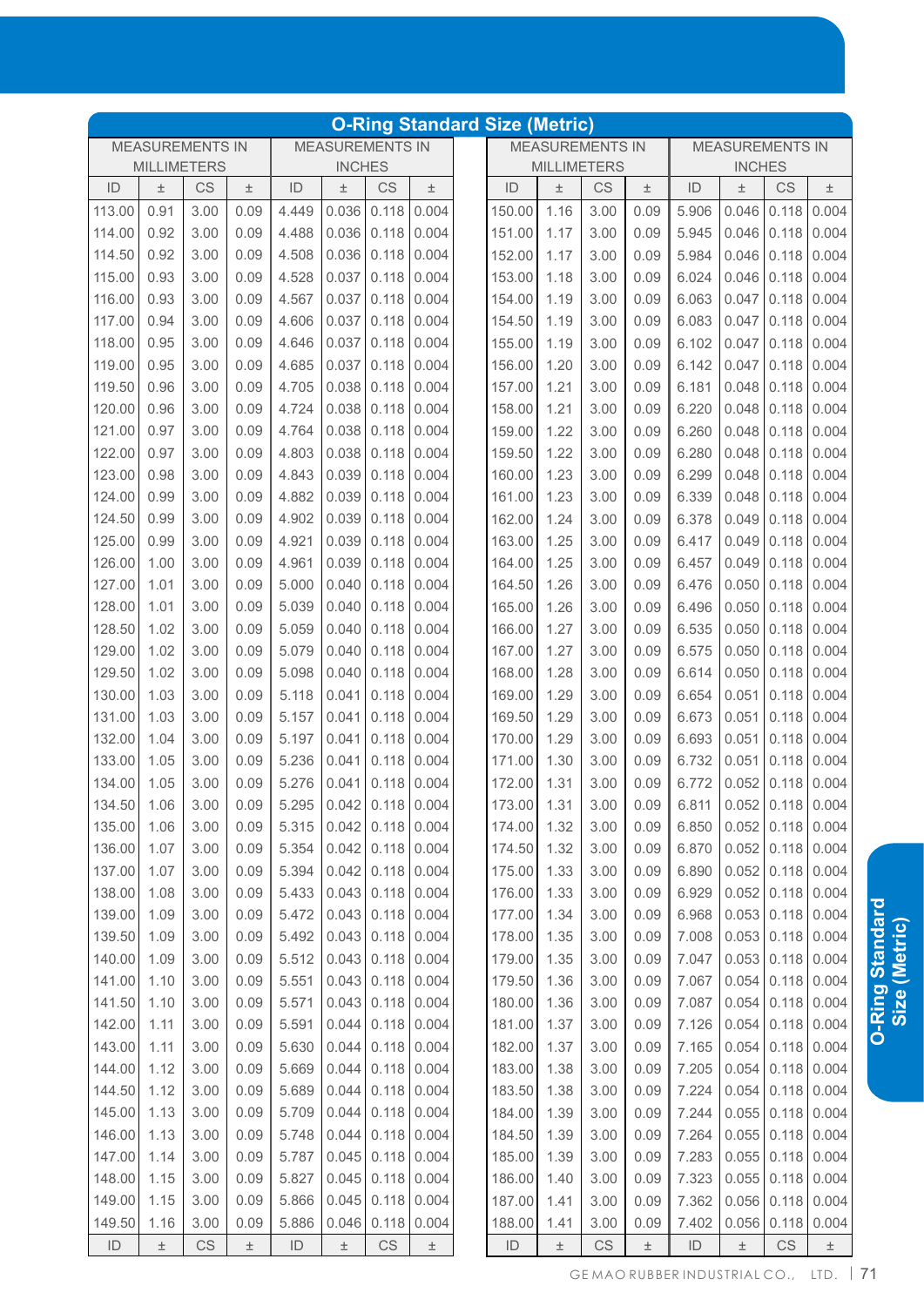## O-Ring Standard Size (Metric)

| MEASUREMENTS IN MILLIMETERS | | | | MEASUREMENTS IN INCHES | | | |
|---|---|---|---|---|---|---|---|
| ID | ± | CS | ± | ID | ± | CS | ± |
| 113.00 | 0.91 | 3.00 | 0.09 | 4.449 | 0.036 | 0.118 | 0.004 |
| 114.00 | 0.92 | 3.00 | 0.09 | 4.488 | 0.036 | 0.118 | 0.004 |
| 114.50 | 0.92 | 3.00 | 0.09 | 4.508 | 0.036 | 0.118 | 0.004 |
| 115.00 | 0.93 | 3.00 | 0.09 | 4.528 | 0.037 | 0.118 | 0.004 |
| 116.00 | 0.93 | 3.00 | 0.09 | 4.567 | 0.037 | 0.118 | 0.004 |
| 117.00 | 0.94 | 3.00 | 0.09 | 4.606 | 0.037 | 0.118 | 0.004 |
| 118.00 | 0.95 | 3.00 | 0.09 | 4.646 | 0.037 | 0.118 | 0.004 |
| 119.00 | 0.95 | 3.00 | 0.09 | 4.685 | 0.037 | 0.118 | 0.004 |
| 119.50 | 0.96 | 3.00 | 0.09 | 4.705 | 0.038 | 0.118 | 0.004 |
| 120.00 | 0.96 | 3.00 | 0.09 | 4.724 | 0.038 | 0.118 | 0.004 |
| 121.00 | 0.97 | 3.00 | 0.09 | 4.764 | 0.038 | 0.118 | 0.004 |
| 122.00 | 0.97 | 3.00 | 0.09 | 4.803 | 0.038 | 0.118 | 0.004 |
| 123.00 | 0.98 | 3.00 | 0.09 | 4.843 | 0.039 | 0.118 | 0.004 |
| 124.00 | 0.99 | 3.00 | 0.09 | 4.882 | 0.039 | 0.118 | 0.004 |
| 124.50 | 0.99 | 3.00 | 0.09 | 4.902 | 0.039 | 0.118 | 0.004 |
| 125.00 | 0.99 | 3.00 | 0.09 | 4.921 | 0.039 | 0.118 | 0.004 |
| 126.00 | 1.00 | 3.00 | 0.09 | 4.961 | 0.039 | 0.118 | 0.004 |
| 127.00 | 1.01 | 3.00 | 0.09 | 5.000 | 0.040 | 0.118 | 0.004 |
| 128.00 | 1.01 | 3.00 | 0.09 | 5.039 | 0.040 | 0.118 | 0.004 |
| 128.50 | 1.02 | 3.00 | 0.09 | 5.059 | 0.040 | 0.118 | 0.004 |
| 129.00 | 1.02 | 3.00 | 0.09 | 5.079 | 0.040 | 0.118 | 0.004 |
| 129.50 | 1.02 | 3.00 | 0.09 | 5.098 | 0.040 | 0.118 | 0.004 |
| 130.00 | 1.03 | 3.00 | 0.09 | 5.118 | 0.041 | 0.118 | 0.004 |
| 131.00 | 1.03 | 3.00 | 0.09 | 5.157 | 0.041 | 0.118 | 0.004 |
| 132.00 | 1.04 | 3.00 | 0.09 | 5.197 | 0.041 | 0.118 | 0.004 |
| 133.00 | 1.05 | 3.00 | 0.09 | 5.236 | 0.041 | 0.118 | 0.004 |
| 134.00 | 1.05 | 3.00 | 0.09 | 5.276 | 0.041 | 0.118 | 0.004 |
| 134.50 | 1.06 | 3.00 | 0.09 | 5.295 | 0.042 | 0.118 | 0.004 |
| 135.00 | 1.06 | 3.00 | 0.09 | 5.315 | 0.042 | 0.118 | 0.004 |
| 136.00 | 1.07 | 3.00 | 0.09 | 5.354 | 0.042 | 0.118 | 0.004 |
| 137.00 | 1.07 | 3.00 | 0.09 | 5.394 | 0.042 | 0.118 | 0.004 |
| 138.00 | 1.08 | 3.00 | 0.09 | 5.433 | 0.043 | 0.118 | 0.004 |
| 139.00 | 1.09 | 3.00 | 0.09 | 5.472 | 0.043 | 0.118 | 0.004 |
| 139.50 | 1.09 | 3.00 | 0.09 | 5.492 | 0.043 | 0.118 | 0.004 |
| 140.00 | 1.09 | 3.00 | 0.09 | 5.512 | 0.043 | 0.118 | 0.004 |
| 141.00 | 1.10 | 3.00 | 0.09 | 5.551 | 0.043 | 0.118 | 0.004 |
| 141.50 | 1.10 | 3.00 | 0.09 | 5.571 | 0.043 | 0.118 | 0.004 |
| 142.00 | 1.11 | 3.00 | 0.09 | 5.591 | 0.044 | 0.118 | 0.004 |
| 143.00 | 1.11 | 3.00 | 0.09 | 5.630 | 0.044 | 0.118 | 0.004 |
| 144.00 | 1.12 | 3.00 | 0.09 | 5.669 | 0.044 | 0.118 | 0.004 |
| 144.50 | 1.12 | 3.00 | 0.09 | 5.689 | 0.044 | 0.118 | 0.004 |
| 145.00 | 1.13 | 3.00 | 0.09 | 5.709 | 0.044 | 0.118 | 0.004 |
| 146.00 | 1.13 | 3.00 | 0.09 | 5.748 | 0.044 | 0.118 | 0.004 |
| 147.00 | 1.14 | 3.00 | 0.09 | 5.787 | 0.045 | 0.118 | 0.004 |
| 148.00 | 1.15 | 3.00 | 0.09 | 5.827 | 0.045 | 0.118 | 0.004 |
| 149.00 | 1.15 | 3.00 | 0.09 | 5.866 | 0.045 | 0.118 | 0.004 |
| 149.50 | 1.16 | 3.00 | 0.09 | 5.886 | 0.046 | 0.118 | 0.004 |
| 150.00 | 1.16 | 3.00 | 0.09 | 5.906 | 0.046 | 0.118 | 0.004 |
| 151.00 | 1.17 | 3.00 | 0.09 | 5.945 | 0.046 | 0.118 | 0.004 |
| 152.00 | 1.17 | 3.00 | 0.09 | 5.984 | 0.046 | 0.118 | 0.004 |
| 153.00 | 1.18 | 3.00 | 0.09 | 6.024 | 0.046 | 0.118 | 0.004 |
| 154.00 | 1.19 | 3.00 | 0.09 | 6.063 | 0.047 | 0.118 | 0.004 |
| 154.50 | 1.19 | 3.00 | 0.09 | 6.083 | 0.047 | 0.118 | 0.004 |
| 155.00 | 1.19 | 3.00 | 0.09 | 6.102 | 0.047 | 0.118 | 0.004 |
| 156.00 | 1.20 | 3.00 | 0.09 | 6.142 | 0.047 | 0.118 | 0.004 |
| 157.00 | 1.21 | 3.00 | 0.09 | 6.181 | 0.048 | 0.118 | 0.004 |
| 158.00 | 1.21 | 3.00 | 0.09 | 6.220 | 0.048 | 0.118 | 0.004 |
| 159.00 | 1.22 | 3.00 | 0.09 | 6.260 | 0.048 | 0.118 | 0.004 |
| 159.50 | 1.22 | 3.00 | 0.09 | 6.280 | 0.048 | 0.118 | 0.004 |
| 160.00 | 1.23 | 3.00 | 0.09 | 6.299 | 0.048 | 0.118 | 0.004 |
| 161.00 | 1.23 | 3.00 | 0.09 | 6.339 | 0.048 | 0.118 | 0.004 |
| 162.00 | 1.24 | 3.00 | 0.09 | 6.378 | 0.049 | 0.118 | 0.004 |
| 163.00 | 1.25 | 3.00 | 0.09 | 6.417 | 0.049 | 0.118 | 0.004 |
| 164.00 | 1.25 | 3.00 | 0.09 | 6.457 | 0.049 | 0.118 | 0.004 |
| 164.50 | 1.26 | 3.00 | 0.09 | 6.476 | 0.050 | 0.118 | 0.004 |
| 165.00 | 1.26 | 3.00 | 0.09 | 6.496 | 0.050 | 0.118 | 0.004 |
| 166.00 | 1.27 | 3.00 | 0.09 | 6.535 | 0.050 | 0.118 | 0.004 |
| 167.00 | 1.27 | 3.00 | 0.09 | 6.575 | 0.050 | 0.118 | 0.004 |
| 168.00 | 1.28 | 3.00 | 0.09 | 6.614 | 0.050 | 0.118 | 0.004 |
| 169.00 | 1.29 | 3.00 | 0.09 | 6.654 | 0.051 | 0.118 | 0.004 |
| 169.50 | 1.29 | 3.00 | 0.09 | 6.673 | 0.051 | 0.118 | 0.004 |
| 170.00 | 1.29 | 3.00 | 0.09 | 6.693 | 0.051 | 0.118 | 0.004 |
| 171.00 | 1.30 | 3.00 | 0.09 | 6.732 | 0.051 | 0.118 | 0.004 |
| 172.00 | 1.31 | 3.00 | 0.09 | 6.772 | 0.052 | 0.118 | 0.004 |
| 173.00 | 1.31 | 3.00 | 0.09 | 6.811 | 0.052 | 0.118 | 0.004 |
| 174.00 | 1.32 | 3.00 | 0.09 | 6.850 | 0.052 | 0.118 | 0.004 |
| 174.50 | 1.32 | 3.00 | 0.09 | 6.870 | 0.052 | 0.118 | 0.004 |
| 175.00 | 1.33 | 3.00 | 0.09 | 6.890 | 0.052 | 0.118 | 0.004 |
| 176.00 | 1.33 | 3.00 | 0.09 | 6.929 | 0.052 | 0.118 | 0.004 |
| 177.00 | 1.34 | 3.00 | 0.09 | 6.968 | 0.053 | 0.118 | 0.004 |
| 178.00 | 1.35 | 3.00 | 0.09 | 7.008 | 0.053 | 0.118 | 0.004 |
| 179.00 | 1.35 | 3.00 | 0.09 | 7.047 | 0.053 | 0.118 | 0.004 |
| 179.50 | 1.36 | 3.00 | 0.09 | 7.067 | 0.054 | 0.118 | 0.004 |
| 180.00 | 1.36 | 3.00 | 0.09 | 7.087 | 0.054 | 0.118 | 0.004 |
| 181.00 | 1.37 | 3.00 | 0.09 | 7.126 | 0.054 | 0.118 | 0.004 |
| 182.00 | 1.37 | 3.00 | 0.09 | 7.165 | 0.054 | 0.118 | 0.004 |
| 183.00 | 1.38 | 3.00 | 0.09 | 7.205 | 0.054 | 0.118 | 0.004 |
| 183.50 | 1.38 | 3.00 | 0.09 | 7.224 | 0.054 | 0.118 | 0.004 |
| 184.00 | 1.39 | 3.00 | 0.09 | 7.244 | 0.055 | 0.118 | 0.004 |
| 184.50 | 1.39 | 3.00 | 0.09 | 7.264 | 0.055 | 0.118 | 0.004 |
| 185.00 | 1.39 | 3.00 | 0.09 | 7.283 | 0.055 | 0.118 | 0.004 |
| 186.00 | 1.40 | 3.00 | 0.09 | 7.323 | 0.055 | 0.118 | 0.004 |
| 187.00 | 1.41 | 3.00 | 0.09 | 7.362 | 0.056 | 0.118 | 0.004 |
| 188.00 | 1.41 | 3.00 | 0.09 | 7.402 | 0.056 | 0.118 | 0.004 |
| ID | ± | CS | ± | ID | ± | CS | ± |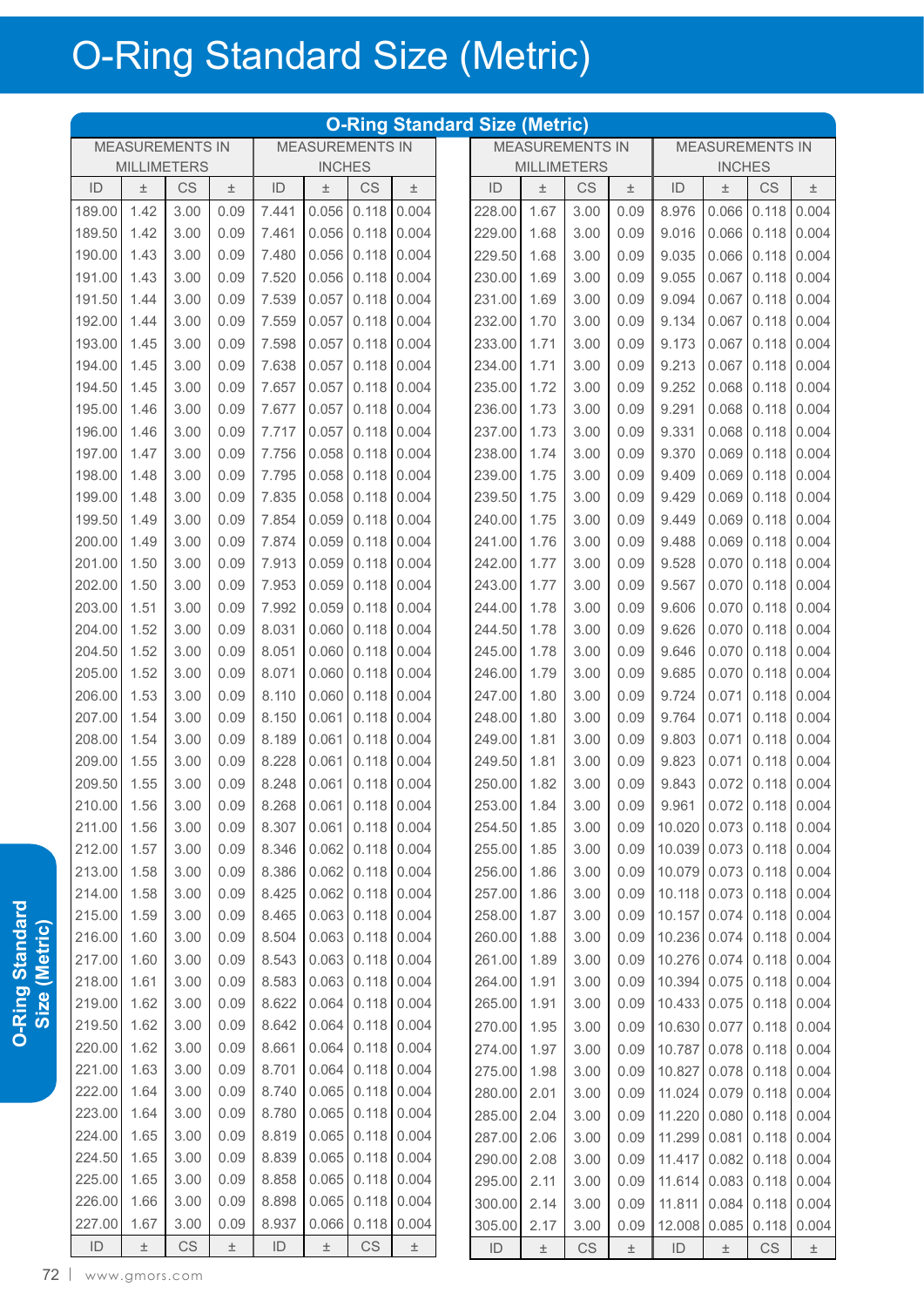# O-Ring Standard Size (Metric)

| O-Ring Standard Size (Metric) | | | | | | | | | | | | | | | |
|---|---|---|---|---|---|---|---|---|---|---|---|---|---|---|---|
| MEASUREMENTS IN MILLIMETERS | | | | MEASUREMENTS IN INCHES | | | | MEASUREMENTS IN MILLIMETERS | | | | MEASUREMENTS IN INCHES | | | |
| ID | ± | CS | ± | ID | ± | CS | ± | ID | ± | CS | ± | ID | ± | CS | ± |
| 189.00 | 1.42 | 3.00 | 0.09 | 7.441 | 0.056 | 0.118 | 0.004 | 228.00 | 1.67 | 3.00 | 0.09 | 8.976 | 0.066 | 0.118 | 0.004 |
| 189.50 | 1.42 | 3.00 | 0.09 | 7.461 | 0.056 | 0.118 | 0.004 | 229.00 | 1.68 | 3.00 | 0.09 | 9.016 | 0.066 | 0.118 | 0.004 |
| 190.00 | 1.43 | 3.00 | 0.09 | 7.480 | 0.056 | 0.118 | 0.004 | 229.50 | 1.68 | 3.00 | 0.09 | 9.035 | 0.066 | 0.118 | 0.004 |
| 191.00 | 1.43 | 3.00 | 0.09 | 7.520 | 0.056 | 0.118 | 0.004 | 230.00 | 1.69 | 3.00 | 0.09 | 9.055 | 0.067 | 0.118 | 0.004 |
| 191.50 | 1.44 | 3.00 | 0.09 | 7.539 | 0.057 | 0.118 | 0.004 | 231.00 | 1.69 | 3.00 | 0.09 | 9.094 | 0.067 | 0.118 | 0.004 |
| 192.00 | 1.44 | 3.00 | 0.09 | 7.559 | 0.057 | 0.118 | 0.004 | 232.00 | 1.70 | 3.00 | 0.09 | 9.134 | 0.067 | 0.118 | 0.004 |
| 193.00 | 1.45 | 3.00 | 0.09 | 7.598 | 0.057 | 0.118 | 0.004 | 233.00 | 1.71 | 3.00 | 0.09 | 9.173 | 0.067 | 0.118 | 0.004 |
| 194.00 | 1.45 | 3.00 | 0.09 | 7.638 | 0.057 | 0.118 | 0.004 | 234.00 | 1.71 | 3.00 | 0.09 | 9.213 | 0.067 | 0.118 | 0.004 |
| 194.50 | 1.45 | 3.00 | 0.09 | 7.657 | 0.057 | 0.118 | 0.004 | 235.00 | 1.72 | 3.00 | 0.09 | 9.252 | 0.068 | 0.118 | 0.004 |
| 195.00 | 1.46 | 3.00 | 0.09 | 7.677 | 0.057 | 0.118 | 0.004 | 236.00 | 1.73 | 3.00 | 0.09 | 9.291 | 0.068 | 0.118 | 0.004 |
| 196.00 | 1.46 | 3.00 | 0.09 | 7.717 | 0.057 | 0.118 | 0.004 | 237.00 | 1.73 | 3.00 | 0.09 | 9.331 | 0.068 | 0.118 | 0.004 |
| 197.00 | 1.47 | 3.00 | 0.09 | 7.756 | 0.058 | 0.118 | 0.004 | 238.00 | 1.74 | 3.00 | 0.09 | 9.370 | 0.069 | 0.118 | 0.004 |
| 198.00 | 1.48 | 3.00 | 0.09 | 7.795 | 0.058 | 0.118 | 0.004 | 239.00 | 1.75 | 3.00 | 0.09 | 9.409 | 0.069 | 0.118 | 0.004 |
| 199.00 | 1.48 | 3.00 | 0.09 | 7.835 | 0.058 | 0.118 | 0.004 | 239.50 | 1.75 | 3.00 | 0.09 | 9.429 | 0.069 | 0.118 | 0.004 |
| 199.50 | 1.49 | 3.00 | 0.09 | 7.854 | 0.059 | 0.118 | 0.004 | 240.00 | 1.75 | 3.00 | 0.09 | 9.449 | 0.069 | 0.118 | 0.004 |
| 200.00 | 1.49 | 3.00 | 0.09 | 7.874 | 0.059 | 0.118 | 0.004 | 241.00 | 1.76 | 3.00 | 0.09 | 9.488 | 0.069 | 0.118 | 0.004 |
| 201.00 | 1.50 | 3.00 | 0.09 | 7.913 | 0.059 | 0.118 | 0.004 | 242.00 | 1.77 | 3.00 | 0.09 | 9.528 | 0.070 | 0.118 | 0.004 |
| 202.00 | 1.50 | 3.00 | 0.09 | 7.953 | 0.059 | 0.118 | 0.004 | 243.00 | 1.77 | 3.00 | 0.09 | 9.567 | 0.070 | 0.118 | 0.004 |
| 203.00 | 1.51 | 3.00 | 0.09 | 7.992 | 0.059 | 0.118 | 0.004 | 244.00 | 1.78 | 3.00 | 0.09 | 9.606 | 0.070 | 0.118 | 0.004 |
| 204.00 | 1.52 | 3.00 | 0.09 | 8.031 | 0.060 | 0.118 | 0.004 | 244.50 | 1.78 | 3.00 | 0.09 | 9.626 | 0.070 | 0.118 | 0.004 |
| 204.50 | 1.52 | 3.00 | 0.09 | 8.051 | 0.060 | 0.118 | 0.004 | 245.00 | 1.78 | 3.00 | 0.09 | 9.646 | 0.070 | 0.118 | 0.004 |
| 205.00 | 1.52 | 3.00 | 0.09 | 8.071 | 0.060 | 0.118 | 0.004 | 246.00 | 1.79 | 3.00 | 0.09 | 9.685 | 0.070 | 0.118 | 0.004 |
| 206.00 | 1.53 | 3.00 | 0.09 | 8.110 | 0.060 | 0.118 | 0.004 | 247.00 | 1.80 | 3.00 | 0.09 | 9.724 | 0.071 | 0.118 | 0.004 |
| 207.00 | 1.54 | 3.00 | 0.09 | 8.150 | 0.061 | 0.118 | 0.004 | 248.00 | 1.80 | 3.00 | 0.09 | 9.764 | 0.071 | 0.118 | 0.004 |
| 208.00 | 1.54 | 3.00 | 0.09 | 8.189 | 0.061 | 0.118 | 0.004 | 249.00 | 1.81 | 3.00 | 0.09 | 9.803 | 0.071 | 0.118 | 0.004 |
| 209.00 | 1.55 | 3.00 | 0.09 | 8.228 | 0.061 | 0.118 | 0.004 | 249.50 | 1.81 | 3.00 | 0.09 | 9.823 | 0.071 | 0.118 | 0.004 |
| 209.50 | 1.55 | 3.00 | 0.09 | 8.248 | 0.061 | 0.118 | 0.004 | 250.00 | 1.82 | 3.00 | 0.09 | 9.843 | 0.072 | 0.118 | 0.004 |
| 210.00 | 1.56 | 3.00 | 0.09 | 8.268 | 0.061 | 0.118 | 0.004 | 253.00 | 1.84 | 3.00 | 0.09 | 9.961 | 0.072 | 0.118 | 0.004 |
| 211.00 | 1.56 | 3.00 | 0.09 | 8.307 | 0.061 | 0.118 | 0.004 | 254.50 | 1.85 | 3.00 | 0.09 | 10.020 | 0.073 | 0.118 | 0.004 |
| 212.00 | 1.57 | 3.00 | 0.09 | 8.346 | 0.062 | 0.118 | 0.004 | 255.00 | 1.85 | 3.00 | 0.09 | 10.039 | 0.073 | 0.118 | 0.004 |
| 213.00 | 1.58 | 3.00 | 0.09 | 8.386 | 0.062 | 0.118 | 0.004 | 256.00 | 1.86 | 3.00 | 0.09 | 10.079 | 0.073 | 0.118 | 0.004 |
| 214.00 | 1.58 | 3.00 | 0.09 | 8.425 | 0.062 | 0.118 | 0.004 | 257.00 | 1.86 | 3.00 | 0.09 | 10.118 | 0.073 | 0.118 | 0.004 |
| 215.00 | 1.59 | 3.00 | 0.09 | 8.465 | 0.063 | 0.118 | 0.004 | 258.00 | 1.87 | 3.00 | 0.09 | 10.157 | 0.074 | 0.118 | 0.004 |
| 216.00 | 1.60 | 3.00 | 0.09 | 8.504 | 0.063 | 0.118 | 0.004 | 260.00 | 1.88 | 3.00 | 0.09 | 10.236 | 0.074 | 0.118 | 0.004 |
| 217.00 | 1.60 | 3.00 | 0.09 | 8.543 | 0.063 | 0.118 | 0.004 | 261.00 | 1.89 | 3.00 | 0.09 | 10.276 | 0.074 | 0.118 | 0.004 |
| 218.00 | 1.61 | 3.00 | 0.09 | 8.583 | 0.063 | 0.118 | 0.004 | 264.00 | 1.91 | 3.00 | 0.09 | 10.394 | 0.075 | 0.118 | 0.004 |
| 219.00 | 1.62 | 3.00 | 0.09 | 8.622 | 0.064 | 0.118 | 0.004 | 265.00 | 1.91 | 3.00 | 0.09 | 10.433 | 0.075 | 0.118 | 0.004 |
| 219.50 | 1.62 | 3.00 | 0.09 | 8.642 | 0.064 | 0.118 | 0.004 | 270.00 | 1.95 | 3.00 | 0.09 | 10.630 | 0.077 | 0.118 | 0.004 |
| 220.00 | 1.62 | 3.00 | 0.09 | 8.661 | 0.064 | 0.118 | 0.004 | 274.00 | 1.97 | 3.00 | 0.09 | 10.787 | 0.078 | 0.118 | 0.004 |
| 221.00 | 1.63 | 3.00 | 0.09 | 8.701 | 0.064 | 0.118 | 0.004 | 275.00 | 1.98 | 3.00 | 0.09 | 10.827 | 0.078 | 0.118 | 0.004 |
| 222.00 | 1.64 | 3.00 | 0.09 | 8.740 | 0.065 | 0.118 | 0.004 | 280.00 | 2.01 | 3.00 | 0.09 | 11.024 | 0.079 | 0.118 | 0.004 |
| 223.00 | 1.64 | 3.00 | 0.09 | 8.780 | 0.065 | 0.118 | 0.004 | 285.00 | 2.04 | 3.00 | 0.09 | 11.220 | 0.080 | 0.118 | 0.004 |
| 224.00 | 1.65 | 3.00 | 0.09 | 8.819 | 0.065 | 0.118 | 0.004 | 287.00 | 2.06 | 3.00 | 0.09 | 11.299 | 0.081 | 0.118 | 0.004 |
| 224.50 | 1.65 | 3.00 | 0.09 | 8.839 | 0.065 | 0.118 | 0.004 | 290.00 | 2.08 | 3.00 | 0.09 | 11.417 | 0.082 | 0.118 | 0.004 |
| 225.00 | 1.65 | 3.00 | 0.09 | 8.858 | 0.065 | 0.118 | 0.004 | 295.00 | 2.11 | 3.00 | 0.09 | 11.614 | 0.083 | 0.118 | 0.004 |
| 226.00 | 1.66 | 3.00 | 0.09 | 8.898 | 0.065 | 0.118 | 0.004 | 300.00 | 2.14 | 3.00 | 0.09 | 11.811 | 0.084 | 0.118 | 0.004 |
| 227.00 | 1.67 | 3.00 | 0.09 | 8.937 | 0.066 | 0.118 | 0.004 | 305.00 | 2.17 | 3.00 | 0.09 | 12.008 | 0.085 | 0.118 | 0.004 |
| ID | ± | CS | ± | ID | ± | CS | ± | ID | ± | CS | ± | ID | ± | CS | ± |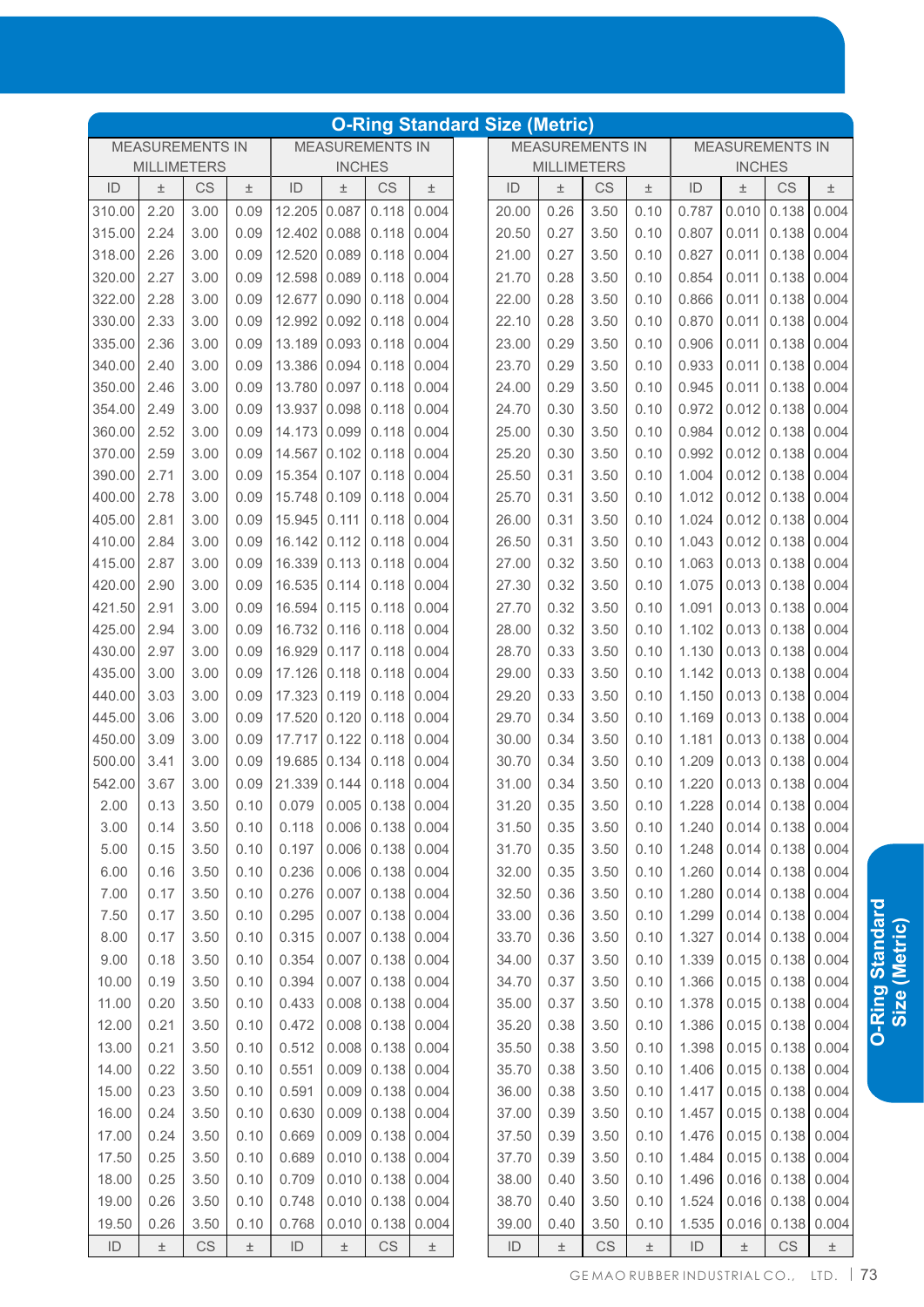# O-Ring Standard Size (Metric)

| MEASUREMENTS IN MILLIMETERS | | | | MEASUREMENTS IN INCHES | | | |
|---|---|---|---|---|---|---|---|
| ID | ± | CS | ± | ID | ± | CS | ± |
| 310.00 | 2.20 | 3.00 | 0.09 | 12.205 | 0.087 | 0.118 | 0.004 |
| 315.00 | 2.24 | 3.00 | 0.09 | 12.402 | 0.088 | 0.118 | 0.004 |
| 318.00 | 2.26 | 3.00 | 0.09 | 12.520 | 0.089 | 0.118 | 0.004 |
| 320.00 | 2.27 | 3.00 | 0.09 | 12.598 | 0.089 | 0.118 | 0.004 |
| 322.00 | 2.28 | 3.00 | 0.09 | 12.677 | 0.090 | 0.118 | 0.004 |
| 330.00 | 2.33 | 3.00 | 0.09 | 12.992 | 0.092 | 0.118 | 0.004 |
| 335.00 | 2.36 | 3.00 | 0.09 | 13.189 | 0.093 | 0.118 | 0.004 |
| 340.00 | 2.40 | 3.00 | 0.09 | 13.386 | 0.094 | 0.118 | 0.004 |
| 350.00 | 2.46 | 3.00 | 0.09 | 13.780 | 0.097 | 0.118 | 0.004 |
| 354.00 | 2.49 | 3.00 | 0.09 | 13.937 | 0.098 | 0.118 | 0.004 |
| 360.00 | 2.52 | 3.00 | 0.09 | 14.173 | 0.099 | 0.118 | 0.004 |
| 370.00 | 2.59 | 3.00 | 0.09 | 14.567 | 0.102 | 0.118 | 0.004 |
| 390.00 | 2.71 | 3.00 | 0.09 | 15.354 | 0.107 | 0.118 | 0.004 |
| 400.00 | 2.78 | 3.00 | 0.09 | 15.748 | 0.109 | 0.118 | 0.004 |
| 405.00 | 2.81 | 3.00 | 0.09 | 15.945 | 0.111 | 0.118 | 0.004 |
| 410.00 | 2.84 | 3.00 | 0.09 | 16.142 | 0.112 | 0.118 | 0.004 |
| 415.00 | 2.87 | 3.00 | 0.09 | 16.339 | 0.113 | 0.118 | 0.004 |
| 420.00 | 2.90 | 3.00 | 0.09 | 16.535 | 0.114 | 0.118 | 0.004 |
| 421.50 | 2.91 | 3.00 | 0.09 | 16.594 | 0.115 | 0.118 | 0.004 |
| 425.00 | 2.94 | 3.00 | 0.09 | 16.732 | 0.116 | 0.118 | 0.004 |
| 430.00 | 2.97 | 3.00 | 0.09 | 16.929 | 0.117 | 0.118 | 0.004 |
| 435.00 | 3.00 | 3.00 | 0.09 | 17.126 | 0.118 | 0.118 | 0.004 |
| 440.00 | 3.03 | 3.00 | 0.09 | 17.323 | 0.119 | 0.118 | 0.004 |
| 445.00 | 3.06 | 3.00 | 0.09 | 17.520 | 0.120 | 0.118 | 0.004 |
| 450.00 | 3.09 | 3.00 | 0.09 | 17.717 | 0.122 | 0.118 | 0.004 |
| 500.00 | 3.41 | 3.00 | 0.09 | 19.685 | 0.134 | 0.118 | 0.004 |
| 542.00 | 3.67 | 3.00 | 0.09 | 21.339 | 0.144 | 0.118 | 0.004 |
| 2.00 | 0.13 | 3.50 | 0.10 | 0.079 | 0.005 | 0.138 | 0.004 |
| 3.00 | 0.14 | 3.50 | 0.10 | 0.118 | 0.006 | 0.138 | 0.004 |
| 5.00 | 0.15 | 3.50 | 0.10 | 0.197 | 0.006 | 0.138 | 0.004 |
| 6.00 | 0.16 | 3.50 | 0.10 | 0.236 | 0.006 | 0.138 | 0.004 |
| 7.00 | 0.17 | 3.50 | 0.10 | 0.276 | 0.007 | 0.138 | 0.004 |
| 7.50 | 0.17 | 3.50 | 0.10 | 0.295 | 0.007 | 0.138 | 0.004 |
| 8.00 | 0.17 | 3.50 | 0.10 | 0.315 | 0.007 | 0.138 | 0.004 |
| 9.00 | 0.18 | 3.50 | 0.10 | 0.354 | 0.007 | 0.138 | 0.004 |
| 10.00 | 0.19 | 3.50 | 0.10 | 0.394 | 0.007 | 0.138 | 0.004 |
| 11.00 | 0.20 | 3.50 | 0.10 | 0.433 | 0.008 | 0.138 | 0.004 |
| 12.00 | 0.21 | 3.50 | 0.10 | 0.472 | 0.008 | 0.138 | 0.004 |
| 13.00 | 0.21 | 3.50 | 0.10 | 0.512 | 0.008 | 0.138 | 0.004 |
| 14.00 | 0.22 | 3.50 | 0.10 | 0.551 | 0.009 | 0.138 | 0.004 |
| 15.00 | 0.23 | 3.50 | 0.10 | 0.591 | 0.009 | 0.138 | 0.004 |
| 16.00 | 0.24 | 3.50 | 0.10 | 0.630 | 0.009 | 0.138 | 0.004 |
| 17.00 | 0.24 | 3.50 | 0.10 | 0.669 | 0.009 | 0.138 | 0.004 |
| 17.50 | 0.25 | 3.50 | 0.10 | 0.689 | 0.010 | 0.138 | 0.004 |
| 18.00 | 0.25 | 3.50 | 0.10 | 0.709 | 0.010 | 0.138 | 0.004 |
| 19.00 | 0.26 | 3.50 | 0.10 | 0.748 | 0.010 | 0.138 | 0.004 |
| 19.50 | 0.26 | 3.50 | 0.10 | 0.768 | 0.010 | 0.138 | 0.004 |
| 20.00 | 0.26 | 3.50 | 0.10 | 0.787 | 0.010 | 0.138 | 0.004 |
| 20.50 | 0.27 | 3.50 | 0.10 | 0.807 | 0.011 | 0.138 | 0.004 |
| 21.00 | 0.27 | 3.50 | 0.10 | 0.827 | 0.011 | 0.138 | 0.004 |
| 21.70 | 0.28 | 3.50 | 0.10 | 0.854 | 0.011 | 0.138 | 0.004 |
| 22.00 | 0.28 | 3.50 | 0.10 | 0.866 | 0.011 | 0.138 | 0.004 |
| 22.10 | 0.28 | 3.50 | 0.10 | 0.870 | 0.011 | 0.138 | 0.004 |
| 23.00 | 0.29 | 3.50 | 0.10 | 0.906 | 0.011 | 0.138 | 0.004 |
| 23.70 | 0.29 | 3.50 | 0.10 | 0.933 | 0.011 | 0.138 | 0.004 |
| 24.00 | 0.29 | 3.50 | 0.10 | 0.945 | 0.011 | 0.138 | 0.004 |
| 24.70 | 0.30 | 3.50 | 0.10 | 0.972 | 0.012 | 0.138 | 0.004 |
| 25.00 | 0.30 | 3.50 | 0.10 | 0.984 | 0.012 | 0.138 | 0.004 |
| 25.20 | 0.30 | 3.50 | 0.10 | 0.992 | 0.012 | 0.138 | 0.004 |
| 25.50 | 0.31 | 3.50 | 0.10 | 1.004 | 0.012 | 0.138 | 0.004 |
| 25.70 | 0.31 | 3.50 | 0.10 | 1.012 | 0.012 | 0.138 | 0.004 |
| 26.00 | 0.31 | 3.50 | 0.10 | 1.024 | 0.012 | 0.138 | 0.004 |
| 26.50 | 0.31 | 3.50 | 0.10 | 1.043 | 0.012 | 0.138 | 0.004 |
| 27.00 | 0.32 | 3.50 | 0.10 | 1.063 | 0.013 | 0.138 | 0.004 |
| 27.30 | 0.32 | 3.50 | 0.10 | 1.075 | 0.013 | 0.138 | 0.004 |
| 27.70 | 0.32 | 3.50 | 0.10 | 1.091 | 0.013 | 0.138 | 0.004 |
| 28.00 | 0.32 | 3.50 | 0.10 | 1.102 | 0.013 | 0.138 | 0.004 |
| 28.70 | 0.33 | 3.50 | 0.10 | 1.130 | 0.013 | 0.138 | 0.004 |
| 29.00 | 0.33 | 3.50 | 0.10 | 1.142 | 0.013 | 0.138 | 0.004 |
| 29.20 | 0.33 | 3.50 | 0.10 | 1.150 | 0.013 | 0.138 | 0.004 |
| 29.70 | 0.34 | 3.50 | 0.10 | 1.169 | 0.013 | 0.138 | 0.004 |
| 30.00 | 0.34 | 3.50 | 0.10 | 1.181 | 0.013 | 0.138 | 0.004 |
| 30.70 | 0.34 | 3.50 | 0.10 | 1.209 | 0.013 | 0.138 | 0.004 |
| 31.00 | 0.34 | 3.50 | 0.10 | 1.220 | 0.013 | 0.138 | 0.004 |
| 31.20 | 0.35 | 3.50 | 0.10 | 1.228 | 0.014 | 0.138 | 0.004 |
| 31.50 | 0.35 | 3.50 | 0.10 | 1.240 | 0.014 | 0.138 | 0.004 |
| 31.70 | 0.35 | 3.50 | 0.10 | 1.248 | 0.014 | 0.138 | 0.004 |
| 32.00 | 0.35 | 3.50 | 0.10 | 1.260 | 0.014 | 0.138 | 0.004 |
| 32.50 | 0.36 | 3.50 | 0.10 | 1.280 | 0.014 | 0.138 | 0.004 |
| 33.00 | 0.36 | 3.50 | 0.10 | 1.299 | 0.014 | 0.138 | 0.004 |
| 33.70 | 0.36 | 3.50 | 0.10 | 1.327 | 0.014 | 0.138 | 0.004 |
| 34.00 | 0.37 | 3.50 | 0.10 | 1.339 | 0.015 | 0.138 | 0.004 |
| 34.70 | 0.37 | 3.50 | 0.10 | 1.366 | 0.015 | 0.138 | 0.004 |
| 35.00 | 0.37 | 3.50 | 0.10 | 1.378 | 0.015 | 0.138 | 0.004 |
| 35.20 | 0.38 | 3.50 | 0.10 | 1.386 | 0.015 | 0.138 | 0.004 |
| 35.50 | 0.38 | 3.50 | 0.10 | 1.398 | 0.015 | 0.138 | 0.004 |
| 35.70 | 0.38 | 3.50 | 0.10 | 1.406 | 0.015 | 0.138 | 0.004 |
| 36.00 | 0.38 | 3.50 | 0.10 | 1.417 | 0.015 | 0.138 | 0.004 |
| 37.00 | 0.39 | 3.50 | 0.10 | 1.457 | 0.015 | 0.138 | 0.004 |
| 37.50 | 0.39 | 3.50 | 0.10 | 1.476 | 0.015 | 0.138 | 0.004 |
| 37.70 | 0.39 | 3.50 | 0.10 | 1.484 | 0.015 | 0.138 | 0.004 |
| 38.00 | 0.40 | 3.50 | 0.10 | 1.496 | 0.016 | 0.138 | 0.004 |
| 38.70 | 0.40 | 3.50 | 0.10 | 1.524 | 0.016 | 0.138 | 0.004 |
| 39.00 | 0.40 | 3.50 | 0.10 | 1.535 | 0.016 | 0.138 | 0.004 |
| ID | ± | CS | ± | ID | ± | CS | ± |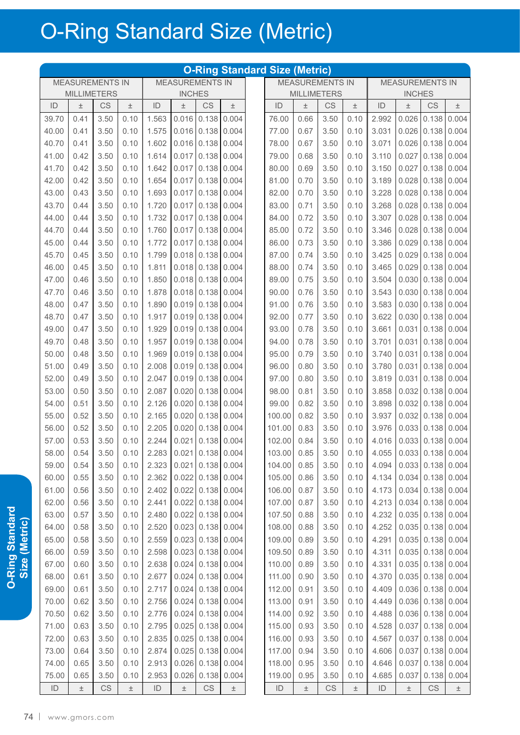# O-Ring Standard Size (Metric)

| MEASUREMENTS IN MILLIMETERS | | | | MEASUREMENTS IN INCHES | | | | MEASUREMENTS IN MILLIMETERS | | | | MEASUREMENTS IN INCHES | | | |
|---|---|---|---|---|---|---|---|---|---|---|---|---|---|---|---|
| ID | ± | CS | ± | ID | ± | CS | ± | ID | ± | CS | ± | ID | ± | CS | ± |
| 39.70 | 0.41 | 3.50 | 0.10 | 1.563 | 0.016 | 0.138 | 0.004 | 76.00 | 0.66 | 3.50 | 0.10 | 2.992 | 0.026 | 0.138 | 0.004 |
| 40.00 | 0.41 | 3.50 | 0.10 | 1.575 | 0.016 | 0.138 | 0.004 | 77.00 | 0.67 | 3.50 | 0.10 | 3.031 | 0.026 | 0.138 | 0.004 |
| 40.70 | 0.41 | 3.50 | 0.10 | 1.602 | 0.016 | 0.138 | 0.004 | 78.00 | 0.67 | 3.50 | 0.10 | 3.071 | 0.026 | 0.138 | 0.004 |
| 41.00 | 0.42 | 3.50 | 0.10 | 1.614 | 0.017 | 0.138 | 0.004 | 79.00 | 0.68 | 3.50 | 0.10 | 3.110 | 0.027 | 0.138 | 0.004 |
| 41.70 | 0.42 | 3.50 | 0.10 | 1.642 | 0.017 | 0.138 | 0.004 | 80.00 | 0.69 | 3.50 | 0.10 | 3.150 | 0.027 | 0.138 | 0.004 |
| 42.00 | 0.42 | 3.50 | 0.10 | 1.654 | 0.017 | 0.138 | 0.004 | 81.00 | 0.70 | 3.50 | 0.10 | 3.189 | 0.028 | 0.138 | 0.004 |
| 43.00 | 0.43 | 3.50 | 0.10 | 1.693 | 0.017 | 0.138 | 0.004 | 82.00 | 0.70 | 3.50 | 0.10 | 3.228 | 0.028 | 0.138 | 0.004 |
| 43.70 | 0.44 | 3.50 | 0.10 | 1.720 | 0.017 | 0.138 | 0.004 | 83.00 | 0.71 | 3.50 | 0.10 | 3.268 | 0.028 | 0.138 | 0.004 |
| 44.00 | 0.44 | 3.50 | 0.10 | 1.732 | 0.017 | 0.138 | 0.004 | 84.00 | 0.72 | 3.50 | 0.10 | 3.307 | 0.028 | 0.138 | 0.004 |
| 44.70 | 0.44 | 3.50 | 0.10 | 1.760 | 0.017 | 0.138 | 0.004 | 85.00 | 0.72 | 3.50 | 0.10 | 3.346 | 0.028 | 0.138 | 0.004 |
| 45.00 | 0.44 | 3.50 | 0.10 | 1.772 | 0.017 | 0.138 | 0.004 | 86.00 | 0.73 | 3.50 | 0.10 | 3.386 | 0.029 | 0.138 | 0.004 |
| 45.70 | 0.45 | 3.50 | 0.10 | 1.799 | 0.018 | 0.138 | 0.004 | 87.00 | 0.74 | 3.50 | 0.10 | 3.425 | 0.029 | 0.138 | 0.004 |
| 46.00 | 0.45 | 3.50 | 0.10 | 1.811 | 0.018 | 0.138 | 0.004 | 88.00 | 0.74 | 3.50 | 0.10 | 3.465 | 0.029 | 0.138 | 0.004 |
| 47.00 | 0.46 | 3.50 | 0.10 | 1.850 | 0.018 | 0.138 | 0.004 | 89.00 | 0.75 | 3.50 | 0.10 | 3.504 | 0.030 | 0.138 | 0.004 |
| 47.70 | 0.46 | 3.50 | 0.10 | 1.878 | 0.018 | 0.138 | 0.004 | 90.00 | 0.76 | 3.50 | 0.10 | 3.543 | 0.030 | 0.138 | 0.004 |
| 48.00 | 0.47 | 3.50 | 0.10 | 1.890 | 0.019 | 0.138 | 0.004 | 91.00 | 0.76 | 3.50 | 0.10 | 3.583 | 0.030 | 0.138 | 0.004 |
| 48.70 | 0.47 | 3.50 | 0.10 | 1.917 | 0.019 | 0.138 | 0.004 | 92.00 | 0.77 | 3.50 | 0.10 | 3.622 | 0.030 | 0.138 | 0.004 |
| 49.00 | 0.47 | 3.50 | 0.10 | 1.929 | 0.019 | 0.138 | 0.004 | 93.00 | 0.78 | 3.50 | 0.10 | 3.661 | 0.031 | 0.138 | 0.004 |
| 49.70 | 0.48 | 3.50 | 0.10 | 1.957 | 0.019 | 0.138 | 0.004 | 94.00 | 0.78 | 3.50 | 0.10 | 3.701 | 0.031 | 0.138 | 0.004 |
| 50.00 | 0.48 | 3.50 | 0.10 | 1.969 | 0.019 | 0.138 | 0.004 | 95.00 | 0.79 | 3.50 | 0.10 | 3.740 | 0.031 | 0.138 | 0.004 |
| 51.00 | 0.49 | 3.50 | 0.10 | 2.008 | 0.019 | 0.138 | 0.004 | 96.00 | 0.80 | 3.50 | 0.10 | 3.780 | 0.031 | 0.138 | 0.004 |
| 52.00 | 0.49 | 3.50 | 0.10 | 2.047 | 0.019 | 0.138 | 0.004 | 97.00 | 0.80 | 3.50 | 0.10 | 3.819 | 0.031 | 0.138 | 0.004 |
| 53.00 | 0.50 | 3.50 | 0.10 | 2.087 | 0.020 | 0.138 | 0.004 | 98.00 | 0.81 | 3.50 | 0.10 | 3.858 | 0.032 | 0.138 | 0.004 |
| 54.00 | 0.51 | 3.50 | 0.10 | 2.126 | 0.020 | 0.138 | 0.004 | 99.00 | 0.82 | 3.50 | 0.10 | 3.898 | 0.032 | 0.138 | 0.004 |
| 55.00 | 0.52 | 3.50 | 0.10 | 2.165 | 0.020 | 0.138 | 0.004 | 100.00 | 0.82 | 3.50 | 0.10 | 3.937 | 0.032 | 0.138 | 0.004 |
| 56.00 | 0.52 | 3.50 | 0.10 | 2.205 | 0.020 | 0.138 | 0.004 | 101.00 | 0.83 | 3.50 | 0.10 | 3.976 | 0.033 | 0.138 | 0.004 |
| 57.00 | 0.53 | 3.50 | 0.10 | 2.244 | 0.021 | 0.138 | 0.004 | 102.00 | 0.84 | 3.50 | 0.10 | 4.016 | 0.033 | 0.138 | 0.004 |
| 58.00 | 0.54 | 3.50 | 0.10 | 2.283 | 0.021 | 0.138 | 0.004 | 103.00 | 0.85 | 3.50 | 0.10 | 4.055 | 0.033 | 0.138 | 0.004 |
| 59.00 | 0.54 | 3.50 | 0.10 | 2.323 | 0.021 | 0.138 | 0.004 | 104.00 | 0.85 | 3.50 | 0.10 | 4.094 | 0.033 | 0.138 | 0.004 |
| 60.00 | 0.55 | 3.50 | 0.10 | 2.362 | 0.022 | 0.138 | 0.004 | 105.00 | 0.86 | 3.50 | 0.10 | 4.134 | 0.034 | 0.138 | 0.004 |
| 61.00 | 0.56 | 3.50 | 0.10 | 2.402 | 0.022 | 0.138 | 0.004 | 106.00 | 0.87 | 3.50 | 0.10 | 4.173 | 0.034 | 0.138 | 0.004 |
| 62.00 | 0.56 | 3.50 | 0.10 | 2.441 | 0.022 | 0.138 | 0.004 | 107.00 | 0.87 | 3.50 | 0.10 | 4.213 | 0.034 | 0.138 | 0.004 |
| 63.00 | 0.57 | 3.50 | 0.10 | 2.480 | 0.022 | 0.138 | 0.004 | 107.50 | 0.88 | 3.50 | 0.10 | 4.232 | 0.035 | 0.138 | 0.004 |
| 64.00 | 0.58 | 3.50 | 0.10 | 2.520 | 0.023 | 0.138 | 0.004 | 108.00 | 0.88 | 3.50 | 0.10 | 4.252 | 0.035 | 0.138 | 0.004 |
| 65.00 | 0.58 | 3.50 | 0.10 | 2.559 | 0.023 | 0.138 | 0.004 | 109.00 | 0.89 | 3.50 | 0.10 | 4.291 | 0.035 | 0.138 | 0.004 |
| 66.00 | 0.59 | 3.50 | 0.10 | 2.598 | 0.023 | 0.138 | 0.004 | 109.50 | 0.89 | 3.50 | 0.10 | 4.311 | 0.035 | 0.138 | 0.004 |
| 67.00 | 0.60 | 3.50 | 0.10 | 2.638 | 0.024 | 0.138 | 0.004 | 110.00 | 0.89 | 3.50 | 0.10 | 4.331 | 0.035 | 0.138 | 0.004 |
| 68.00 | 0.61 | 3.50 | 0.10 | 2.677 | 0.024 | 0.138 | 0.004 | 111.00 | 0.90 | 3.50 | 0.10 | 4.370 | 0.035 | 0.138 | 0.004 |
| 69.00 | 0.61 | 3.50 | 0.10 | 2.717 | 0.024 | 0.138 | 0.004 | 112.00 | 0.91 | 3.50 | 0.10 | 4.409 | 0.036 | 0.138 | 0.004 |
| 70.00 | 0.62 | 3.50 | 0.10 | 2.756 | 0.024 | 0.138 | 0.004 | 113.00 | 0.91 | 3.50 | 0.10 | 4.449 | 0.036 | 0.138 | 0.004 |
| 70.50 | 0.62 | 3.50 | 0.10 | 2.776 | 0.024 | 0.138 | 0.004 | 114.00 | 0.92 | 3.50 | 0.10 | 4.488 | 0.036 | 0.138 | 0.004 |
| 71.00 | 0.63 | 3.50 | 0.10 | 2.795 | 0.025 | 0.138 | 0.004 | 115.00 | 0.93 | 3.50 | 0.10 | 4.528 | 0.037 | 0.138 | 0.004 |
| 72.00 | 0.63 | 3.50 | 0.10 | 2.835 | 0.025 | 0.138 | 0.004 | 116.00 | 0.93 | 3.50 | 0.10 | 4.567 | 0.037 | 0.138 | 0.004 |
| 73.00 | 0.64 | 3.50 | 0.10 | 2.874 | 0.025 | 0.138 | 0.004 | 117.00 | 0.94 | 3.50 | 0.10 | 4.606 | 0.037 | 0.138 | 0.004 |
| 74.00 | 0.65 | 3.50 | 0.10 | 2.913 | 0.026 | 0.138 | 0.004 | 118.00 | 0.95 | 3.50 | 0.10 | 4.646 | 0.037 | 0.138 | 0.004 |
| 75.00 | 0.65 | 3.50 | 0.10 | 2.953 | 0.026 | 0.138 | 0.004 | 119.00 | 0.95 | 3.50 | 0.10 | 4.685 | 0.037 | 0.138 | 0.004 |
| ID | ± | CS | ± | ID | ± | CS | ± | ID | ± | CS | ± | ID | ± | CS | ± |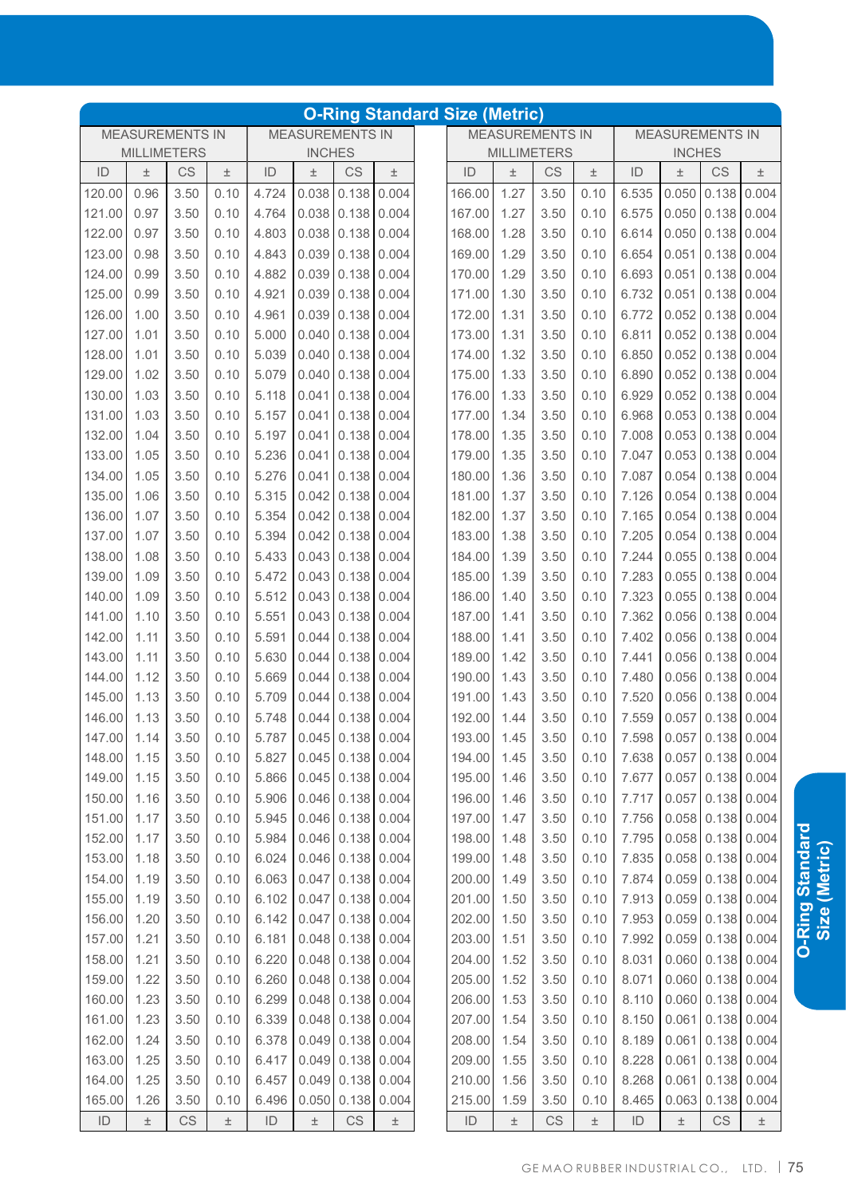## O-Ring Standard Size (Metric)

| MEASUREMENTS IN MILLIMETERS | | | | MEASUREMENTS IN INCHES | | | | MEASUREMENTS IN MILLIMETERS | | | | MEASUREMENTS IN INCHES | | | |
|---|---|---|---|---|---|---|---|---|---|---|---|---|---|---|---|
| ID | ± | CS | ± | ID | ± | CS | ± | ID | ± | CS | ± | ID | ± | CS | ± |
| 120.00 | 0.96 | 3.50 | 0.10 | 4.724 | 0.038 | 0.138 | 0.004 | 166.00 | 1.27 | 3.50 | 0.10 | 6.535 | 0.050 | 0.138 | 0.004 |
| 121.00 | 0.97 | 3.50 | 0.10 | 4.764 | 0.038 | 0.138 | 0.004 | 167.00 | 1.27 | 3.50 | 0.10 | 6.575 | 0.050 | 0.138 | 0.004 |
| 122.00 | 0.97 | 3.50 | 0.10 | 4.803 | 0.038 | 0.138 | 0.004 | 168.00 | 1.28 | 3.50 | 0.10 | 6.614 | 0.050 | 0.138 | 0.004 |
| 123.00 | 0.98 | 3.50 | 0.10 | 4.843 | 0.039 | 0.138 | 0.004 | 169.00 | 1.29 | 3.50 | 0.10 | 6.654 | 0.051 | 0.138 | 0.004 |
| 124.00 | 0.99 | 3.50 | 0.10 | 4.882 | 0.039 | 0.138 | 0.004 | 170.00 | 1.29 | 3.50 | 0.10 | 6.693 | 0.051 | 0.138 | 0.004 |
| 125.00 | 0.99 | 3.50 | 0.10 | 4.921 | 0.039 | 0.138 | 0.004 | 171.00 | 1.30 | 3.50 | 0.10 | 6.732 | 0.051 | 0.138 | 0.004 |
| 126.00 | 1.00 | 3.50 | 0.10 | 4.961 | 0.039 | 0.138 | 0.004 | 172.00 | 1.31 | 3.50 | 0.10 | 6.772 | 0.052 | 0.138 | 0.004 |
| 127.00 | 1.01 | 3.50 | 0.10 | 5.000 | 0.040 | 0.138 | 0.004 | 173.00 | 1.31 | 3.50 | 0.10 | 6.811 | 0.052 | 0.138 | 0.004 |
| 128.00 | 1.01 | 3.50 | 0.10 | 5.039 | 0.040 | 0.138 | 0.004 | 174.00 | 1.32 | 3.50 | 0.10 | 6.850 | 0.052 | 0.138 | 0.004 |
| 129.00 | 1.02 | 3.50 | 0.10 | 5.079 | 0.040 | 0.138 | 0.004 | 175.00 | 1.33 | 3.50 | 0.10 | 6.890 | 0.052 | 0.138 | 0.004 |
| 130.00 | 1.03 | 3.50 | 0.10 | 5.118 | 0.041 | 0.138 | 0.004 | 176.00 | 1.33 | 3.50 | 0.10 | 6.929 | 0.052 | 0.138 | 0.004 |
| 131.00 | 1.03 | 3.50 | 0.10 | 5.157 | 0.041 | 0.138 | 0.004 | 177.00 | 1.34 | 3.50 | 0.10 | 6.968 | 0.053 | 0.138 | 0.004 |
| 132.00 | 1.04 | 3.50 | 0.10 | 5.197 | 0.041 | 0.138 | 0.004 | 178.00 | 1.35 | 3.50 | 0.10 | 7.008 | 0.053 | 0.138 | 0.004 |
| 133.00 | 1.05 | 3.50 | 0.10 | 5.236 | 0.041 | 0.138 | 0.004 | 179.00 | 1.35 | 3.50 | 0.10 | 7.047 | 0.053 | 0.138 | 0.004 |
| 134.00 | 1.05 | 3.50 | 0.10 | 5.276 | 0.041 | 0.138 | 0.004 | 180.00 | 1.36 | 3.50 | 0.10 | 7.087 | 0.054 | 0.138 | 0.004 |
| 135.00 | 1.06 | 3.50 | 0.10 | 5.315 | 0.042 | 0.138 | 0.004 | 181.00 | 1.37 | 3.50 | 0.10 | 7.126 | 0.054 | 0.138 | 0.004 |
| 136.00 | 1.07 | 3.50 | 0.10 | 5.354 | 0.042 | 0.138 | 0.004 | 182.00 | 1.37 | 3.50 | 0.10 | 7.165 | 0.054 | 0.138 | 0.004 |
| 137.00 | 1.07 | 3.50 | 0.10 | 5.394 | 0.042 | 0.138 | 0.004 | 183.00 | 1.38 | 3.50 | 0.10 | 7.205 | 0.054 | 0.138 | 0.004 |
| 138.00 | 1.08 | 3.50 | 0.10 | 5.433 | 0.043 | 0.138 | 0.004 | 184.00 | 1.39 | 3.50 | 0.10 | 7.244 | 0.055 | 0.138 | 0.004 |
| 139.00 | 1.09 | 3.50 | 0.10 | 5.472 | 0.043 | 0.138 | 0.004 | 185.00 | 1.39 | 3.50 | 0.10 | 7.283 | 0.055 | 0.138 | 0.004 |
| 140.00 | 1.09 | 3.50 | 0.10 | 5.512 | 0.043 | 0.138 | 0.004 | 186.00 | 1.40 | 3.50 | 0.10 | 7.323 | 0.055 | 0.138 | 0.004 |
| 141.00 | 1.10 | 3.50 | 0.10 | 5.551 | 0.043 | 0.138 | 0.004 | 187.00 | 1.41 | 3.50 | 0.10 | 7.362 | 0.056 | 0.138 | 0.004 |
| 142.00 | 1.11 | 3.50 | 0.10 | 5.591 | 0.044 | 0.138 | 0.004 | 188.00 | 1.41 | 3.50 | 0.10 | 7.402 | 0.056 | 0.138 | 0.004 |
| 143.00 | 1.11 | 3.50 | 0.10 | 5.630 | 0.044 | 0.138 | 0.004 | 189.00 | 1.42 | 3.50 | 0.10 | 7.441 | 0.056 | 0.138 | 0.004 |
| 144.00 | 1.12 | 3.50 | 0.10 | 5.669 | 0.044 | 0.138 | 0.004 | 190.00 | 1.43 | 3.50 | 0.10 | 7.480 | 0.056 | 0.138 | 0.004 |
| 145.00 | 1.13 | 3.50 | 0.10 | 5.709 | 0.044 | 0.138 | 0.004 | 191.00 | 1.43 | 3.50 | 0.10 | 7.520 | 0.056 | 0.138 | 0.004 |
| 146.00 | 1.13 | 3.50 | 0.10 | 5.748 | 0.044 | 0.138 | 0.004 | 192.00 | 1.44 | 3.50 | 0.10 | 7.559 | 0.057 | 0.138 | 0.004 |
| 147.00 | 1.14 | 3.50 | 0.10 | 5.787 | 0.045 | 0.138 | 0.004 | 193.00 | 1.45 | 3.50 | 0.10 | 7.598 | 0.057 | 0.138 | 0.004 |
| 148.00 | 1.15 | 3.50 | 0.10 | 5.827 | 0.045 | 0.138 | 0.004 | 194.00 | 1.45 | 3.50 | 0.10 | 7.638 | 0.057 | 0.138 | 0.004 |
| 149.00 | 1.15 | 3.50 | 0.10 | 5.866 | 0.045 | 0.138 | 0.004 | 195.00 | 1.46 | 3.50 | 0.10 | 7.677 | 0.057 | 0.138 | 0.004 |
| 150.00 | 1.16 | 3.50 | 0.10 | 5.906 | 0.046 | 0.138 | 0.004 | 196.00 | 1.46 | 3.50 | 0.10 | 7.717 | 0.057 | 0.138 | 0.004 |
| 151.00 | 1.17 | 3.50 | 0.10 | 5.945 | 0.046 | 0.138 | 0.004 | 197.00 | 1.47 | 3.50 | 0.10 | 7.756 | 0.058 | 0.138 | 0.004 |
| 152.00 | 1.17 | 3.50 | 0.10 | 5.984 | 0.046 | 0.138 | 0.004 | 198.00 | 1.48 | 3.50 | 0.10 | 7.795 | 0.058 | 0.138 | 0.004 |
| 153.00 | 1.18 | 3.50 | 0.10 | 6.024 | 0.046 | 0.138 | 0.004 | 199.00 | 1.48 | 3.50 | 0.10 | 7.835 | 0.058 | 0.138 | 0.004 |
| 154.00 | 1.19 | 3.50 | 0.10 | 6.063 | 0.047 | 0.138 | 0.004 | 200.00 | 1.49 | 3.50 | 0.10 | 7.874 | 0.059 | 0.138 | 0.004 |
| 155.00 | 1.19 | 3.50 | 0.10 | 6.102 | 0.047 | 0.138 | 0.004 | 201.00 | 1.50 | 3.50 | 0.10 | 7.913 | 0.059 | 0.138 | 0.004 |
| 156.00 | 1.20 | 3.50 | 0.10 | 6.142 | 0.047 | 0.138 | 0.004 | 202.00 | 1.50 | 3.50 | 0.10 | 7.953 | 0.059 | 0.138 | 0.004 |
| 157.00 | 1.21 | 3.50 | 0.10 | 6.181 | 0.048 | 0.138 | 0.004 | 203.00 | 1.51 | 3.50 | 0.10 | 7.992 | 0.059 | 0.138 | 0.004 |
| 158.00 | 1.21 | 3.50 | 0.10 | 6.220 | 0.048 | 0.138 | 0.004 | 204.00 | 1.52 | 3.50 | 0.10 | 8.031 | 0.060 | 0.138 | 0.004 |
| 159.00 | 1.22 | 3.50 | 0.10 | 6.260 | 0.048 | 0.138 | 0.004 | 205.00 | 1.52 | 3.50 | 0.10 | 8.071 | 0.060 | 0.138 | 0.004 |
| 160.00 | 1.23 | 3.50 | 0.10 | 6.299 | 0.048 | 0.138 | 0.004 | 206.00 | 1.53 | 3.50 | 0.10 | 8.110 | 0.060 | 0.138 | 0.004 |
| 161.00 | 1.23 | 3.50 | 0.10 | 6.339 | 0.048 | 0.138 | 0.004 | 207.00 | 1.54 | 3.50 | 0.10 | 8.150 | 0.061 | 0.138 | 0.004 |
| 162.00 | 1.24 | 3.50 | 0.10 | 6.378 | 0.049 | 0.138 | 0.004 | 208.00 | 1.54 | 3.50 | 0.10 | 8.189 | 0.061 | 0.138 | 0.004 |
| 163.00 | 1.25 | 3.50 | 0.10 | 6.417 | 0.049 | 0.138 | 0.004 | 209.00 | 1.55 | 3.50 | 0.10 | 8.228 | 0.061 | 0.138 | 0.004 |
| 164.00 | 1.25 | 3.50 | 0.10 | 6.457 | 0.049 | 0.138 | 0.004 | 210.00 | 1.56 | 3.50 | 0.10 | 8.268 | 0.061 | 0.138 | 0.004 |
| 165.00 | 1.26 | 3.50 | 0.10 | 6.496 | 0.050 | 0.138 | 0.004 | 215.00 | 1.59 | 3.50 | 0.10 | 8.465 | 0.063 | 0.138 | 0.004 |
| ID | ± | CS | ± | ID | ± | CS | ± | ID | ± | CS | ± | ID | ± | CS | ± |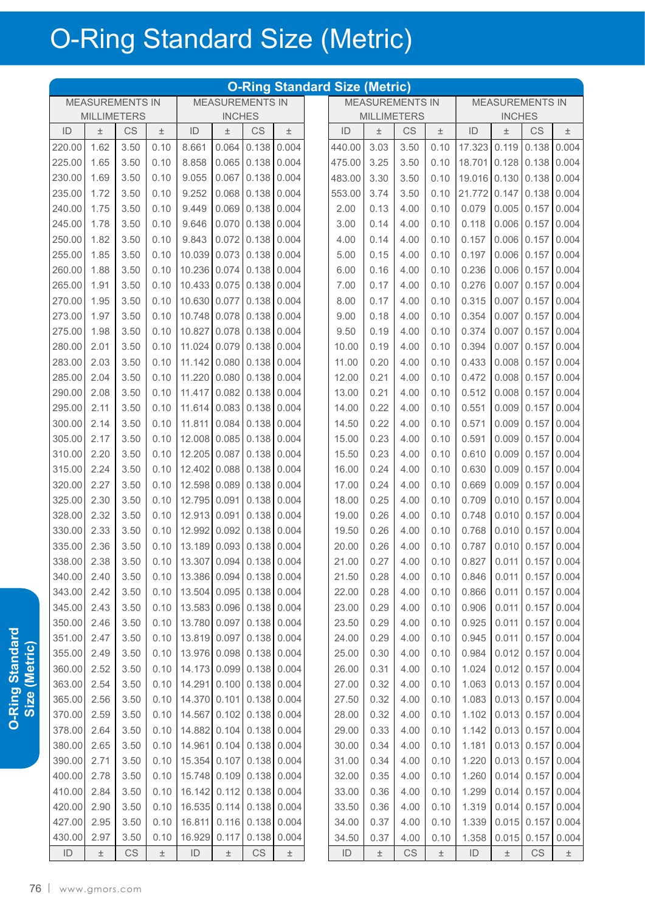# O-Ring Standard Size (Metric)

## O-Ring Standard Size (Metric)

| MEASUREMENTS IN MILLIMETERS | | | | MEASUREMENTS IN INCHES | | | |
|---|---|---|---|---|---|---|---|
| ID | ± | CS | ± | ID | ± | CS | ± |
| 220.00 | 1.62 | 3.50 | 0.10 | 8.661 | 0.064 | 0.138 | 0.004 |
| 225.00 | 1.65 | 3.50 | 0.10 | 8.858 | 0.065 | 0.138 | 0.004 |
| 230.00 | 1.69 | 3.50 | 0.10 | 9.055 | 0.067 | 0.138 | 0.004 |
| 235.00 | 1.72 | 3.50 | 0.10 | 9.252 | 0.068 | 0.138 | 0.004 |
| 240.00 | 1.75 | 3.50 | 0.10 | 9.449 | 0.069 | 0.138 | 0.004 |
| 245.00 | 1.78 | 3.50 | 0.10 | 9.646 | 0.070 | 0.138 | 0.004 |
| 250.00 | 1.82 | 3.50 | 0.10 | 9.843 | 0.072 | 0.138 | 0.004 |
| 255.00 | 1.85 | 3.50 | 0.10 | 10.039 | 0.073 | 0.138 | 0.004 |
| 260.00 | 1.88 | 3.50 | 0.10 | 10.236 | 0.074 | 0.138 | 0.004 |
| 265.00 | 1.91 | 3.50 | 0.10 | 10.433 | 0.075 | 0.138 | 0.004 |
| 270.00 | 1.95 | 3.50 | 0.10 | 10.630 | 0.077 | 0.138 | 0.004 |
| 273.00 | 1.97 | 3.50 | 0.10 | 10.748 | 0.078 | 0.138 | 0.004 |
| 275.00 | 1.98 | 3.50 | 0.10 | 10.827 | 0.078 | 0.138 | 0.004 |
| 280.00 | 2.01 | 3.50 | 0.10 | 11.024 | 0.079 | 0.138 | 0.004 |
| 283.00 | 2.03 | 3.50 | 0.10 | 11.142 | 0.080 | 0.138 | 0.004 |
| 285.00 | 2.04 | 3.50 | 0.10 | 11.220 | 0.080 | 0.138 | 0.004 |
| 290.00 | 2.08 | 3.50 | 0.10 | 11.417 | 0.082 | 0.138 | 0.004 |
| 295.00 | 2.11 | 3.50 | 0.10 | 11.614 | 0.083 | 0.138 | 0.004 |
| 300.00 | 2.14 | 3.50 | 0.10 | 11.811 | 0.084 | 0.138 | 0.004 |
| 305.00 | 2.17 | 3.50 | 0.10 | 12.008 | 0.085 | 0.138 | 0.004 |
| 310.00 | 2.20 | 3.50 | 0.10 | 12.205 | 0.087 | 0.138 | 0.004 |
| 315.00 | 2.24 | 3.50 | 0.10 | 12.402 | 0.088 | 0.138 | 0.004 |
| 320.00 | 2.27 | 3.50 | 0.10 | 12.598 | 0.089 | 0.138 | 0.004 |
| 325.00 | 2.30 | 3.50 | 0.10 | 12.795 | 0.091 | 0.138 | 0.004 |
| 328.00 | 2.32 | 3.50 | 0.10 | 12.913 | 0.091 | 0.138 | 0.004 |
| 330.00 | 2.33 | 3.50 | 0.10 | 12.992 | 0.092 | 0.138 | 0.004 |
| 335.00 | 2.36 | 3.50 | 0.10 | 13.189 | 0.093 | 0.138 | 0.004 |
| 338.00 | 2.38 | 3.50 | 0.10 | 13.307 | 0.094 | 0.138 | 0.004 |
| 340.00 | 2.40 | 3.50 | 0.10 | 13.386 | 0.094 | 0.138 | 0.004 |
| 343.00 | 2.42 | 3.50 | 0.10 | 13.504 | 0.095 | 0.138 | 0.004 |
| 345.00 | 2.43 | 3.50 | 0.10 | 13.583 | 0.096 | 0.138 | 0.004 |
| 350.00 | 2.46 | 3.50 | 0.10 | 13.780 | 0.097 | 0.138 | 0.004 |
| 351.00 | 2.47 | 3.50 | 0.10 | 13.819 | 0.097 | 0.138 | 0.004 |
| 355.00 | 2.49 | 3.50 | 0.10 | 13.976 | 0.098 | 0.138 | 0.004 |
| 360.00 | 2.52 | 3.50 | 0.10 | 14.173 | 0.099 | 0.138 | 0.004 |
| 363.00 | 2.54 | 3.50 | 0.10 | 14.291 | 0.100 | 0.138 | 0.004 |
| 365.00 | 2.56 | 3.50 | 0.10 | 14.370 | 0.101 | 0.138 | 0.004 |
| 370.00 | 2.59 | 3.50 | 0.10 | 14.567 | 0.102 | 0.138 | 0.004 |
| 378.00 | 2.64 | 3.50 | 0.10 | 14.882 | 0.104 | 0.138 | 0.004 |
| 380.00 | 2.65 | 3.50 | 0.10 | 14.961 | 0.104 | 0.138 | 0.004 |
| 390.00 | 2.71 | 3.50 | 0.10 | 15.354 | 0.107 | 0.138 | 0.004 |
| 400.00 | 2.78 | 3.50 | 0.10 | 15.748 | 0.109 | 0.138 | 0.004 |
| 410.00 | 2.84 | 3.50 | 0.10 | 16.142 | 0.112 | 0.138 | 0.004 |
| 420.00 | 2.90 | 3.50 | 0.10 | 16.535 | 0.114 | 0.138 | 0.004 |
| 427.00 | 2.95 | 3.50 | 0.10 | 16.811 | 0.116 | 0.138 | 0.004 |
| 430.00 | 2.97 | 3.50 | 0.10 | 16.929 | 0.117 | 0.138 | 0.004 |
| 440.00 | 3.03 | 3.50 | 0.10 | 17.323 | 0.119 | 0.138 | 0.004 |
| 475.00 | 3.25 | 3.50 | 0.10 | 18.701 | 0.128 | 0.138 | 0.004 |
| 483.00 | 3.30 | 3.50 | 0.10 | 19.016 | 0.130 | 0.138 | 0.004 |
| 553.00 | 3.74 | 3.50 | 0.10 | 21.772 | 0.147 | 0.138 | 0.004 |
| 2.00 | 0.13 | 4.00 | 0.10 | 0.079 | 0.005 | 0.157 | 0.004 |
| 3.00 | 0.14 | 4.00 | 0.10 | 0.118 | 0.006 | 0.157 | 0.004 |
| 4.00 | 0.14 | 4.00 | 0.10 | 0.157 | 0.006 | 0.157 | 0.004 |
| 5.00 | 0.15 | 4.00 | 0.10 | 0.197 | 0.006 | 0.157 | 0.004 |
| 6.00 | 0.16 | 4.00 | 0.10 | 0.236 | 0.006 | 0.157 | 0.004 |
| 7.00 | 0.17 | 4.00 | 0.10 | 0.276 | 0.007 | 0.157 | 0.004 |
| 8.00 | 0.17 | 4.00 | 0.10 | 0.315 | 0.007 | 0.157 | 0.004 |
| 9.00 | 0.18 | 4.00 | 0.10 | 0.354 | 0.007 | 0.157 | 0.004 |
| 9.50 | 0.19 | 4.00 | 0.10 | 0.374 | 0.007 | 0.157 | 0.004 |
| 10.00 | 0.19 | 4.00 | 0.10 | 0.394 | 0.007 | 0.157 | 0.004 |
| 11.00 | 0.20 | 4.00 | 0.10 | 0.433 | 0.008 | 0.157 | 0.004 |
| 12.00 | 0.21 | 4.00 | 0.10 | 0.472 | 0.008 | 0.157 | 0.004 |
| 13.00 | 0.21 | 4.00 | 0.10 | 0.512 | 0.008 | 0.157 | 0.004 |
| 14.00 | 0.22 | 4.00 | 0.10 | 0.551 | 0.009 | 0.157 | 0.004 |
| 14.50 | 0.22 | 4.00 | 0.10 | 0.571 | 0.009 | 0.157 | 0.004 |
| 15.00 | 0.23 | 4.00 | 0.10 | 0.591 | 0.009 | 0.157 | 0.004 |
| 15.50 | 0.23 | 4.00 | 0.10 | 0.610 | 0.009 | 0.157 | 0.004 |
| 16.00 | 0.24 | 4.00 | 0.10 | 0.630 | 0.009 | 0.157 | 0.004 |
| 17.00 | 0.24 | 4.00 | 0.10 | 0.669 | 0.009 | 0.157 | 0.004 |
| 18.00 | 0.25 | 4.00 | 0.10 | 0.709 | 0.010 | 0.157 | 0.004 |
| 19.00 | 0.26 | 4.00 | 0.10 | 0.748 | 0.010 | 0.157 | 0.004 |
| 19.50 | 0.26 | 4.00 | 0.10 | 0.768 | 0.010 | 0.157 | 0.004 |
| 20.00 | 0.26 | 4.00 | 0.10 | 0.787 | 0.010 | 0.157 | 0.004 |
| 21.00 | 0.27 | 4.00 | 0.10 | 0.827 | 0.011 | 0.157 | 0.004 |
| 21.50 | 0.28 | 4.00 | 0.10 | 0.846 | 0.011 | 0.157 | 0.004 |
| 22.00 | 0.28 | 4.00 | 0.10 | 0.866 | 0.011 | 0.157 | 0.004 |
| 23.00 | 0.29 | 4.00 | 0.10 | 0.906 | 0.011 | 0.157 | 0.004 |
| 23.50 | 0.29 | 4.00 | 0.10 | 0.925 | 0.011 | 0.157 | 0.004 |
| 24.00 | 0.29 | 4.00 | 0.10 | 0.945 | 0.011 | 0.157 | 0.004 |
| 25.00 | 0.30 | 4.00 | 0.10 | 0.984 | 0.012 | 0.157 | 0.004 |
| 26.00 | 0.31 | 4.00 | 0.10 | 1.024 | 0.012 | 0.157 | 0.004 |
| 27.00 | 0.32 | 4.00 | 0.10 | 1.063 | 0.013 | 0.157 | 0.004 |
| 27.50 | 0.32 | 4.00 | 0.10 | 1.083 | 0.013 | 0.157 | 0.004 |
| 28.00 | 0.32 | 4.00 | 0.10 | 1.102 | 0.013 | 0.157 | 0.004 |
| 29.00 | 0.33 | 4.00 | 0.10 | 1.142 | 0.013 | 0.157 | 0.004 |
| 30.00 | 0.34 | 4.00 | 0.10 | 1.181 | 0.013 | 0.157 | 0.004 |
| 31.00 | 0.34 | 4.00 | 0.10 | 1.220 | 0.013 | 0.157 | 0.004 |
| 32.00 | 0.35 | 4.00 | 0.10 | 1.260 | 0.014 | 0.157 | 0.004 |
| 33.00 | 0.36 | 4.00 | 0.10 | 1.299 | 0.014 | 0.157 | 0.004 |
| 33.50 | 0.36 | 4.00 | 0.10 | 1.319 | 0.014 | 0.157 | 0.004 |
| 34.00 | 0.37 | 4.00 | 0.10 | 1.339 | 0.015 | 0.157 | 0.004 |
| 34.50 | 0.37 | 4.00 | 0.10 | 1.358 | 0.015 | 0.157 | 0.004 |
| ID | ± | CS | ± | ID | ± | CS | ± |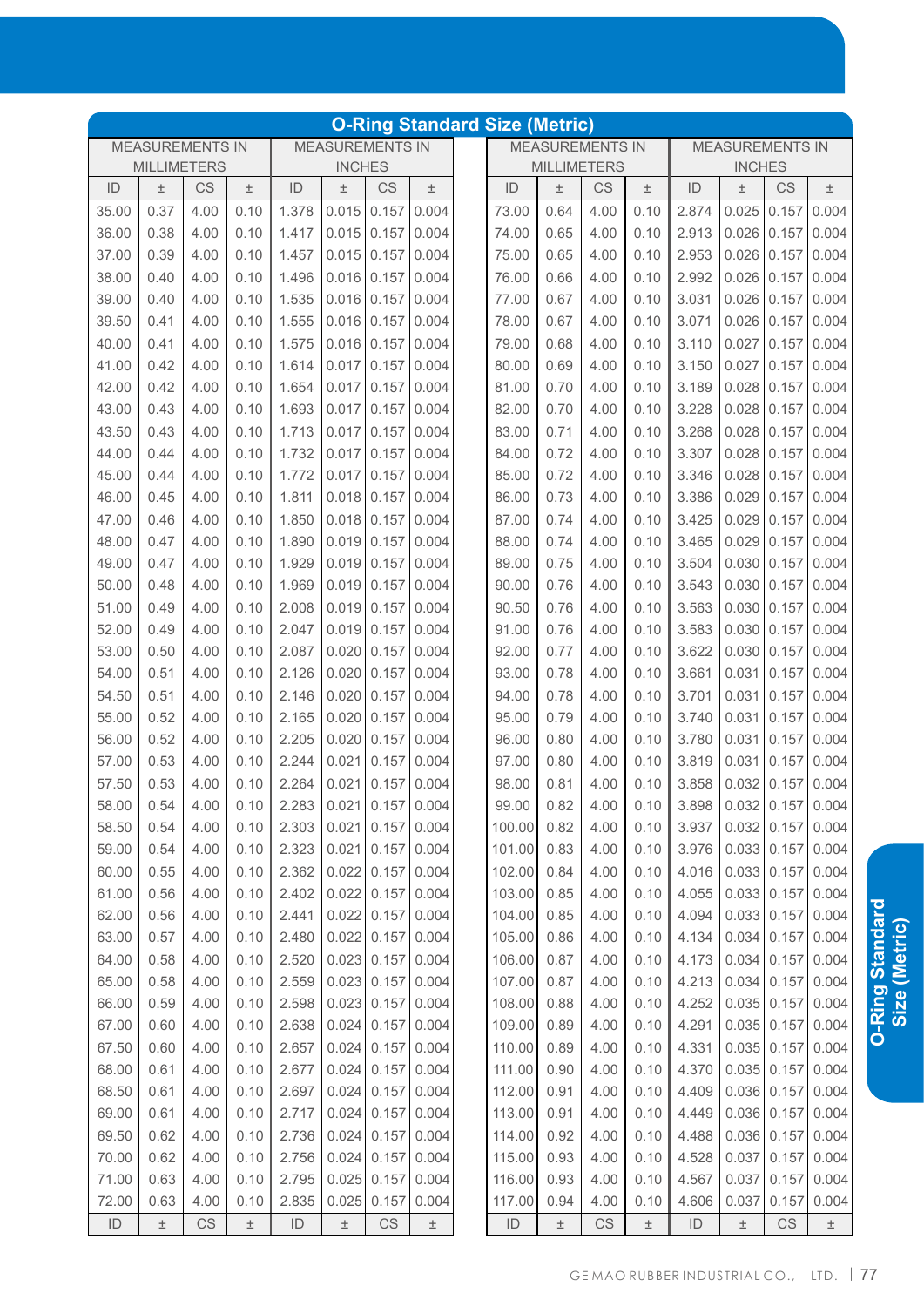## O-Ring Standard Size (Metric)

| MEASUREMENTS IN MILLIMETERS | | | | MEASUREMENTS IN INCHES | | | |
|---|---|---|---|---|---|---|---|
| ID | ± | CS | ± | ID | ± | CS | ± |
| 35.00 | 0.37 | 4.00 | 0.10 | 1.378 | 0.015 | 0.157 | 0.004 |
| 36.00 | 0.38 | 4.00 | 0.10 | 1.417 | 0.015 | 0.157 | 0.004 |
| 37.00 | 0.39 | 4.00 | 0.10 | 1.457 | 0.015 | 0.157 | 0.004 |
| 38.00 | 0.40 | 4.00 | 0.10 | 1.496 | 0.016 | 0.157 | 0.004 |
| 39.00 | 0.40 | 4.00 | 0.10 | 1.535 | 0.016 | 0.157 | 0.004 |
| 39.50 | 0.41 | 4.00 | 0.10 | 1.555 | 0.016 | 0.157 | 0.004 |
| 40.00 | 0.41 | 4.00 | 0.10 | 1.575 | 0.016 | 0.157 | 0.004 |
| 41.00 | 0.42 | 4.00 | 0.10 | 1.614 | 0.017 | 0.157 | 0.004 |
| 42.00 | 0.42 | 4.00 | 0.10 | 1.654 | 0.017 | 0.157 | 0.004 |
| 43.00 | 0.43 | 4.00 | 0.10 | 1.693 | 0.017 | 0.157 | 0.004 |
| 43.50 | 0.43 | 4.00 | 0.10 | 1.713 | 0.017 | 0.157 | 0.004 |
| 44.00 | 0.44 | 4.00 | 0.10 | 1.732 | 0.017 | 0.157 | 0.004 |
| 45.00 | 0.44 | 4.00 | 0.10 | 1.772 | 0.017 | 0.157 | 0.004 |
| 46.00 | 0.45 | 4.00 | 0.10 | 1.811 | 0.018 | 0.157 | 0.004 |
| 47.00 | 0.46 | 4.00 | 0.10 | 1.850 | 0.018 | 0.157 | 0.004 |
| 48.00 | 0.47 | 4.00 | 0.10 | 1.890 | 0.019 | 0.157 | 0.004 |
| 49.00 | 0.47 | 4.00 | 0.10 | 1.929 | 0.019 | 0.157 | 0.004 |
| 50.00 | 0.48 | 4.00 | 0.10 | 1.969 | 0.019 | 0.157 | 0.004 |
| 51.00 | 0.49 | 4.00 | 0.10 | 2.008 | 0.019 | 0.157 | 0.004 |
| 52.00 | 0.49 | 4.00 | 0.10 | 2.047 | 0.019 | 0.157 | 0.004 |
| 53.00 | 0.50 | 4.00 | 0.10 | 2.087 | 0.020 | 0.157 | 0.004 |
| 54.00 | 0.51 | 4.00 | 0.10 | 2.126 | 0.020 | 0.157 | 0.004 |
| 54.50 | 0.51 | 4.00 | 0.10 | 2.146 | 0.020 | 0.157 | 0.004 |
| 55.00 | 0.52 | 4.00 | 0.10 | 2.165 | 0.020 | 0.157 | 0.004 |
| 56.00 | 0.52 | 4.00 | 0.10 | 2.205 | 0.020 | 0.157 | 0.004 |
| 57.00 | 0.53 | 4.00 | 0.10 | 2.244 | 0.021 | 0.157 | 0.004 |
| 57.50 | 0.53 | 4.00 | 0.10 | 2.264 | 0.021 | 0.157 | 0.004 |
| 58.00 | 0.54 | 4.00 | 0.10 | 2.283 | 0.021 | 0.157 | 0.004 |
| 58.50 | 0.54 | 4.00 | 0.10 | 2.303 | 0.021 | 0.157 | 0.004 |
| 59.00 | 0.54 | 4.00 | 0.10 | 2.323 | 0.021 | 0.157 | 0.004 |
| 60.00 | 0.55 | 4.00 | 0.10 | 2.362 | 0.022 | 0.157 | 0.004 |
| 61.00 | 0.56 | 4.00 | 0.10 | 2.402 | 0.022 | 0.157 | 0.004 |
| 62.00 | 0.56 | 4.00 | 0.10 | 2.441 | 0.022 | 0.157 | 0.004 |
| 63.00 | 0.57 | 4.00 | 0.10 | 2.480 | 0.022 | 0.157 | 0.004 |
| 64.00 | 0.58 | 4.00 | 0.10 | 2.520 | 0.023 | 0.157 | 0.004 |
| 65.00 | 0.58 | 4.00 | 0.10 | 2.559 | 0.023 | 0.157 | 0.004 |
| 66.00 | 0.59 | 4.00 | 0.10 | 2.598 | 0.023 | 0.157 | 0.004 |
| 67.00 | 0.60 | 4.00 | 0.10 | 2.638 | 0.024 | 0.157 | 0.004 |
| 67.50 | 0.60 | 4.00 | 0.10 | 2.657 | 0.024 | 0.157 | 0.004 |
| 68.00 | 0.61 | 4.00 | 0.10 | 2.677 | 0.024 | 0.157 | 0.004 |
| 68.50 | 0.61 | 4.00 | 0.10 | 2.697 | 0.024 | 0.157 | 0.004 |
| 69.00 | 0.61 | 4.00 | 0.10 | 2.717 | 0.024 | 0.157 | 0.004 |
| 69.50 | 0.62 | 4.00 | 0.10 | 2.736 | 0.024 | 0.157 | 0.004 |
| 70.00 | 0.62 | 4.00 | 0.10 | 2.756 | 0.024 | 0.157 | 0.004 |
| 71.00 | 0.63 | 4.00 | 0.10 | 2.795 | 0.025 | 0.157 | 0.004 |
| 72.00 | 0.63 | 4.00 | 0.10 | 2.835 | 0.025 | 0.157 | 0.004 |
| 73.00 | 0.64 | 4.00 | 0.10 | 2.874 | 0.025 | 0.157 | 0.004 |
| 74.00 | 0.65 | 4.00 | 0.10 | 2.913 | 0.026 | 0.157 | 0.004 |
| 75.00 | 0.65 | 4.00 | 0.10 | 2.953 | 0.026 | 0.157 | 0.004 |
| 76.00 | 0.66 | 4.00 | 0.10 | 2.992 | 0.026 | 0.157 | 0.004 |
| 77.00 | 0.67 | 4.00 | 0.10 | 3.031 | 0.026 | 0.157 | 0.004 |
| 78.00 | 0.67 | 4.00 | 0.10 | 3.071 | 0.026 | 0.157 | 0.004 |
| 79.00 | 0.68 | 4.00 | 0.10 | 3.110 | 0.027 | 0.157 | 0.004 |
| 80.00 | 0.69 | 4.00 | 0.10 | 3.150 | 0.027 | 0.157 | 0.004 |
| 81.00 | 0.70 | 4.00 | 0.10 | 3.189 | 0.028 | 0.157 | 0.004 |
| 82.00 | 0.70 | 4.00 | 0.10 | 3.228 | 0.028 | 0.157 | 0.004 |
| 83.00 | 0.71 | 4.00 | 0.10 | 3.268 | 0.028 | 0.157 | 0.004 |
| 84.00 | 0.72 | 4.00 | 0.10 | 3.307 | 0.028 | 0.157 | 0.004 |
| 85.00 | 0.72 | 4.00 | 0.10 | 3.346 | 0.028 | 0.157 | 0.004 |
| 86.00 | 0.73 | 4.00 | 0.10 | 3.386 | 0.029 | 0.157 | 0.004 |
| 87.00 | 0.74 | 4.00 | 0.10 | 3.425 | 0.029 | 0.157 | 0.004 |
| 88.00 | 0.74 | 4.00 | 0.10 | 3.465 | 0.029 | 0.157 | 0.004 |
| 89.00 | 0.75 | 4.00 | 0.10 | 3.504 | 0.030 | 0.157 | 0.004 |
| 90.00 | 0.76 | 4.00 | 0.10 | 3.543 | 0.030 | 0.157 | 0.004 |
| 90.50 | 0.76 | 4.00 | 0.10 | 3.563 | 0.030 | 0.157 | 0.004 |
| 91.00 | 0.76 | 4.00 | 0.10 | 3.583 | 0.030 | 0.157 | 0.004 |
| 92.00 | 0.77 | 4.00 | 0.10 | 3.622 | 0.030 | 0.157 | 0.004 |
| 93.00 | 0.78 | 4.00 | 0.10 | 3.661 | 0.031 | 0.157 | 0.004 |
| 94.00 | 0.78 | 4.00 | 0.10 | 3.701 | 0.031 | 0.157 | 0.004 |
| 95.00 | 0.79 | 4.00 | 0.10 | 3.740 | 0.031 | 0.157 | 0.004 |
| 96.00 | 0.80 | 4.00 | 0.10 | 3.780 | 0.031 | 0.157 | 0.004 |
| 97.00 | 0.80 | 4.00 | 0.10 | 3.819 | 0.031 | 0.157 | 0.004 |
| 98.00 | 0.81 | 4.00 | 0.10 | 3.858 | 0.032 | 0.157 | 0.004 |
| 99.00 | 0.82 | 4.00 | 0.10 | 3.898 | 0.032 | 0.157 | 0.004 |
| 100.00 | 0.82 | 4.00 | 0.10 | 3.937 | 0.032 | 0.157 | 0.004 |
| 101.00 | 0.83 | 4.00 | 0.10 | 3.976 | 0.033 | 0.157 | 0.004 |
| 102.00 | 0.84 | 4.00 | 0.10 | 4.016 | 0.033 | 0.157 | 0.004 |
| 103.00 | 0.85 | 4.00 | 0.10 | 4.055 | 0.033 | 0.157 | 0.004 |
| 104.00 | 0.85 | 4.00 | 0.10 | 4.094 | 0.033 | 0.157 | 0.004 |
| 105.00 | 0.86 | 4.00 | 0.10 | 4.134 | 0.034 | 0.157 | 0.004 |
| 106.00 | 0.87 | 4.00 | 0.10 | 4.173 | 0.034 | 0.157 | 0.004 |
| 107.00 | 0.87 | 4.00 | 0.10 | 4.213 | 0.034 | 0.157 | 0.004 |
| 108.00 | 0.88 | 4.00 | 0.10 | 4.252 | 0.035 | 0.157 | 0.004 |
| 109.00 | 0.89 | 4.00 | 0.10 | 4.291 | 0.035 | 0.157 | 0.004 |
| 110.00 | 0.89 | 4.00 | 0.10 | 4.331 | 0.035 | 0.157 | 0.004 |
| 111.00 | 0.90 | 4.00 | 0.10 | 4.370 | 0.035 | 0.157 | 0.004 |
| 112.00 | 0.91 | 4.00 | 0.10 | 4.409 | 0.036 | 0.157 | 0.004 |
| 113.00 | 0.91 | 4.00 | 0.10 | 4.449 | 0.036 | 0.157 | 0.004 |
| 114.00 | 0.92 | 4.00 | 0.10 | 4.488 | 0.036 | 0.157 | 0.004 |
| 115.00 | 0.93 | 4.00 | 0.10 | 4.528 | 0.037 | 0.157 | 0.004 |
| 116.00 | 0.93 | 4.00 | 0.10 | 4.567 | 0.037 | 0.157 | 0.004 |
| 117.00 | 0.94 | 4.00 | 0.10 | 4.606 | 0.037 | 0.157 | 0.004 |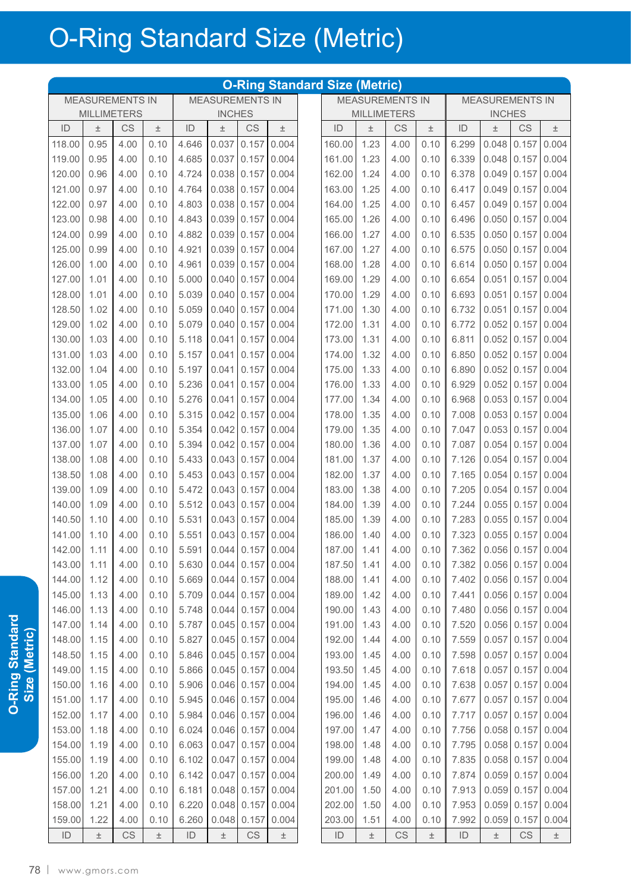# O-Ring Standard Size (Metric)

| O-Ring Standard Size (Metric) | | | | | | | | | | | | | | | |
|---|---|---|---|---|---|---|---|---|---|---|---|---|---|---|---|
| MEASUREMENTS IN MILLIMETERS | | | | MEASUREMENTS IN INCHES | | | | MEASUREMENTS IN MILLIMETERS | | | | MEASUREMENTS IN INCHES | | | |
| ID | ± | CS | ± | ID | ± | CS | ± | ID | ± | CS | ± | ID | ± | CS | ± |
| 118.00 | 0.95 | 4.00 | 0.10 | 4.646 | 0.037 | 0.157 | 0.004 | 160.00 | 1.23 | 4.00 | 0.10 | 6.299 | 0.048 | 0.157 | 0.004 |
| 119.00 | 0.95 | 4.00 | 0.10 | 4.685 | 0.037 | 0.157 | 0.004 | 161.00 | 1.23 | 4.00 | 0.10 | 6.339 | 0.048 | 0.157 | 0.004 |
| 120.00 | 0.96 | 4.00 | 0.10 | 4.724 | 0.038 | 0.157 | 0.004 | 162.00 | 1.24 | 4.00 | 0.10 | 6.378 | 0.049 | 0.157 | 0.004 |
| 121.00 | 0.97 | 4.00 | 0.10 | 4.764 | 0.038 | 0.157 | 0.004 | 163.00 | 1.25 | 4.00 | 0.10 | 6.417 | 0.049 | 0.157 | 0.004 |
| 122.00 | 0.97 | 4.00 | 0.10 | 4.803 | 0.038 | 0.157 | 0.004 | 164.00 | 1.25 | 4.00 | 0.10 | 6.457 | 0.049 | 0.157 | 0.004 |
| 123.00 | 0.98 | 4.00 | 0.10 | 4.843 | 0.039 | 0.157 | 0.004 | 165.00 | 1.26 | 4.00 | 0.10 | 6.496 | 0.050 | 0.157 | 0.004 |
| 124.00 | 0.99 | 4.00 | 0.10 | 4.882 | 0.039 | 0.157 | 0.004 | 166.00 | 1.27 | 4.00 | 0.10 | 6.535 | 0.050 | 0.157 | 0.004 |
| 125.00 | 0.99 | 4.00 | 0.10 | 4.921 | 0.039 | 0.157 | 0.004 | 167.00 | 1.27 | 4.00 | 0.10 | 6.575 | 0.050 | 0.157 | 0.004 |
| 126.00 | 1.00 | 4.00 | 0.10 | 4.961 | 0.039 | 0.157 | 0.004 | 168.00 | 1.28 | 4.00 | 0.10 | 6.614 | 0.050 | 0.157 | 0.004 |
| 127.00 | 1.01 | 4.00 | 0.10 | 5.000 | 0.040 | 0.157 | 0.004 | 169.00 | 1.29 | 4.00 | 0.10 | 6.654 | 0.051 | 0.157 | 0.004 |
| 128.00 | 1.01 | 4.00 | 0.10 | 5.039 | 0.040 | 0.157 | 0.004 | 170.00 | 1.29 | 4.00 | 0.10 | 6.693 | 0.051 | 0.157 | 0.004 |
| 128.50 | 1.02 | 4.00 | 0.10 | 5.059 | 0.040 | 0.157 | 0.004 | 171.00 | 1.30 | 4.00 | 0.10 | 6.732 | 0.051 | 0.157 | 0.004 |
| 129.00 | 1.02 | 4.00 | 0.10 | 5.079 | 0.040 | 0.157 | 0.004 | 172.00 | 1.31 | 4.00 | 0.10 | 6.772 | 0.052 | 0.157 | 0.004 |
| 130.00 | 1.03 | 4.00 | 0.10 | 5.118 | 0.041 | 0.157 | 0.004 | 173.00 | 1.31 | 4.00 | 0.10 | 6.811 | 0.052 | 0.157 | 0.004 |
| 131.00 | 1.03 | 4.00 | 0.10 | 5.157 | 0.041 | 0.157 | 0.004 | 174.00 | 1.32 | 4.00 | 0.10 | 6.850 | 0.052 | 0.157 | 0.004 |
| 132.00 | 1.04 | 4.00 | 0.10 | 5.197 | 0.041 | 0.157 | 0.004 | 175.00 | 1.33 | 4.00 | 0.10 | 6.890 | 0.052 | 0.157 | 0.004 |
| 133.00 | 1.05 | 4.00 | 0.10 | 5.236 | 0.041 | 0.157 | 0.004 | 176.00 | 1.33 | 4.00 | 0.10 | 6.929 | 0.052 | 0.157 | 0.004 |
| 134.00 | 1.05 | 4.00 | 0.10 | 5.276 | 0.041 | 0.157 | 0.004 | 177.00 | 1.34 | 4.00 | 0.10 | 6.968 | 0.053 | 0.157 | 0.004 |
| 135.00 | 1.06 | 4.00 | 0.10 | 5.315 | 0.042 | 0.157 | 0.004 | 178.00 | 1.35 | 4.00 | 0.10 | 7.008 | 0.053 | 0.157 | 0.004 |
| 136.00 | 1.07 | 4.00 | 0.10 | 5.354 | 0.042 | 0.157 | 0.004 | 179.00 | 1.35 | 4.00 | 0.10 | 7.047 | 0.053 | 0.157 | 0.004 |
| 137.00 | 1.07 | 4.00 | 0.10 | 5.394 | 0.042 | 0.157 | 0.004 | 180.00 | 1.36 | 4.00 | 0.10 | 7.087 | 0.054 | 0.157 | 0.004 |
| 138.00 | 1.08 | 4.00 | 0.10 | 5.433 | 0.043 | 0.157 | 0.004 | 181.00 | 1.37 | 4.00 | 0.10 | 7.126 | 0.054 | 0.157 | 0.004 |
| 138.50 | 1.08 | 4.00 | 0.10 | 5.453 | 0.043 | 0.157 | 0.004 | 182.00 | 1.37 | 4.00 | 0.10 | 7.165 | 0.054 | 0.157 | 0.004 |
| 139.00 | 1.09 | 4.00 | 0.10 | 5.472 | 0.043 | 0.157 | 0.004 | 183.00 | 1.38 | 4.00 | 0.10 | 7.205 | 0.054 | 0.157 | 0.004 |
| 140.00 | 1.09 | 4.00 | 0.10 | 5.512 | 0.043 | 0.157 | 0.004 | 184.00 | 1.39 | 4.00 | 0.10 | 7.244 | 0.055 | 0.157 | 0.004 |
| 140.50 | 1.10 | 4.00 | 0.10 | 5.531 | 0.043 | 0.157 | 0.004 | 185.00 | 1.39 | 4.00 | 0.10 | 7.283 | 0.055 | 0.157 | 0.004 |
| 141.00 | 1.10 | 4.00 | 0.10 | 5.551 | 0.043 | 0.157 | 0.004 | 186.00 | 1.40 | 4.00 | 0.10 | 7.323 | 0.055 | 0.157 | 0.004 |
| 142.00 | 1.11 | 4.00 | 0.10 | 5.591 | 0.044 | 0.157 | 0.004 | 187.00 | 1.41 | 4.00 | 0.10 | 7.362 | 0.056 | 0.157 | 0.004 |
| 143.00 | 1.11 | 4.00 | 0.10 | 5.630 | 0.044 | 0.157 | 0.004 | 187.50 | 1.41 | 4.00 | 0.10 | 7.382 | 0.056 | 0.157 | 0.004 |
| 144.00 | 1.12 | 4.00 | 0.10 | 5.669 | 0.044 | 0.157 | 0.004 | 188.00 | 1.41 | 4.00 | 0.10 | 7.402 | 0.056 | 0.157 | 0.004 |
| 145.00 | 1.13 | 4.00 | 0.10 | 5.709 | 0.044 | 0.157 | 0.004 | 189.00 | 1.42 | 4.00 | 0.10 | 7.441 | 0.056 | 0.157 | 0.004 |
| 146.00 | 1.13 | 4.00 | 0.10 | 5.748 | 0.044 | 0.157 | 0.004 | 190.00 | 1.43 | 4.00 | 0.10 | 7.480 | 0.056 | 0.157 | 0.004 |
| 147.00 | 1.14 | 4.00 | 0.10 | 5.787 | 0.045 | 0.157 | 0.004 | 191.00 | 1.43 | 4.00 | 0.10 | 7.520 | 0.056 | 0.157 | 0.004 |
| 148.00 | 1.15 | 4.00 | 0.10 | 5.827 | 0.045 | 0.157 | 0.004 | 192.00 | 1.44 | 4.00 | 0.10 | 7.559 | 0.057 | 0.157 | 0.004 |
| 148.50 | 1.15 | 4.00 | 0.10 | 5.846 | 0.045 | 0.157 | 0.004 | 193.00 | 1.45 | 4.00 | 0.10 | 7.598 | 0.057 | 0.157 | 0.004 |
| 149.00 | 1.15 | 4.00 | 0.10 | 5.866 | 0.045 | 0.157 | 0.004 | 193.50 | 1.45 | 4.00 | 0.10 | 7.618 | 0.057 | 0.157 | 0.004 |
| 150.00 | 1.16 | 4.00 | 0.10 | 5.906 | 0.046 | 0.157 | 0.004 | 194.00 | 1.45 | 4.00 | 0.10 | 7.638 | 0.057 | 0.157 | 0.004 |
| 151.00 | 1.17 | 4.00 | 0.10 | 5.945 | 0.046 | 0.157 | 0.004 | 195.00 | 1.46 | 4.00 | 0.10 | 7.677 | 0.057 | 0.157 | 0.004 |
| 152.00 | 1.17 | 4.00 | 0.10 | 5.984 | 0.046 | 0.157 | 0.004 | 196.00 | 1.46 | 4.00 | 0.10 | 7.717 | 0.057 | 0.157 | 0.004 |
| 153.00 | 1.18 | 4.00 | 0.10 | 6.024 | 0.046 | 0.157 | 0.004 | 197.00 | 1.47 | 4.00 | 0.10 | 7.756 | 0.058 | 0.157 | 0.004 |
| 154.00 | 1.19 | 4.00 | 0.10 | 6.063 | 0.047 | 0.157 | 0.004 | 198.00 | 1.48 | 4.00 | 0.10 | 7.795 | 0.058 | 0.157 | 0.004 |
| 155.00 | 1.19 | 4.00 | 0.10 | 6.102 | 0.047 | 0.157 | 0.004 | 199.00 | 1.48 | 4.00 | 0.10 | 7.835 | 0.058 | 0.157 | 0.004 |
| 156.00 | 1.20 | 4.00 | 0.10 | 6.142 | 0.047 | 0.157 | 0.004 | 200.00 | 1.49 | 4.00 | 0.10 | 7.874 | 0.059 | 0.157 | 0.004 |
| 157.00 | 1.21 | 4.00 | 0.10 | 6.181 | 0.048 | 0.157 | 0.004 | 201.00 | 1.50 | 4.00 | 0.10 | 7.913 | 0.059 | 0.157 | 0.004 |
| 158.00 | 1.21 | 4.00 | 0.10 | 6.220 | 0.048 | 0.157 | 0.004 | 202.00 | 1.50 | 4.00 | 0.10 | 7.953 | 0.059 | 0.157 | 0.004 |
| 159.00 | 1.22 | 4.00 | 0.10 | 6.260 | 0.048 | 0.157 | 0.004 | 203.00 | 1.51 | 4.00 | 0.10 | 7.992 | 0.059 | 0.157 | 0.004 |
| ID | ± | CS | ± | ID | ± | CS | ± | ID | ± | CS | ± | ID | ± | CS | ± |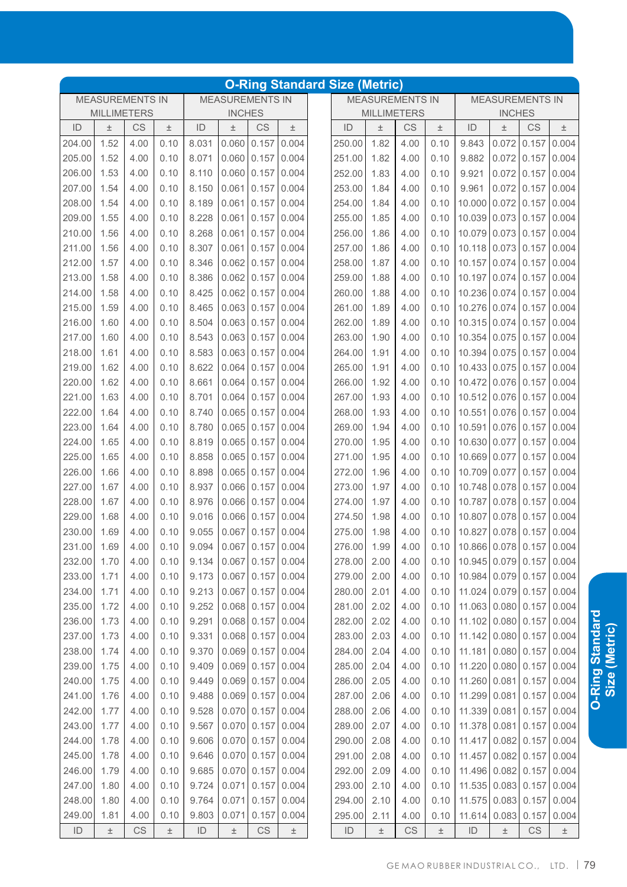## O-Ring Standard Size (Metric)

| MEASUREMENTS IN MILLIMETERS | | | | MEASUREMENTS IN INCHES | | | | MEASUREMENTS IN MILLIMETERS | | | | MEASUREMENTS IN INCHES | | | |
|---|---|---|---|---|---|---|---|---|---|---|---|---|---|---|---|
| ID | ± | CS | ± | ID | ± | CS | ± | ID | ± | CS | ± | ID | ± | CS | ± |
| 204.00 | 1.52 | 4.00 | 0.10 | 8.031 | 0.060 | 0.157 | 0.004 | 250.00 | 1.82 | 4.00 | 0.10 | 9.843 | 0.072 | 0.157 | 0.004 |
| 205.00 | 1.52 | 4.00 | 0.10 | 8.071 | 0.060 | 0.157 | 0.004 | 251.00 | 1.82 | 4.00 | 0.10 | 9.882 | 0.072 | 0.157 | 0.004 |
| 206.00 | 1.53 | 4.00 | 0.10 | 8.110 | 0.060 | 0.157 | 0.004 | 252.00 | 1.83 | 4.00 | 0.10 | 9.921 | 0.072 | 0.157 | 0.004 |
| 207.00 | 1.54 | 4.00 | 0.10 | 8.150 | 0.061 | 0.157 | 0.004 | 253.00 | 1.84 | 4.00 | 0.10 | 9.961 | 0.072 | 0.157 | 0.004 |
| 208.00 | 1.54 | 4.00 | 0.10 | 8.189 | 0.061 | 0.157 | 0.004 | 254.00 | 1.84 | 4.00 | 0.10 | 10.000 | 0.072 | 0.157 | 0.004 |
| 209.00 | 1.55 | 4.00 | 0.10 | 8.228 | 0.061 | 0.157 | 0.004 | 255.00 | 1.85 | 4.00 | 0.10 | 10.039 | 0.073 | 0.157 | 0.004 |
| 210.00 | 1.56 | 4.00 | 0.10 | 8.268 | 0.061 | 0.157 | 0.004 | 256.00 | 1.86 | 4.00 | 0.10 | 10.079 | 0.073 | 0.157 | 0.004 |
| 211.00 | 1.56 | 4.00 | 0.10 | 8.307 | 0.061 | 0.157 | 0.004 | 257.00 | 1.86 | 4.00 | 0.10 | 10.118 | 0.073 | 0.157 | 0.004 |
| 212.00 | 1.57 | 4.00 | 0.10 | 8.346 | 0.062 | 0.157 | 0.004 | 258.00 | 1.87 | 4.00 | 0.10 | 10.157 | 0.074 | 0.157 | 0.004 |
| 213.00 | 1.58 | 4.00 | 0.10 | 8.386 | 0.062 | 0.157 | 0.004 | 259.00 | 1.88 | 4.00 | 0.10 | 10.197 | 0.074 | 0.157 | 0.004 |
| 214.00 | 1.58 | 4.00 | 0.10 | 8.425 | 0.062 | 0.157 | 0.004 | 260.00 | 1.88 | 4.00 | 0.10 | 10.236 | 0.074 | 0.157 | 0.004 |
| 215.00 | 1.59 | 4.00 | 0.10 | 8.465 | 0.063 | 0.157 | 0.004 | 261.00 | 1.89 | 4.00 | 0.10 | 10.276 | 0.074 | 0.157 | 0.004 |
| 216.00 | 1.60 | 4.00 | 0.10 | 8.504 | 0.063 | 0.157 | 0.004 | 262.00 | 1.89 | 4.00 | 0.10 | 10.315 | 0.074 | 0.157 | 0.004 |
| 217.00 | 1.60 | 4.00 | 0.10 | 8.543 | 0.063 | 0.157 | 0.004 | 263.00 | 1.90 | 4.00 | 0.10 | 10.354 | 0.075 | 0.157 | 0.004 |
| 218.00 | 1.61 | 4.00 | 0.10 | 8.583 | 0.063 | 0.157 | 0.004 | 264.00 | 1.91 | 4.00 | 0.10 | 10.394 | 0.075 | 0.157 | 0.004 |
| 219.00 | 1.62 | 4.00 | 0.10 | 8.622 | 0.064 | 0.157 | 0.004 | 265.00 | 1.91 | 4.00 | 0.10 | 10.433 | 0.075 | 0.157 | 0.004 |
| 220.00 | 1.62 | 4.00 | 0.10 | 8.661 | 0.064 | 0.157 | 0.004 | 266.00 | 1.92 | 4.00 | 0.10 | 10.472 | 0.076 | 0.157 | 0.004 |
| 221.00 | 1.63 | 4.00 | 0.10 | 8.701 | 0.064 | 0.157 | 0.004 | 267.00 | 1.93 | 4.00 | 0.10 | 10.512 | 0.076 | 0.157 | 0.004 |
| 222.00 | 1.64 | 4.00 | 0.10 | 8.740 | 0.065 | 0.157 | 0.004 | 268.00 | 1.93 | 4.00 | 0.10 | 10.551 | 0.076 | 0.157 | 0.004 |
| 223.00 | 1.64 | 4.00 | 0.10 | 8.780 | 0.065 | 0.157 | 0.004 | 269.00 | 1.94 | 4.00 | 0.10 | 10.591 | 0.076 | 0.157 | 0.004 |
| 224.00 | 1.65 | 4.00 | 0.10 | 8.819 | 0.065 | 0.157 | 0.004 | 270.00 | 1.95 | 4.00 | 0.10 | 10.630 | 0.077 | 0.157 | 0.004 |
| 225.00 | 1.65 | 4.00 | 0.10 | 8.858 | 0.065 | 0.157 | 0.004 | 271.00 | 1.95 | 4.00 | 0.10 | 10.669 | 0.077 | 0.157 | 0.004 |
| 226.00 | 1.66 | 4.00 | 0.10 | 8.898 | 0.065 | 0.157 | 0.004 | 272.00 | 1.96 | 4.00 | 0.10 | 10.709 | 0.077 | 0.157 | 0.004 |
| 227.00 | 1.67 | 4.00 | 0.10 | 8.937 | 0.066 | 0.157 | 0.004 | 273.00 | 1.97 | 4.00 | 0.10 | 10.748 | 0.078 | 0.157 | 0.004 |
| 228.00 | 1.67 | 4.00 | 0.10 | 8.976 | 0.066 | 0.157 | 0.004 | 274.00 | 1.97 | 4.00 | 0.10 | 10.787 | 0.078 | 0.157 | 0.004 |
| 229.00 | 1.68 | 4.00 | 0.10 | 9.016 | 0.066 | 0.157 | 0.004 | 274.50 | 1.98 | 4.00 | 0.10 | 10.807 | 0.078 | 0.157 | 0.004 |
| 230.00 | 1.69 | 4.00 | 0.10 | 9.055 | 0.067 | 0.157 | 0.004 | 275.00 | 1.98 | 4.00 | 0.10 | 10.827 | 0.078 | 0.157 | 0.004 |
| 231.00 | 1.69 | 4.00 | 0.10 | 9.094 | 0.067 | 0.157 | 0.004 | 276.00 | 1.99 | 4.00 | 0.10 | 10.866 | 0.078 | 0.157 | 0.004 |
| 232.00 | 1.70 | 4.00 | 0.10 | 9.134 | 0.067 | 0.157 | 0.004 | 278.00 | 2.00 | 4.00 | 0.10 | 10.945 | 0.079 | 0.157 | 0.004 |
| 233.00 | 1.71 | 4.00 | 0.10 | 9.173 | 0.067 | 0.157 | 0.004 | 279.00 | 2.00 | 4.00 | 0.10 | 10.984 | 0.079 | 0.157 | 0.004 |
| 234.00 | 1.71 | 4.00 | 0.10 | 9.213 | 0.067 | 0.157 | 0.004 | 280.00 | 2.01 | 4.00 | 0.10 | 11.024 | 0.079 | 0.157 | 0.004 |
| 235.00 | 1.72 | 4.00 | 0.10 | 9.252 | 0.068 | 0.157 | 0.004 | 281.00 | 2.02 | 4.00 | 0.10 | 11.063 | 0.080 | 0.157 | 0.004 |
| 236.00 | 1.73 | 4.00 | 0.10 | 9.291 | 0.068 | 0.157 | 0.004 | 282.00 | 2.02 | 4.00 | 0.10 | 11.102 | 0.080 | 0.157 | 0.004 |
| 237.00 | 1.73 | 4.00 | 0.10 | 9.331 | 0.068 | 0.157 | 0.004 | 283.00 | 2.03 | 4.00 | 0.10 | 11.142 | 0.080 | 0.157 | 0.004 |
| 238.00 | 1.74 | 4.00 | 0.10 | 9.370 | 0.069 | 0.157 | 0.004 | 284.00 | 2.04 | 4.00 | 0.10 | 11.181 | 0.080 | 0.157 | 0.004 |
| 239.00 | 1.75 | 4.00 | 0.10 | 9.409 | 0.069 | 0.157 | 0.004 | 285.00 | 2.04 | 4.00 | 0.10 | 11.220 | 0.080 | 0.157 | 0.004 |
| 240.00 | 1.75 | 4.00 | 0.10 | 9.449 | 0.069 | 0.157 | 0.004 | 286.00 | 2.05 | 4.00 | 0.10 | 11.260 | 0.081 | 0.157 | 0.004 |
| 241.00 | 1.76 | 4.00 | 0.10 | 9.488 | 0.069 | 0.157 | 0.004 | 287.00 | 2.06 | 4.00 | 0.10 | 11.299 | 0.081 | 0.157 | 0.004 |
| 242.00 | 1.77 | 4.00 | 0.10 | 9.528 | 0.070 | 0.157 | 0.004 | 288.00 | 2.06 | 4.00 | 0.10 | 11.339 | 0.081 | 0.157 | 0.004 |
| 243.00 | 1.77 | 4.00 | 0.10 | 9.567 | 0.070 | 0.157 | 0.004 | 289.00 | 2.07 | 4.00 | 0.10 | 11.378 | 0.081 | 0.157 | 0.004 |
| 244.00 | 1.78 | 4.00 | 0.10 | 9.606 | 0.070 | 0.157 | 0.004 | 290.00 | 2.08 | 4.00 | 0.10 | 11.417 | 0.082 | 0.157 | 0.004 |
| 245.00 | 1.78 | 4.00 | 0.10 | 9.646 | 0.070 | 0.157 | 0.004 | 291.00 | 2.08 | 4.00 | 0.10 | 11.457 | 0.082 | 0.157 | 0.004 |
| 246.00 | 1.79 | 4.00 | 0.10 | 9.685 | 0.070 | 0.157 | 0.004 | 292.00 | 2.09 | 4.00 | 0.10 | 11.496 | 0.082 | 0.157 | 0.004 |
| 247.00 | 1.80 | 4.00 | 0.10 | 9.724 | 0.071 | 0.157 | 0.004 | 293.00 | 2.10 | 4.00 | 0.10 | 11.535 | 0.083 | 0.157 | 0.004 |
| 248.00 | 1.80 | 4.00 | 0.10 | 9.764 | 0.071 | 0.157 | 0.004 | 294.00 | 2.10 | 4.00 | 0.10 | 11.575 | 0.083 | 0.157 | 0.004 |
| 249.00 | 1.81 | 4.00 | 0.10 | 9.803 | 0.071 | 0.157 | 0.004 | 295.00 | 2.11 | 4.00 | 0.10 | 11.614 | 0.083 | 0.157 | 0.004 |
| ID | ± | CS | ± | ID | ± | CS | ± | ID | ± | CS | ± | ID | ± | CS | ± |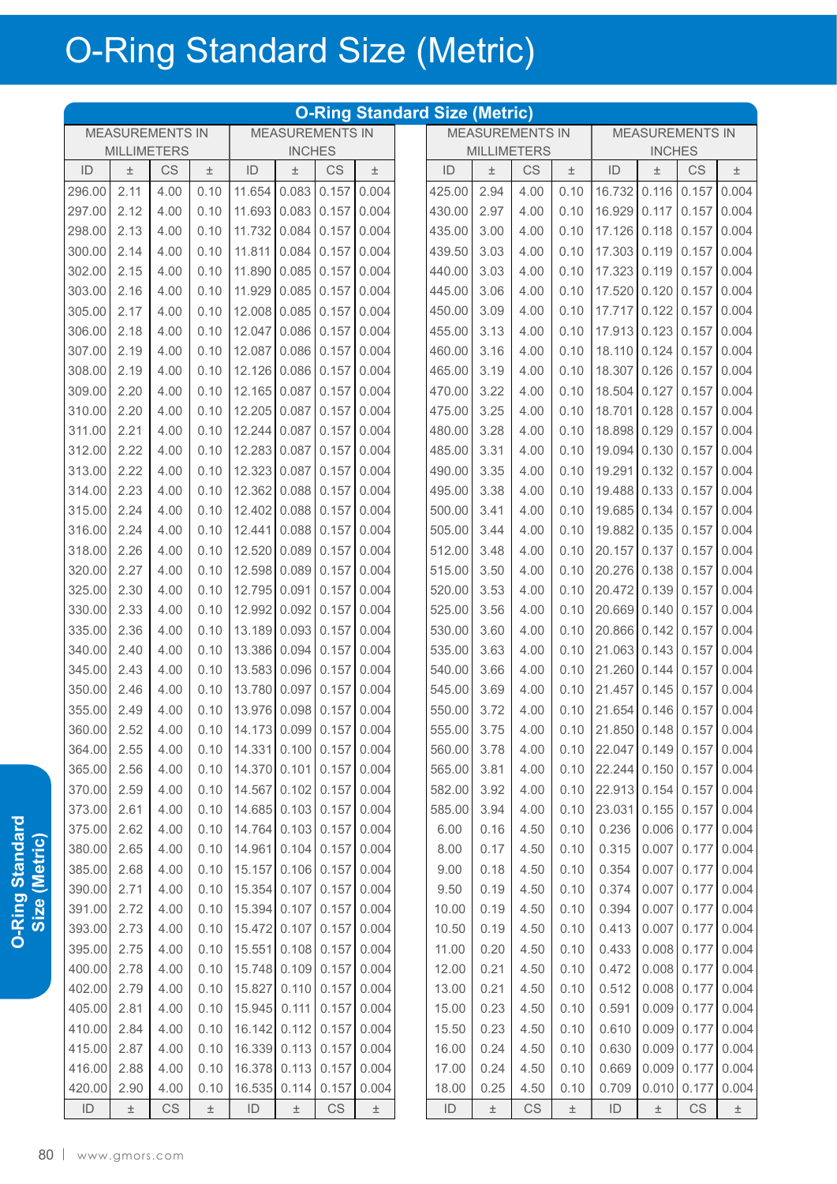# O-Ring Standard Size (Metric)

| O-Ring Standard Size (Metric) | | | | | | | | | | | | | | | |
|---|---|---|---|---|---|---|---|---|---|---|---|---|---|---|---|
| MEASUREMENTS IN MILLIMETERS | | | | MEASUREMENTS IN INCHES | | | | MEASUREMENTS IN MILLIMETERS | | | | MEASUREMENTS IN INCHES | | | |
| ID | ± | CS | ± | ID | ± | CS | ± | ID | ± | CS | ± | ID | ± | CS | ± |
| 296.00 | 2.11 | 4.00 | 0.10 | 11.654 | 0.083 | 0.157 | 0.004 | 425.00 | 2.94 | 4.00 | 0.10 | 16.732 | 0.116 | 0.157 | 0.004 |
| 297.00 | 2.12 | 4.00 | 0.10 | 11.693 | 0.083 | 0.157 | 0.004 | 430.00 | 2.97 | 4.00 | 0.10 | 16.929 | 0.117 | 0.157 | 0.004 |
| 298.00 | 2.13 | 4.00 | 0.10 | 11.732 | 0.084 | 0.157 | 0.004 | 435.00 | 3.00 | 4.00 | 0.10 | 17.126 | 0.118 | 0.157 | 0.004 |
| 300.00 | 2.14 | 4.00 | 0.10 | 11.811 | 0.084 | 0.157 | 0.004 | 439.50 | 3.03 | 4.00 | 0.10 | 17.303 | 0.119 | 0.157 | 0.004 |
| 302.00 | 2.15 | 4.00 | 0.10 | 11.890 | 0.085 | 0.157 | 0.004 | 440.00 | 3.03 | 4.00 | 0.10 | 17.323 | 0.119 | 0.157 | 0.004 |
| 303.00 | 2.16 | 4.00 | 0.10 | 11.929 | 0.085 | 0.157 | 0.004 | 445.00 | 3.06 | 4.00 | 0.10 | 17.520 | 0.120 | 0.157 | 0.004 |
| 305.00 | 2.17 | 4.00 | 0.10 | 12.008 | 0.085 | 0.157 | 0.004 | 450.00 | 3.09 | 4.00 | 0.10 | 17.717 | 0.122 | 0.157 | 0.004 |
| 306.00 | 2.18 | 4.00 | 0.10 | 12.047 | 0.086 | 0.157 | 0.004 | 455.00 | 3.13 | 4.00 | 0.10 | 17.913 | 0.123 | 0.157 | 0.004 |
| 307.00 | 2.19 | 4.00 | 0.10 | 12.087 | 0.086 | 0.157 | 0.004 | 460.00 | 3.16 | 4.00 | 0.10 | 18.110 | 0.124 | 0.157 | 0.004 |
| 308.00 | 2.19 | 4.00 | 0.10 | 12.126 | 0.086 | 0.157 | 0.004 | 465.00 | 3.19 | 4.00 | 0.10 | 18.307 | 0.126 | 0.157 | 0.004 |
| 309.00 | 2.20 | 4.00 | 0.10 | 12.165 | 0.087 | 0.157 | 0.004 | 470.00 | 3.22 | 4.00 | 0.10 | 18.504 | 0.127 | 0.157 | 0.004 |
| 310.00 | 2.20 | 4.00 | 0.10 | 12.205 | 0.087 | 0.157 | 0.004 | 475.00 | 3.25 | 4.00 | 0.10 | 18.701 | 0.128 | 0.157 | 0.004 |
| 311.00 | 2.21 | 4.00 | 0.10 | 12.244 | 0.087 | 0.157 | 0.004 | 480.00 | 3.28 | 4.00 | 0.10 | 18.898 | 0.129 | 0.157 | 0.004 |
| 312.00 | 2.22 | 4.00 | 0.10 | 12.283 | 0.087 | 0.157 | 0.004 | 485.00 | 3.31 | 4.00 | 0.10 | 19.094 | 0.130 | 0.157 | 0.004 |
| 313.00 | 2.22 | 4.00 | 0.10 | 12.323 | 0.087 | 0.157 | 0.004 | 490.00 | 3.35 | 4.00 | 0.10 | 19.291 | 0.132 | 0.157 | 0.004 |
| 314.00 | 2.23 | 4.00 | 0.10 | 12.362 | 0.088 | 0.157 | 0.004 | 495.00 | 3.38 | 4.00 | 0.10 | 19.488 | 0.133 | 0.157 | 0.004 |
| 315.00 | 2.24 | 4.00 | 0.10 | 12.402 | 0.088 | 0.157 | 0.004 | 500.00 | 3.41 | 4.00 | 0.10 | 19.685 | 0.134 | 0.157 | 0.004 |
| 316.00 | 2.24 | 4.00 | 0.10 | 12.441 | 0.088 | 0.157 | 0.004 | 505.00 | 3.44 | 4.00 | 0.10 | 19.882 | 0.135 | 0.157 | 0.004 |
| 318.00 | 2.26 | 4.00 | 0.10 | 12.520 | 0.089 | 0.157 | 0.004 | 512.00 | 3.48 | 4.00 | 0.10 | 20.157 | 0.137 | 0.157 | 0.004 |
| 320.00 | 2.27 | 4.00 | 0.10 | 12.598 | 0.089 | 0.157 | 0.004 | 515.00 | 3.50 | 4.00 | 0.10 | 20.276 | 0.138 | 0.157 | 0.004 |
| 325.00 | 2.30 | 4.00 | 0.10 | 12.795 | 0.091 | 0.157 | 0.004 | 520.00 | 3.53 | 4.00 | 0.10 | 20.472 | 0.139 | 0.157 | 0.004 |
| 330.00 | 2.33 | 4.00 | 0.10 | 12.992 | 0.092 | 0.157 | 0.004 | 525.00 | 3.56 | 4.00 | 0.10 | 20.669 | 0.140 | 0.157 | 0.004 |
| 335.00 | 2.36 | 4.00 | 0.10 | 13.189 | 0.093 | 0.157 | 0.004 | 530.00 | 3.60 | 4.00 | 0.10 | 20.866 | 0.142 | 0.157 | 0.004 |
| 340.00 | 2.40 | 4.00 | 0.10 | 13.386 | 0.094 | 0.157 | 0.004 | 535.00 | 3.63 | 4.00 | 0.10 | 21.063 | 0.143 | 0.157 | 0.004 |
| 345.00 | 2.43 | 4.00 | 0.10 | 13.583 | 0.096 | 0.157 | 0.004 | 540.00 | 3.66 | 4.00 | 0.10 | 21.260 | 0.144 | 0.157 | 0.004 |
| 350.00 | 2.46 | 4.00 | 0.10 | 13.780 | 0.097 | 0.157 | 0.004 | 545.00 | 3.69 | 4.00 | 0.10 | 21.457 | 0.145 | 0.157 | 0.004 |
| 355.00 | 2.49 | 4.00 | 0.10 | 13.976 | 0.098 | 0.157 | 0.004 | 550.00 | 3.72 | 4.00 | 0.10 | 21.654 | 0.146 | 0.157 | 0.004 |
| 360.00 | 2.52 | 4.00 | 0.10 | 14.173 | 0.099 | 0.157 | 0.004 | 555.00 | 3.75 | 4.00 | 0.10 | 21.850 | 0.148 | 0.157 | 0.004 |
| 364.00 | 2.55 | 4.00 | 0.10 | 14.331 | 0.100 | 0.157 | 0.004 | 560.00 | 3.78 | 4.00 | 0.10 | 22.047 | 0.149 | 0.157 | 0.004 |
| 365.00 | 2.56 | 4.00 | 0.10 | 14.370 | 0.101 | 0.157 | 0.004 | 565.00 | 3.81 | 4.00 | 0.10 | 22.244 | 0.150 | 0.157 | 0.004 |
| 370.00 | 2.59 | 4.00 | 0.10 | 14.567 | 0.102 | 0.157 | 0.004 | 582.00 | 3.92 | 4.00 | 0.10 | 22.913 | 0.154 | 0.157 | 0.004 |
| 373.00 | 2.61 | 4.00 | 0.10 | 14.685 | 0.103 | 0.157 | 0.004 | 585.00 | 3.94 | 4.00 | 0.10 | 23.031 | 0.155 | 0.157 | 0.004 |
| 375.00 | 2.62 | 4.00 | 0.10 | 14.764 | 0.103 | 0.157 | 0.004 | 6.00 | 0.16 | 4.50 | 0.10 | 0.236 | 0.006 | 0.177 | 0.004 |
| 380.00 | 2.65 | 4.00 | 0.10 | 14.961 | 0.104 | 0.157 | 0.004 | 8.00 | 0.17 | 4.50 | 0.10 | 0.315 | 0.007 | 0.177 | 0.004 |
| 385.00 | 2.68 | 4.00 | 0.10 | 15.157 | 0.106 | 0.157 | 0.004 | 9.00 | 0.18 | 4.50 | 0.10 | 0.354 | 0.007 | 0.177 | 0.004 |
| 390.00 | 2.71 | 4.00 | 0.10 | 15.354 | 0.107 | 0.157 | 0.004 | 9.50 | 0.19 | 4.50 | 0.10 | 0.374 | 0.007 | 0.177 | 0.004 |
| 391.00 | 2.72 | 4.00 | 0.10 | 15.394 | 0.107 | 0.157 | 0.004 | 10.00 | 0.19 | 4.50 | 0.10 | 0.394 | 0.007 | 0.177 | 0.004 |
| 393.00 | 2.73 | 4.00 | 0.10 | 15.472 | 0.107 | 0.157 | 0.004 | 10.50 | 0.19 | 4.50 | 0.10 | 0.413 | 0.007 | 0.177 | 0.004 |
| 395.00 | 2.75 | 4.00 | 0.10 | 15.551 | 0.108 | 0.157 | 0.004 | 11.00 | 0.20 | 4.50 | 0.10 | 0.433 | 0.008 | 0.177 | 0.004 |
| 400.00 | 2.78 | 4.00 | 0.10 | 15.748 | 0.109 | 0.157 | 0.004 | 12.00 | 0.21 | 4.50 | 0.10 | 0.472 | 0.008 | 0.177 | 0.004 |
| 402.00 | 2.79 | 4.00 | 0.10 | 15.827 | 0.110 | 0.157 | 0.004 | 13.00 | 0.21 | 4.50 | 0.10 | 0.512 | 0.008 | 0.177 | 0.004 |
| 405.00 | 2.81 | 4.00 | 0.10 | 15.945 | 0.111 | 0.157 | 0.004 | 15.00 | 0.23 | 4.50 | 0.10 | 0.591 | 0.009 | 0.177 | 0.004 |
| 410.00 | 2.84 | 4.00 | 0.10 | 16.142 | 0.112 | 0.157 | 0.004 | 15.50 | 0.23 | 4.50 | 0.10 | 0.610 | 0.009 | 0.177 | 0.004 |
| 415.00 | 2.87 | 4.00 | 0.10 | 16.339 | 0.113 | 0.157 | 0.004 | 16.00 | 0.24 | 4.50 | 0.10 | 0.630 | 0.009 | 0.177 | 0.004 |
| 416.00 | 2.88 | 4.00 | 0.10 | 16.378 | 0.113 | 0.157 | 0.004 | 17.00 | 0.24 | 4.50 | 0.10 | 0.669 | 0.009 | 0.177 | 0.004 |
| 420.00 | 2.90 | 4.00 | 0.10 | 16.535 | 0.114 | 0.157 | 0.004 | 18.00 | 0.25 | 4.50 | 0.10 | 0.709 | 0.010 | 0.177 | 0.004 |
| ID | ± | CS | ± | ID | ± | CS | ± | ID | ± | CS | ± | ID | ± | CS | ± |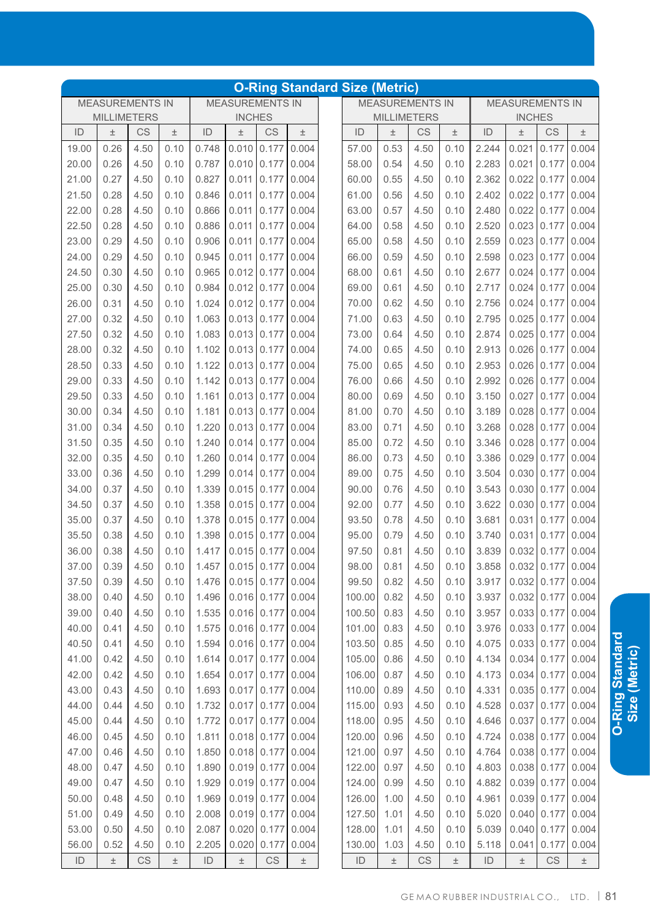# O-Ring Standard Size (Metric)

| MEASUREMENTS IN MILLIMETERS | | | | MEASUREMENTS IN INCHES | | | | MEASUREMENTS IN MILLIMETERS | | | | MEASUREMENTS IN INCHES | | | |
|---|---|---|---|---|---|---|---|---|---|---|---|---|---|---|---|
| ID | ± | CS | ± | ID | ± | CS | ± | ID | ± | CS | ± | ID | ± | CS | ± |
| 19.00 | 0.26 | 4.50 | 0.10 | 0.748 | 0.010 | 0.177 | 0.004 | 57.00 | 0.53 | 4.50 | 0.10 | 2.244 | 0.021 | 0.177 | 0.004 |
| 20.00 | 0.26 | 4.50 | 0.10 | 0.787 | 0.010 | 0.177 | 0.004 | 58.00 | 0.54 | 4.50 | 0.10 | 2.283 | 0.021 | 0.177 | 0.004 |
| 21.00 | 0.27 | 4.50 | 0.10 | 0.827 | 0.011 | 0.177 | 0.004 | 60.00 | 0.55 | 4.50 | 0.10 | 2.362 | 0.022 | 0.177 | 0.004 |
| 21.50 | 0.28 | 4.50 | 0.10 | 0.846 | 0.011 | 0.177 | 0.004 | 61.00 | 0.56 | 4.50 | 0.10 | 2.402 | 0.022 | 0.177 | 0.004 |
| 22.00 | 0.28 | 4.50 | 0.10 | 0.866 | 0.011 | 0.177 | 0.004 | 63.00 | 0.57 | 4.50 | 0.10 | 2.480 | 0.022 | 0.177 | 0.004 |
| 22.50 | 0.28 | 4.50 | 0.10 | 0.886 | 0.011 | 0.177 | 0.004 | 64.00 | 0.58 | 4.50 | 0.10 | 2.520 | 0.023 | 0.177 | 0.004 |
| 23.00 | 0.29 | 4.50 | 0.10 | 0.906 | 0.011 | 0.177 | 0.004 | 65.00 | 0.58 | 4.50 | 0.10 | 2.559 | 0.023 | 0.177 | 0.004 |
| 24.00 | 0.29 | 4.50 | 0.10 | 0.945 | 0.011 | 0.177 | 0.004 | 66.00 | 0.59 | 4.50 | 0.10 | 2.598 | 0.023 | 0.177 | 0.004 |
| 24.50 | 0.30 | 4.50 | 0.10 | 0.965 | 0.012 | 0.177 | 0.004 | 68.00 | 0.61 | 4.50 | 0.10 | 2.677 | 0.024 | 0.177 | 0.004 |
| 25.00 | 0.30 | 4.50 | 0.10 | 0.984 | 0.012 | 0.177 | 0.004 | 69.00 | 0.61 | 4.50 | 0.10 | 2.717 | 0.024 | 0.177 | 0.004 |
| 26.00 | 0.31 | 4.50 | 0.10 | 1.024 | 0.012 | 0.177 | 0.004 | 70.00 | 0.62 | 4.50 | 0.10 | 2.756 | 0.024 | 0.177 | 0.004 |
| 27.00 | 0.32 | 4.50 | 0.10 | 1.063 | 0.013 | 0.177 | 0.004 | 71.00 | 0.63 | 4.50 | 0.10 | 2.795 | 0.025 | 0.177 | 0.004 |
| 27.50 | 0.32 | 4.50 | 0.10 | 1.083 | 0.013 | 0.177 | 0.004 | 73.00 | 0.64 | 4.50 | 0.10 | 2.874 | 0.025 | 0.177 | 0.004 |
| 28.00 | 0.32 | 4.50 | 0.10 | 1.102 | 0.013 | 0.177 | 0.004 | 74.00 | 0.65 | 4.50 | 0.10 | 2.913 | 0.026 | 0.177 | 0.004 |
| 28.50 | 0.33 | 4.50 | 0.10 | 1.122 | 0.013 | 0.177 | 0.004 | 75.00 | 0.65 | 4.50 | 0.10 | 2.953 | 0.026 | 0.177 | 0.004 |
| 29.00 | 0.33 | 4.50 | 0.10 | 1.142 | 0.013 | 0.177 | 0.004 | 76.00 | 0.66 | 4.50 | 0.10 | 2.992 | 0.026 | 0.177 | 0.004 |
| 29.50 | 0.33 | 4.50 | 0.10 | 1.161 | 0.013 | 0.177 | 0.004 | 80.00 | 0.69 | 4.50 | 0.10 | 3.150 | 0.027 | 0.177 | 0.004 |
| 30.00 | 0.34 | 4.50 | 0.10 | 1.181 | 0.013 | 0.177 | 0.004 | 81.00 | 0.70 | 4.50 | 0.10 | 3.189 | 0.028 | 0.177 | 0.004 |
| 31.00 | 0.34 | 4.50 | 0.10 | 1.220 | 0.013 | 0.177 | 0.004 | 83.00 | 0.71 | 4.50 | 0.10 | 3.268 | 0.028 | 0.177 | 0.004 |
| 31.50 | 0.35 | 4.50 | 0.10 | 1.240 | 0.014 | 0.177 | 0.004 | 85.00 | 0.72 | 4.50 | 0.10 | 3.346 | 0.028 | 0.177 | 0.004 |
| 32.00 | 0.35 | 4.50 | 0.10 | 1.260 | 0.014 | 0.177 | 0.004 | 86.00 | 0.73 | 4.50 | 0.10 | 3.386 | 0.029 | 0.177 | 0.004 |
| 33.00 | 0.36 | 4.50 | 0.10 | 1.299 | 0.014 | 0.177 | 0.004 | 89.00 | 0.75 | 4.50 | 0.10 | 3.504 | 0.030 | 0.177 | 0.004 |
| 34.00 | 0.37 | 4.50 | 0.10 | 1.339 | 0.015 | 0.177 | 0.004 | 90.00 | 0.76 | 4.50 | 0.10 | 3.543 | 0.030 | 0.177 | 0.004 |
| 34.50 | 0.37 | 4.50 | 0.10 | 1.358 | 0.015 | 0.177 | 0.004 | 92.00 | 0.77 | 4.50 | 0.10 | 3.622 | 0.030 | 0.177 | 0.004 |
| 35.00 | 0.37 | 4.50 | 0.10 | 1.378 | 0.015 | 0.177 | 0.004 | 93.50 | 0.78 | 4.50 | 0.10 | 3.681 | 0.031 | 0.177 | 0.004 |
| 35.50 | 0.38 | 4.50 | 0.10 | 1.398 | 0.015 | 0.177 | 0.004 | 95.00 | 0.79 | 4.50 | 0.10 | 3.740 | 0.031 | 0.177 | 0.004 |
| 36.00 | 0.38 | 4.50 | 0.10 | 1.417 | 0.015 | 0.177 | 0.004 | 97.50 | 0.81 | 4.50 | 0.10 | 3.839 | 0.032 | 0.177 | 0.004 |
| 37.00 | 0.39 | 4.50 | 0.10 | 1.457 | 0.015 | 0.177 | 0.004 | 98.00 | 0.81 | 4.50 | 0.10 | 3.858 | 0.032 | 0.177 | 0.004 |
| 37.50 | 0.39 | 4.50 | 0.10 | 1.476 | 0.015 | 0.177 | 0.004 | 99.50 | 0.82 | 4.50 | 0.10 | 3.917 | 0.032 | 0.177 | 0.004 |
| 38.00 | 0.40 | 4.50 | 0.10 | 1.496 | 0.016 | 0.177 | 0.004 | 100.00 | 0.82 | 4.50 | 0.10 | 3.937 | 0.032 | 0.177 | 0.004 |
| 39.00 | 0.40 | 4.50 | 0.10 | 1.535 | 0.016 | 0.177 | 0.004 | 100.50 | 0.83 | 4.50 | 0.10 | 3.957 | 0.033 | 0.177 | 0.004 |
| 40.00 | 0.41 | 4.50 | 0.10 | 1.575 | 0.016 | 0.177 | 0.004 | 101.00 | 0.83 | 4.50 | 0.10 | 3.976 | 0.033 | 0.177 | 0.004 |
| 40.50 | 0.41 | 4.50 | 0.10 | 1.594 | 0.016 | 0.177 | 0.004 | 103.50 | 0.85 | 4.50 | 0.10 | 4.075 | 0.033 | 0.177 | 0.004 |
| 41.00 | 0.42 | 4.50 | 0.10 | 1.614 | 0.017 | 0.177 | 0.004 | 105.00 | 0.86 | 4.50 | 0.10 | 4.134 | 0.034 | 0.177 | 0.004 |
| 42.00 | 0.42 | 4.50 | 0.10 | 1.654 | 0.017 | 0.177 | 0.004 | 106.00 | 0.87 | 4.50 | 0.10 | 4.173 | 0.034 | 0.177 | 0.004 |
| 43.00 | 0.43 | 4.50 | 0.10 | 1.693 | 0.017 | 0.177 | 0.004 | 110.00 | 0.89 | 4.50 | 0.10 | 4.331 | 0.035 | 0.177 | 0.004 |
| 44.00 | 0.44 | 4.50 | 0.10 | 1.732 | 0.017 | 0.177 | 0.004 | 115.00 | 0.93 | 4.50 | 0.10 | 4.528 | 0.037 | 0.177 | 0.004 |
| 45.00 | 0.44 | 4.50 | 0.10 | 1.772 | 0.017 | 0.177 | 0.004 | 118.00 | 0.95 | 4.50 | 0.10 | 4.646 | 0.037 | 0.177 | 0.004 |
| 46.00 | 0.45 | 4.50 | 0.10 | 1.811 | 0.018 | 0.177 | 0.004 | 120.00 | 0.96 | 4.50 | 0.10 | 4.724 | 0.038 | 0.177 | 0.004 |
| 47.00 | 0.46 | 4.50 | 0.10 | 1.850 | 0.018 | 0.177 | 0.004 | 121.00 | 0.97 | 4.50 | 0.10 | 4.764 | 0.038 | 0.177 | 0.004 |
| 48.00 | 0.47 | 4.50 | 0.10 | 1.890 | 0.019 | 0.177 | 0.004 | 122.00 | 0.97 | 4.50 | 0.10 | 4.803 | 0.038 | 0.177 | 0.004 |
| 49.00 | 0.47 | 4.50 | 0.10 | 1.929 | 0.019 | 0.177 | 0.004 | 124.00 | 0.99 | 4.50 | 0.10 | 4.882 | 0.039 | 0.177 | 0.004 |
| 50.00 | 0.48 | 4.50 | 0.10 | 1.969 | 0.019 | 0.177 | 0.004 | 126.00 | 1.00 | 4.50 | 0.10 | 4.961 | 0.039 | 0.177 | 0.004 |
| 51.00 | 0.49 | 4.50 | 0.10 | 2.008 | 0.019 | 0.177 | 0.004 | 127.50 | 1.01 | 4.50 | 0.10 | 5.020 | 0.040 | 0.177 | 0.004 |
| 53.00 | 0.50 | 4.50 | 0.10 | 2.087 | 0.020 | 0.177 | 0.004 | 128.00 | 1.01 | 4.50 | 0.10 | 5.039 | 0.040 | 0.177 | 0.004 |
| 56.00 | 0.52 | 4.50 | 0.10 | 2.205 | 0.020 | 0.177 | 0.004 | 130.00 | 1.03 | 4.50 | 0.10 | 5.118 | 0.041 | 0.177 | 0.004 |
| ID | ± | CS | ± | ID | ± | CS | ± | ID | ± | CS | ± | ID | ± | CS | ± |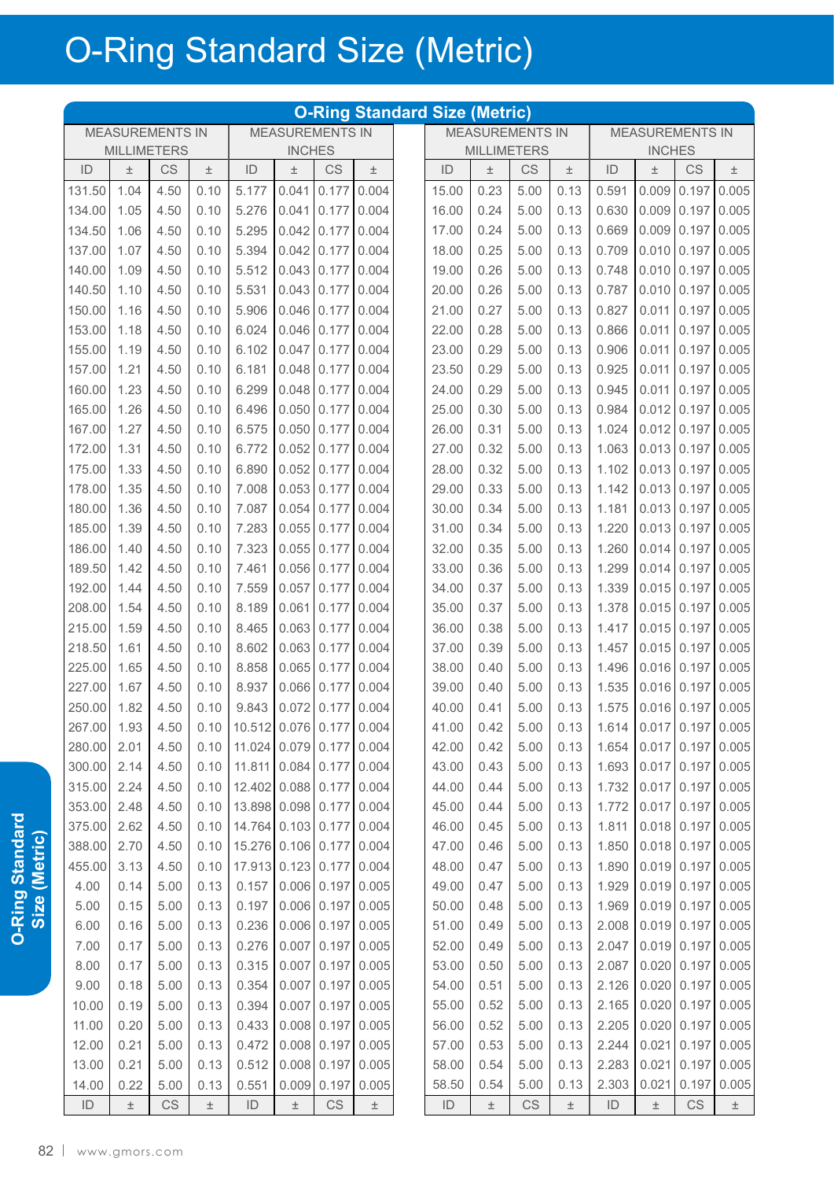# O-Ring Standard Size (Metric)

## O-Ring Standard Size (Metric)

| MEASUREMENTS IN MILLIMETERS | | | | MEASUREMENTS IN INCHES | | | |
|---|---|---|---|---|---|---|---|
| ID | ± | CS | ± | ID | ± | CS | ± |
| 131.50 | 1.04 | 4.50 | 0.10 | 5.177 | 0.041 | 0.177 | 0.004 |
| 134.00 | 1.05 | 4.50 | 0.10 | 5.276 | 0.041 | 0.177 | 0.004 |
| 134.50 | 1.06 | 4.50 | 0.10 | 5.295 | 0.042 | 0.177 | 0.004 |
| 137.00 | 1.07 | 4.50 | 0.10 | 5.394 | 0.042 | 0.177 | 0.004 |
| 140.00 | 1.09 | 4.50 | 0.10 | 5.512 | 0.043 | 0.177 | 0.004 |
| 140.50 | 1.10 | 4.50 | 0.10 | 5.531 | 0.043 | 0.177 | 0.004 |
| 150.00 | 1.16 | 4.50 | 0.10 | 5.906 | 0.046 | 0.177 | 0.004 |
| 153.00 | 1.18 | 4.50 | 0.10 | 6.024 | 0.046 | 0.177 | 0.004 |
| 155.00 | 1.19 | 4.50 | 0.10 | 6.102 | 0.047 | 0.177 | 0.004 |
| 157.00 | 1.21 | 4.50 | 0.10 | 6.181 | 0.048 | 0.177 | 0.004 |
| 160.00 | 1.23 | 4.50 | 0.10 | 6.299 | 0.048 | 0.177 | 0.004 |
| 165.00 | 1.26 | 4.50 | 0.10 | 6.496 | 0.050 | 0.177 | 0.004 |
| 167.00 | 1.27 | 4.50 | 0.10 | 6.575 | 0.050 | 0.177 | 0.004 |
| 172.00 | 1.31 | 4.50 | 0.10 | 6.772 | 0.052 | 0.177 | 0.004 |
| 175.00 | 1.33 | 4.50 | 0.10 | 6.890 | 0.052 | 0.177 | 0.004 |
| 178.00 | 1.35 | 4.50 | 0.10 | 7.008 | 0.053 | 0.177 | 0.004 |
| 180.00 | 1.36 | 4.50 | 0.10 | 7.087 | 0.054 | 0.177 | 0.004 |
| 185.00 | 1.39 | 4.50 | 0.10 | 7.283 | 0.055 | 0.177 | 0.004 |
| 186.00 | 1.40 | 4.50 | 0.10 | 7.323 | 0.055 | 0.177 | 0.004 |
| 189.50 | 1.42 | 4.50 | 0.10 | 7.461 | 0.056 | 0.177 | 0.004 |
| 192.00 | 1.44 | 4.50 | 0.10 | 7.559 | 0.057 | 0.177 | 0.004 |
| 208.00 | 1.54 | 4.50 | 0.10 | 8.189 | 0.061 | 0.177 | 0.004 |
| 215.00 | 1.59 | 4.50 | 0.10 | 8.465 | 0.063 | 0.177 | 0.004 |
| 218.50 | 1.61 | 4.50 | 0.10 | 8.602 | 0.063 | 0.177 | 0.004 |
| 225.00 | 1.65 | 4.50 | 0.10 | 8.858 | 0.065 | 0.177 | 0.004 |
| 227.00 | 1.67 | 4.50 | 0.10 | 8.937 | 0.066 | 0.177 | 0.004 |
| 250.00 | 1.82 | 4.50 | 0.10 | 9.843 | 0.072 | 0.177 | 0.004 |
| 267.00 | 1.93 | 4.50 | 0.10 | 10.512 | 0.076 | 0.177 | 0.004 |
| 280.00 | 2.01 | 4.50 | 0.10 | 11.024 | 0.079 | 0.177 | 0.004 |
| 300.00 | 2.14 | 4.50 | 0.10 | 11.811 | 0.084 | 0.177 | 0.004 |
| 315.00 | 2.24 | 4.50 | 0.10 | 12.402 | 0.088 | 0.177 | 0.004 |
| 353.00 | 2.48 | 4.50 | 0.10 | 13.898 | 0.098 | 0.177 | 0.004 |
| 375.00 | 2.62 | 4.50 | 0.10 | 14.764 | 0.103 | 0.177 | 0.004 |
| 388.00 | 2.70 | 4.50 | 0.10 | 15.276 | 0.106 | 0.177 | 0.004 |
| 455.00 | 3.13 | 4.50 | 0.10 | 17.913 | 0.123 | 0.177 | 0.004 |
| 4.00 | 0.14 | 5.00 | 0.13 | 0.157 | 0.006 | 0.197 | 0.005 |
| 5.00 | 0.15 | 5.00 | 0.13 | 0.197 | 0.006 | 0.197 | 0.005 |
| 6.00 | 0.16 | 5.00 | 0.13 | 0.236 | 0.006 | 0.197 | 0.005 |
| 7.00 | 0.17 | 5.00 | 0.13 | 0.276 | 0.007 | 0.197 | 0.005 |
| 8.00 | 0.17 | 5.00 | 0.13 | 0.315 | 0.007 | 0.197 | 0.005 |
| 9.00 | 0.18 | 5.00 | 0.13 | 0.354 | 0.007 | 0.197 | 0.005 |
| 10.00 | 0.19 | 5.00 | 0.13 | 0.394 | 0.007 | 0.197 | 0.005 |
| 11.00 | 0.20 | 5.00 | 0.13 | 0.433 | 0.008 | 0.197 | 0.005 |
| 12.00 | 0.21 | 5.00 | 0.13 | 0.472 | 0.008 | 0.197 | 0.005 |
| 13.00 | 0.21 | 5.00 | 0.13 | 0.512 | 0.008 | 0.197 | 0.005 |
| 14.00 | 0.22 | 5.00 | 0.13 | 0.551 | 0.009 | 0.197 | 0.005 |
| 15.00 | 0.23 | 5.00 | 0.13 | 0.591 | 0.009 | 0.197 | 0.005 |
| 16.00 | 0.24 | 5.00 | 0.13 | 0.630 | 0.009 | 0.197 | 0.005 |
| 17.00 | 0.24 | 5.00 | 0.13 | 0.669 | 0.009 | 0.197 | 0.005 |
| 18.00 | 0.25 | 5.00 | 0.13 | 0.709 | 0.010 | 0.197 | 0.005 |
| 19.00 | 0.26 | 5.00 | 0.13 | 0.748 | 0.010 | 0.197 | 0.005 |
| 20.00 | 0.26 | 5.00 | 0.13 | 0.787 | 0.010 | 0.197 | 0.005 |
| 21.00 | 0.27 | 5.00 | 0.13 | 0.827 | 0.011 | 0.197 | 0.005 |
| 22.00 | 0.28 | 5.00 | 0.13 | 0.866 | 0.011 | 0.197 | 0.005 |
| 23.00 | 0.29 | 5.00 | 0.13 | 0.906 | 0.011 | 0.197 | 0.005 |
| 23.50 | 0.29 | 5.00 | 0.13 | 0.925 | 0.011 | 0.197 | 0.005 |
| 24.00 | 0.29 | 5.00 | 0.13 | 0.945 | 0.011 | 0.197 | 0.005 |
| 25.00 | 0.30 | 5.00 | 0.13 | 0.984 | 0.012 | 0.197 | 0.005 |
| 26.00 | 0.31 | 5.00 | 0.13 | 1.024 | 0.012 | 0.197 | 0.005 |
| 27.00 | 0.32 | 5.00 | 0.13 | 1.063 | 0.013 | 0.197 | 0.005 |
| 28.00 | 0.32 | 5.00 | 0.13 | 1.102 | 0.013 | 0.197 | 0.005 |
| 29.00 | 0.33 | 5.00 | 0.13 | 1.142 | 0.013 | 0.197 | 0.005 |
| 30.00 | 0.34 | 5.00 | 0.13 | 1.181 | 0.013 | 0.197 | 0.005 |
| 31.00 | 0.34 | 5.00 | 0.13 | 1.220 | 0.013 | 0.197 | 0.005 |
| 32.00 | 0.35 | 5.00 | 0.13 | 1.260 | 0.014 | 0.197 | 0.005 |
| 33.00 | 0.36 | 5.00 | 0.13 | 1.299 | 0.014 | 0.197 | 0.005 |
| 34.00 | 0.37 | 5.00 | 0.13 | 1.339 | 0.015 | 0.197 | 0.005 |
| 35.00 | 0.37 | 5.00 | 0.13 | 1.378 | 0.015 | 0.197 | 0.005 |
| 36.00 | 0.38 | 5.00 | 0.13 | 1.417 | 0.015 | 0.197 | 0.005 |
| 37.00 | 0.39 | 5.00 | 0.13 | 1.457 | 0.015 | 0.197 | 0.005 |
| 38.00 | 0.40 | 5.00 | 0.13 | 1.496 | 0.016 | 0.197 | 0.005 |
| 39.00 | 0.40 | 5.00 | 0.13 | 1.535 | 0.016 | 0.197 | 0.005 |
| 40.00 | 0.41 | 5.00 | 0.13 | 1.575 | 0.016 | 0.197 | 0.005 |
| 41.00 | 0.42 | 5.00 | 0.13 | 1.614 | 0.017 | 0.197 | 0.005 |
| 42.00 | 0.42 | 5.00 | 0.13 | 1.654 | 0.017 | 0.197 | 0.005 |
| 43.00 | 0.43 | 5.00 | 0.13 | 1.693 | 0.017 | 0.197 | 0.005 |
| 44.00 | 0.44 | 5.00 | 0.13 | 1.732 | 0.017 | 0.197 | 0.005 |
| 45.00 | 0.44 | 5.00 | 0.13 | 1.772 | 0.017 | 0.197 | 0.005 |
| 46.00 | 0.45 | 5.00 | 0.13 | 1.811 | 0.018 | 0.197 | 0.005 |
| 47.00 | 0.46 | 5.00 | 0.13 | 1.850 | 0.018 | 0.197 | 0.005 |
| 48.00 | 0.47 | 5.00 | 0.13 | 1.890 | 0.019 | 0.197 | 0.005 |
| 49.00 | 0.47 | 5.00 | 0.13 | 1.929 | 0.019 | 0.197 | 0.005 |
| 50.00 | 0.48 | 5.00 | 0.13 | 1.969 | 0.019 | 0.197 | 0.005 |
| 51.00 | 0.49 | 5.00 | 0.13 | 2.008 | 0.019 | 0.197 | 0.005 |
| 52.00 | 0.49 | 5.00 | 0.13 | 2.047 | 0.019 | 0.197 | 0.005 |
| 53.00 | 0.50 | 5.00 | 0.13 | 2.087 | 0.020 | 0.197 | 0.005 |
| 54.00 | 0.51 | 5.00 | 0.13 | 2.126 | 0.020 | 0.197 | 0.005 |
| 55.00 | 0.52 | 5.00 | 0.13 | 2.165 | 0.020 | 0.197 | 0.005 |
| 56.00 | 0.52 | 5.00 | 0.13 | 2.205 | 0.020 | 0.197 | 0.005 |
| 57.00 | 0.53 | 5.00 | 0.13 | 2.244 | 0.021 | 0.197 | 0.005 |
| 58.00 | 0.54 | 5.00 | 0.13 | 2.283 | 0.021 | 0.197 | 0.005 |
| 58.50 | 0.54 | 5.00 | 0.13 | 2.303 | 0.021 | 0.197 | 0.005 |
| ID | ± | CS | ± | ID | ± | CS | ± |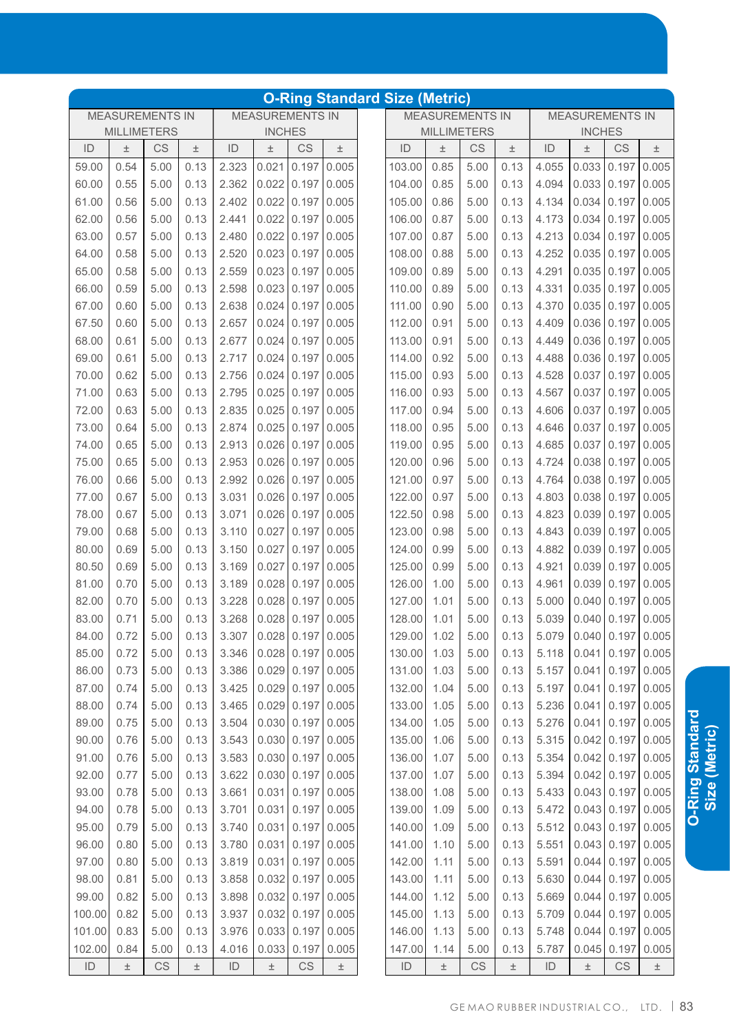# O-Ring Standard Size (Metric)

| MEASUREMENTS IN MILLIMETERS | | | | MEASUREMENTS IN INCHES | | | | MEASUREMENTS IN MILLIMETERS | | | | MEASUREMENTS IN INCHES | | | |
|---|---|---|---|---|---|---|---|---|---|---|---|---|---|---|---|
| ID | ± | CS | ± | ID | ± | CS | ± | ID | ± | CS | ± | ID | ± | CS | ± |
| 59.00 | 0.54 | 5.00 | 0.13 | 2.323 | 0.021 | 0.197 | 0.005 | 103.00 | 0.85 | 5.00 | 0.13 | 4.055 | 0.033 | 0.197 | 0.005 |
| 60.00 | 0.55 | 5.00 | 0.13 | 2.362 | 0.022 | 0.197 | 0.005 | 104.00 | 0.85 | 5.00 | 0.13 | 4.094 | 0.033 | 0.197 | 0.005 |
| 61.00 | 0.56 | 5.00 | 0.13 | 2.402 | 0.022 | 0.197 | 0.005 | 105.00 | 0.86 | 5.00 | 0.13 | 4.134 | 0.034 | 0.197 | 0.005 |
| 62.00 | 0.56 | 5.00 | 0.13 | 2.441 | 0.022 | 0.197 | 0.005 | 106.00 | 0.87 | 5.00 | 0.13 | 4.173 | 0.034 | 0.197 | 0.005 |
| 63.00 | 0.57 | 5.00 | 0.13 | 2.480 | 0.022 | 0.197 | 0.005 | 107.00 | 0.87 | 5.00 | 0.13 | 4.213 | 0.034 | 0.197 | 0.005 |
| 64.00 | 0.58 | 5.00 | 0.13 | 2.520 | 0.023 | 0.197 | 0.005 | 108.00 | 0.88 | 5.00 | 0.13 | 4.252 | 0.035 | 0.197 | 0.005 |
| 65.00 | 0.58 | 5.00 | 0.13 | 2.559 | 0.023 | 0.197 | 0.005 | 109.00 | 0.89 | 5.00 | 0.13 | 4.291 | 0.035 | 0.197 | 0.005 |
| 66.00 | 0.59 | 5.00 | 0.13 | 2.598 | 0.023 | 0.197 | 0.005 | 110.00 | 0.89 | 5.00 | 0.13 | 4.331 | 0.035 | 0.197 | 0.005 |
| 67.00 | 0.60 | 5.00 | 0.13 | 2.638 | 0.024 | 0.197 | 0.005 | 111.00 | 0.90 | 5.00 | 0.13 | 4.370 | 0.035 | 0.197 | 0.005 |
| 67.50 | 0.60 | 5.00 | 0.13 | 2.657 | 0.024 | 0.197 | 0.005 | 112.00 | 0.91 | 5.00 | 0.13 | 4.409 | 0.036 | 0.197 | 0.005 |
| 68.00 | 0.61 | 5.00 | 0.13 | 2.677 | 0.024 | 0.197 | 0.005 | 113.00 | 0.91 | 5.00 | 0.13 | 4.449 | 0.036 | 0.197 | 0.005 |
| 69.00 | 0.61 | 5.00 | 0.13 | 2.717 | 0.024 | 0.197 | 0.005 | 114.00 | 0.92 | 5.00 | 0.13 | 4.488 | 0.036 | 0.197 | 0.005 |
| 70.00 | 0.62 | 5.00 | 0.13 | 2.756 | 0.024 | 0.197 | 0.005 | 115.00 | 0.93 | 5.00 | 0.13 | 4.528 | 0.037 | 0.197 | 0.005 |
| 71.00 | 0.63 | 5.00 | 0.13 | 2.795 | 0.025 | 0.197 | 0.005 | 116.00 | 0.93 | 5.00 | 0.13 | 4.567 | 0.037 | 0.197 | 0.005 |
| 72.00 | 0.63 | 5.00 | 0.13 | 2.835 | 0.025 | 0.197 | 0.005 | 117.00 | 0.94 | 5.00 | 0.13 | 4.606 | 0.037 | 0.197 | 0.005 |
| 73.00 | 0.64 | 5.00 | 0.13 | 2.874 | 0.025 | 0.197 | 0.005 | 118.00 | 0.95 | 5.00 | 0.13 | 4.646 | 0.037 | 0.197 | 0.005 |
| 74.00 | 0.65 | 5.00 | 0.13 | 2.913 | 0.026 | 0.197 | 0.005 | 119.00 | 0.95 | 5.00 | 0.13 | 4.685 | 0.037 | 0.197 | 0.005 |
| 75.00 | 0.65 | 5.00 | 0.13 | 2.953 | 0.026 | 0.197 | 0.005 | 120.00 | 0.96 | 5.00 | 0.13 | 4.724 | 0.038 | 0.197 | 0.005 |
| 76.00 | 0.66 | 5.00 | 0.13 | 2.992 | 0.026 | 0.197 | 0.005 | 121.00 | 0.97 | 5.00 | 0.13 | 4.764 | 0.038 | 0.197 | 0.005 |
| 77.00 | 0.67 | 5.00 | 0.13 | 3.031 | 0.026 | 0.197 | 0.005 | 122.00 | 0.97 | 5.00 | 0.13 | 4.803 | 0.038 | 0.197 | 0.005 |
| 78.00 | 0.67 | 5.00 | 0.13 | 3.071 | 0.026 | 0.197 | 0.005 | 122.50 | 0.98 | 5.00 | 0.13 | 4.823 | 0.039 | 0.197 | 0.005 |
| 79.00 | 0.68 | 5.00 | 0.13 | 3.110 | 0.027 | 0.197 | 0.005 | 123.00 | 0.98 | 5.00 | 0.13 | 4.843 | 0.039 | 0.197 | 0.005 |
| 80.00 | 0.69 | 5.00 | 0.13 | 3.150 | 0.027 | 0.197 | 0.005 | 124.00 | 0.99 | 5.00 | 0.13 | 4.882 | 0.039 | 0.197 | 0.005 |
| 80.50 | 0.69 | 5.00 | 0.13 | 3.169 | 0.027 | 0.197 | 0.005 | 125.00 | 0.99 | 5.00 | 0.13 | 4.921 | 0.039 | 0.197 | 0.005 |
| 81.00 | 0.70 | 5.00 | 0.13 | 3.189 | 0.028 | 0.197 | 0.005 | 126.00 | 1.00 | 5.00 | 0.13 | 4.961 | 0.039 | 0.197 | 0.005 |
| 82.00 | 0.70 | 5.00 | 0.13 | 3.228 | 0.028 | 0.197 | 0.005 | 127.00 | 1.01 | 5.00 | 0.13 | 5.000 | 0.040 | 0.197 | 0.005 |
| 83.00 | 0.71 | 5.00 | 0.13 | 3.268 | 0.028 | 0.197 | 0.005 | 128.00 | 1.01 | 5.00 | 0.13 | 5.039 | 0.040 | 0.197 | 0.005 |
| 84.00 | 0.72 | 5.00 | 0.13 | 3.307 | 0.028 | 0.197 | 0.005 | 129.00 | 1.02 | 5.00 | 0.13 | 5.079 | 0.040 | 0.197 | 0.005 |
| 85.00 | 0.72 | 5.00 | 0.13 | 3.346 | 0.028 | 0.197 | 0.005 | 130.00 | 1.03 | 5.00 | 0.13 | 5.118 | 0.041 | 0.197 | 0.005 |
| 86.00 | 0.73 | 5.00 | 0.13 | 3.386 | 0.029 | 0.197 | 0.005 | 131.00 | 1.03 | 5.00 | 0.13 | 5.157 | 0.041 | 0.197 | 0.005 |
| 87.00 | 0.74 | 5.00 | 0.13 | 3.425 | 0.029 | 0.197 | 0.005 | 132.00 | 1.04 | 5.00 | 0.13 | 5.197 | 0.041 | 0.197 | 0.005 |
| 88.00 | 0.74 | 5.00 | 0.13 | 3.465 | 0.029 | 0.197 | 0.005 | 133.00 | 1.05 | 5.00 | 0.13 | 5.236 | 0.041 | 0.197 | 0.005 |
| 89.00 | 0.75 | 5.00 | 0.13 | 3.504 | 0.030 | 0.197 | 0.005 | 134.00 | 1.05 | 5.00 | 0.13 | 5.276 | 0.041 | 0.197 | 0.005 |
| 90.00 | 0.76 | 5.00 | 0.13 | 3.543 | 0.030 | 0.197 | 0.005 | 135.00 | 1.06 | 5.00 | 0.13 | 5.315 | 0.042 | 0.197 | 0.005 |
| 91.00 | 0.76 | 5.00 | 0.13 | 3.583 | 0.030 | 0.197 | 0.005 | 136.00 | 1.07 | 5.00 | 0.13 | 5.354 | 0.042 | 0.197 | 0.005 |
| 92.00 | 0.77 | 5.00 | 0.13 | 3.622 | 0.030 | 0.197 | 0.005 | 137.00 | 1.07 | 5.00 | 0.13 | 5.394 | 0.042 | 0.197 | 0.005 |
| 93.00 | 0.78 | 5.00 | 0.13 | 3.661 | 0.031 | 0.197 | 0.005 | 138.00 | 1.08 | 5.00 | 0.13 | 5.433 | 0.043 | 0.197 | 0.005 |
| 94.00 | 0.78 | 5.00 | 0.13 | 3.701 | 0.031 | 0.197 | 0.005 | 139.00 | 1.09 | 5.00 | 0.13 | 5.472 | 0.043 | 0.197 | 0.005 |
| 95.00 | 0.79 | 5.00 | 0.13 | 3.740 | 0.031 | 0.197 | 0.005 | 140.00 | 1.09 | 5.00 | 0.13 | 5.512 | 0.043 | 0.197 | 0.005 |
| 96.00 | 0.80 | 5.00 | 0.13 | 3.780 | 0.031 | 0.197 | 0.005 | 141.00 | 1.10 | 5.00 | 0.13 | 5.551 | 0.043 | 0.197 | 0.005 |
| 97.00 | 0.80 | 5.00 | 0.13 | 3.819 | 0.031 | 0.197 | 0.005 | 142.00 | 1.11 | 5.00 | 0.13 | 5.591 | 0.044 | 0.197 | 0.005 |
| 98.00 | 0.81 | 5.00 | 0.13 | 3.858 | 0.032 | 0.197 | 0.005 | 143.00 | 1.11 | 5.00 | 0.13 | 5.630 | 0.044 | 0.197 | 0.005 |
| 99.00 | 0.82 | 5.00 | 0.13 | 3.898 | 0.032 | 0.197 | 0.005 | 144.00 | 1.12 | 5.00 | 0.13 | 5.669 | 0.044 | 0.197 | 0.005 |
| 100.00 | 0.82 | 5.00 | 0.13 | 3.937 | 0.032 | 0.197 | 0.005 | 145.00 | 1.13 | 5.00 | 0.13 | 5.709 | 0.044 | 0.197 | 0.005 |
| 101.00 | 0.83 | 5.00 | 0.13 | 3.976 | 0.033 | 0.197 | 0.005 | 146.00 | 1.13 | 5.00 | 0.13 | 5.748 | 0.044 | 0.197 | 0.005 |
| 102.00 | 0.84 | 5.00 | 0.13 | 4.016 | 0.033 | 0.197 | 0.005 | 147.00 | 1.14 | 5.00 | 0.13 | 5.787 | 0.045 | 0.197 | 0.005 |
| ID | ± | CS | ± | ID | ± | CS | ± | ID | ± | CS | ± | ID | ± | CS | ± |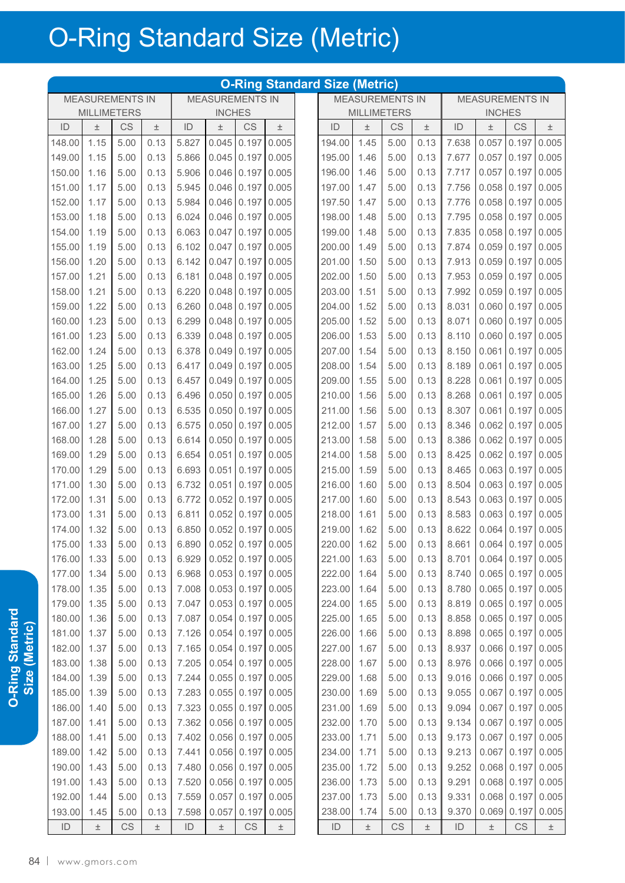# O-Ring Standard Size (Metric)

| O-Ring Standard Size (Metric) | | | | | | | | | | | | | | | |
|---|---|---|---|---|---|---|---|---|---|---|---|---|---|---|---|
| MEASUREMENTS IN MILLIMETERS | | | | MEASUREMENTS IN INCHES | | | | MEASUREMENTS IN MILLIMETERS | | | | MEASUREMENTS IN INCHES | | | |
| ID | ± | CS | ± | ID | ± | CS | ± | ID | ± | CS | ± | ID | ± | CS | ± |
| 148.00 | 1.15 | 5.00 | 0.13 | 5.827 | 0.045 | 0.197 | 0.005 | 194.00 | 1.45 | 5.00 | 0.13 | 7.638 | 0.057 | 0.197 | 0.005 |
| 149.00 | 1.15 | 5.00 | 0.13 | 5.866 | 0.045 | 0.197 | 0.005 | 195.00 | 1.46 | 5.00 | 0.13 | 7.677 | 0.057 | 0.197 | 0.005 |
| 150.00 | 1.16 | 5.00 | 0.13 | 5.906 | 0.046 | 0.197 | 0.005 | 196.00 | 1.46 | 5.00 | 0.13 | 7.717 | 0.057 | 0.197 | 0.005 |
| 151.00 | 1.17 | 5.00 | 0.13 | 5.945 | 0.046 | 0.197 | 0.005 | 197.00 | 1.47 | 5.00 | 0.13 | 7.756 | 0.058 | 0.197 | 0.005 |
| 152.00 | 1.17 | 5.00 | 0.13 | 5.984 | 0.046 | 0.197 | 0.005 | 197.50 | 1.47 | 5.00 | 0.13 | 7.776 | 0.058 | 0.197 | 0.005 |
| 153.00 | 1.18 | 5.00 | 0.13 | 6.024 | 0.046 | 0.197 | 0.005 | 198.00 | 1.48 | 5.00 | 0.13 | 7.795 | 0.058 | 0.197 | 0.005 |
| 154.00 | 1.19 | 5.00 | 0.13 | 6.063 | 0.047 | 0.197 | 0.005 | 199.00 | 1.48 | 5.00 | 0.13 | 7.835 | 0.058 | 0.197 | 0.005 |
| 155.00 | 1.19 | 5.00 | 0.13 | 6.102 | 0.047 | 0.197 | 0.005 | 200.00 | 1.49 | 5.00 | 0.13 | 7.874 | 0.059 | 0.197 | 0.005 |
| 156.00 | 1.20 | 5.00 | 0.13 | 6.142 | 0.047 | 0.197 | 0.005 | 201.00 | 1.50 | 5.00 | 0.13 | 7.913 | 0.059 | 0.197 | 0.005 |
| 157.00 | 1.21 | 5.00 | 0.13 | 6.181 | 0.048 | 0.197 | 0.005 | 202.00 | 1.50 | 5.00 | 0.13 | 7.953 | 0.059 | 0.197 | 0.005 |
| 158.00 | 1.21 | 5.00 | 0.13 | 6.220 | 0.048 | 0.197 | 0.005 | 203.00 | 1.51 | 5.00 | 0.13 | 7.992 | 0.059 | 0.197 | 0.005 |
| 159.00 | 1.22 | 5.00 | 0.13 | 6.260 | 0.048 | 0.197 | 0.005 | 204.00 | 1.52 | 5.00 | 0.13 | 8.031 | 0.060 | 0.197 | 0.005 |
| 160.00 | 1.23 | 5.00 | 0.13 | 6.299 | 0.048 | 0.197 | 0.005 | 205.00 | 1.52 | 5.00 | 0.13 | 8.071 | 0.060 | 0.197 | 0.005 |
| 161.00 | 1.23 | 5.00 | 0.13 | 6.339 | 0.048 | 0.197 | 0.005 | 206.00 | 1.53 | 5.00 | 0.13 | 8.110 | 0.060 | 0.197 | 0.005 |
| 162.00 | 1.24 | 5.00 | 0.13 | 6.378 | 0.049 | 0.197 | 0.005 | 207.00 | 1.54 | 5.00 | 0.13 | 8.150 | 0.061 | 0.197 | 0.005 |
| 163.00 | 1.25 | 5.00 | 0.13 | 6.417 | 0.049 | 0.197 | 0.005 | 208.00 | 1.54 | 5.00 | 0.13 | 8.189 | 0.061 | 0.197 | 0.005 |
| 164.00 | 1.25 | 5.00 | 0.13 | 6.457 | 0.049 | 0.197 | 0.005 | 209.00 | 1.55 | 5.00 | 0.13 | 8.228 | 0.061 | 0.197 | 0.005 |
| 165.00 | 1.26 | 5.00 | 0.13 | 6.496 | 0.050 | 0.197 | 0.005 | 210.00 | 1.56 | 5.00 | 0.13 | 8.268 | 0.061 | 0.197 | 0.005 |
| 166.00 | 1.27 | 5.00 | 0.13 | 6.535 | 0.050 | 0.197 | 0.005 | 211.00 | 1.56 | 5.00 | 0.13 | 8.307 | 0.061 | 0.197 | 0.005 |
| 167.00 | 1.27 | 5.00 | 0.13 | 6.575 | 0.050 | 0.197 | 0.005 | 212.00 | 1.57 | 5.00 | 0.13 | 8.346 | 0.062 | 0.197 | 0.005 |
| 168.00 | 1.28 | 5.00 | 0.13 | 6.614 | 0.050 | 0.197 | 0.005 | 213.00 | 1.58 | 5.00 | 0.13 | 8.386 | 0.062 | 0.197 | 0.005 |
| 169.00 | 1.29 | 5.00 | 0.13 | 6.654 | 0.051 | 0.197 | 0.005 | 214.00 | 1.58 | 5.00 | 0.13 | 8.425 | 0.062 | 0.197 | 0.005 |
| 170.00 | 1.29 | 5.00 | 0.13 | 6.693 | 0.051 | 0.197 | 0.005 | 215.00 | 1.59 | 5.00 | 0.13 | 8.465 | 0.063 | 0.197 | 0.005 |
| 171.00 | 1.30 | 5.00 | 0.13 | 6.732 | 0.051 | 0.197 | 0.005 | 216.00 | 1.60 | 5.00 | 0.13 | 8.504 | 0.063 | 0.197 | 0.005 |
| 172.00 | 1.31 | 5.00 | 0.13 | 6.772 | 0.052 | 0.197 | 0.005 | 217.00 | 1.60 | 5.00 | 0.13 | 8.543 | 0.063 | 0.197 | 0.005 |
| 173.00 | 1.31 | 5.00 | 0.13 | 6.811 | 0.052 | 0.197 | 0.005 | 218.00 | 1.61 | 5.00 | 0.13 | 8.583 | 0.063 | 0.197 | 0.005 |
| 174.00 | 1.32 | 5.00 | 0.13 | 6.850 | 0.052 | 0.197 | 0.005 | 219.00 | 1.62 | 5.00 | 0.13 | 8.622 | 0.064 | 0.197 | 0.005 |
| 175.00 | 1.33 | 5.00 | 0.13 | 6.890 | 0.052 | 0.197 | 0.005 | 220.00 | 1.62 | 5.00 | 0.13 | 8.661 | 0.064 | 0.197 | 0.005 |
| 176.00 | 1.33 | 5.00 | 0.13 | 6.929 | 0.052 | 0.197 | 0.005 | 221.00 | 1.63 | 5.00 | 0.13 | 8.701 | 0.064 | 0.197 | 0.005 |
| 177.00 | 1.34 | 5.00 | 0.13 | 6.968 | 0.053 | 0.197 | 0.005 | 222.00 | 1.64 | 5.00 | 0.13 | 8.740 | 0.065 | 0.197 | 0.005 |
| 178.00 | 1.35 | 5.00 | 0.13 | 7.008 | 0.053 | 0.197 | 0.005 | 223.00 | 1.64 | 5.00 | 0.13 | 8.780 | 0.065 | 0.197 | 0.005 |
| 179.00 | 1.35 | 5.00 | 0.13 | 7.047 | 0.053 | 0.197 | 0.005 | 224.00 | 1.65 | 5.00 | 0.13 | 8.819 | 0.065 | 0.197 | 0.005 |
| 180.00 | 1.36 | 5.00 | 0.13 | 7.087 | 0.054 | 0.197 | 0.005 | 225.00 | 1.65 | 5.00 | 0.13 | 8.858 | 0.065 | 0.197 | 0.005 |
| 181.00 | 1.37 | 5.00 | 0.13 | 7.126 | 0.054 | 0.197 | 0.005 | 226.00 | 1.66 | 5.00 | 0.13 | 8.898 | 0.065 | 0.197 | 0.005 |
| 182.00 | 1.37 | 5.00 | 0.13 | 7.165 | 0.054 | 0.197 | 0.005 | 227.00 | 1.67 | 5.00 | 0.13 | 8.937 | 0.066 | 0.197 | 0.005 |
| 183.00 | 1.38 | 5.00 | 0.13 | 7.205 | 0.054 | 0.197 | 0.005 | 228.00 | 1.67 | 5.00 | 0.13 | 8.976 | 0.066 | 0.197 | 0.005 |
| 184.00 | 1.39 | 5.00 | 0.13 | 7.244 | 0.055 | 0.197 | 0.005 | 229.00 | 1.68 | 5.00 | 0.13 | 9.016 | 0.066 | 0.197 | 0.005 |
| 185.00 | 1.39 | 5.00 | 0.13 | 7.283 | 0.055 | 0.197 | 0.005 | 230.00 | 1.69 | 5.00 | 0.13 | 9.055 | 0.067 | 0.197 | 0.005 |
| 186.00 | 1.40 | 5.00 | 0.13 | 7.323 | 0.055 | 0.197 | 0.005 | 231.00 | 1.69 | 5.00 | 0.13 | 9.094 | 0.067 | 0.197 | 0.005 |
| 187.00 | 1.41 | 5.00 | 0.13 | 7.362 | 0.056 | 0.197 | 0.005 | 232.00 | 1.70 | 5.00 | 0.13 | 9.134 | 0.067 | 0.197 | 0.005 |
| 188.00 | 1.41 | 5.00 | 0.13 | 7.402 | 0.056 | 0.197 | 0.005 | 233.00 | 1.71 | 5.00 | 0.13 | 9.173 | 0.067 | 0.197 | 0.005 |
| 189.00 | 1.42 | 5.00 | 0.13 | 7.441 | 0.056 | 0.197 | 0.005 | 234.00 | 1.71 | 5.00 | 0.13 | 9.213 | 0.067 | 0.197 | 0.005 |
| 190.00 | 1.43 | 5.00 | 0.13 | 7.480 | 0.056 | 0.197 | 0.005 | 235.00 | 1.72 | 5.00 | 0.13 | 9.252 | 0.068 | 0.197 | 0.005 |
| 191.00 | 1.43 | 5.00 | 0.13 | 7.520 | 0.056 | 0.197 | 0.005 | 236.00 | 1.73 | 5.00 | 0.13 | 9.291 | 0.068 | 0.197 | 0.005 |
| 192.00 | 1.44 | 5.00 | 0.13 | 7.559 | 0.057 | 0.197 | 0.005 | 237.00 | 1.73 | 5.00 | 0.13 | 9.331 | 0.068 | 0.197 | 0.005 |
| 193.00 | 1.45 | 5.00 | 0.13 | 7.598 | 0.057 | 0.197 | 0.005 | 238.00 | 1.74 | 5.00 | 0.13 | 9.370 | 0.069 | 0.197 | 0.005 |
| ID | ± | CS | ± | ID | ± | CS | ± | ID | ± | CS | ± | ID | ± | CS | ± |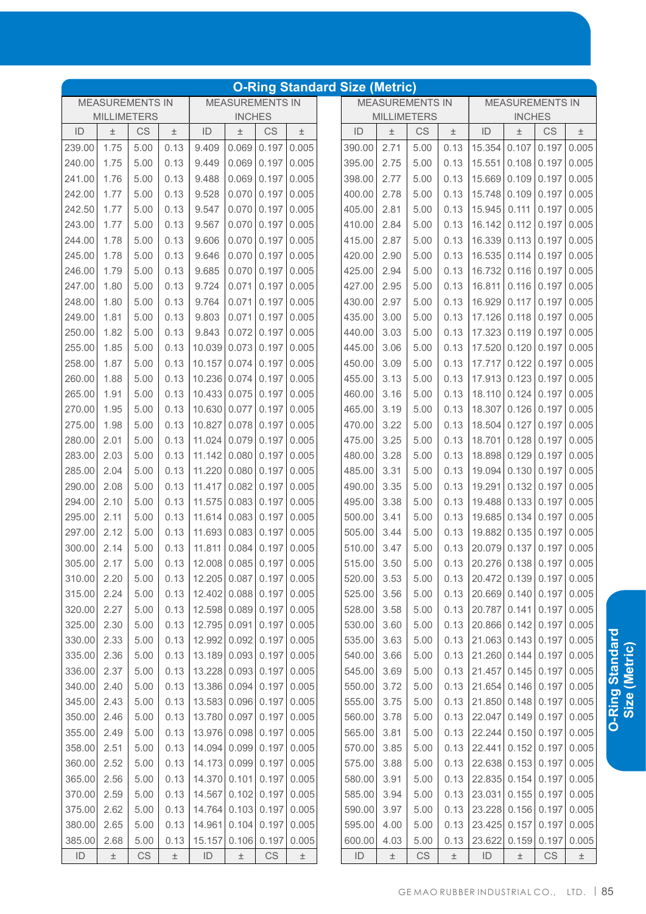# O-Ring Standard Size (Metric)

| MEASUREMENTS IN MILLIMETERS | | | | MEASUREMENTS IN INCHES | | | |
|---|---|---|---|---|---|---|---|
| ID | ± | CS | ± | ID | ± | CS | ± |
| 239.00 | 1.75 | 5.00 | 0.13 | 9.409 | 0.069 | 0.197 | 0.005 |
| 240.00 | 1.75 | 5.00 | 0.13 | 9.449 | 0.069 | 0.197 | 0.005 |
| 241.00 | 1.76 | 5.00 | 0.13 | 9.488 | 0.069 | 0.197 | 0.005 |
| 242.00 | 1.77 | 5.00 | 0.13 | 9.528 | 0.070 | 0.197 | 0.005 |
| 242.50 | 1.77 | 5.00 | 0.13 | 9.547 | 0.070 | 0.197 | 0.005 |
| 243.00 | 1.77 | 5.00 | 0.13 | 9.567 | 0.070 | 0.197 | 0.005 |
| 244.00 | 1.78 | 5.00 | 0.13 | 9.606 | 0.070 | 0.197 | 0.005 |
| 245.00 | 1.78 | 5.00 | 0.13 | 9.646 | 0.070 | 0.197 | 0.005 |
| 246.00 | 1.79 | 5.00 | 0.13 | 9.685 | 0.070 | 0.197 | 0.005 |
| 247.00 | 1.80 | 5.00 | 0.13 | 9.724 | 0.071 | 0.197 | 0.005 |
| 248.00 | 1.80 | 5.00 | 0.13 | 9.764 | 0.071 | 0.197 | 0.005 |
| 249.00 | 1.81 | 5.00 | 0.13 | 9.803 | 0.071 | 0.197 | 0.005 |
| 250.00 | 1.82 | 5.00 | 0.13 | 9.843 | 0.072 | 0.197 | 0.005 |
| 255.00 | 1.85 | 5.00 | 0.13 | 10.039 | 0.073 | 0.197 | 0.005 |
| 258.00 | 1.87 | 5.00 | 0.13 | 10.157 | 0.074 | 0.197 | 0.005 |
| 260.00 | 1.88 | 5.00 | 0.13 | 10.236 | 0.074 | 0.197 | 0.005 |
| 265.00 | 1.91 | 5.00 | 0.13 | 10.433 | 0.075 | 0.197 | 0.005 |
| 270.00 | 1.95 | 5.00 | 0.13 | 10.630 | 0.077 | 0.197 | 0.005 |
| 275.00 | 1.98 | 5.00 | 0.13 | 10.827 | 0.078 | 0.197 | 0.005 |
| 280.00 | 2.01 | 5.00 | 0.13 | 11.024 | 0.079 | 0.197 | 0.005 |
| 283.00 | 2.03 | 5.00 | 0.13 | 11.142 | 0.080 | 0.197 | 0.005 |
| 285.00 | 2.04 | 5.00 | 0.13 | 11.220 | 0.080 | 0.197 | 0.005 |
| 290.00 | 2.08 | 5.00 | 0.13 | 11.417 | 0.082 | 0.197 | 0.005 |
| 294.00 | 2.10 | 5.00 | 0.13 | 11.575 | 0.083 | 0.197 | 0.005 |
| 295.00 | 2.11 | 5.00 | 0.13 | 11.614 | 0.083 | 0.197 | 0.005 |
| 297.00 | 2.12 | 5.00 | 0.13 | 11.693 | 0.083 | 0.197 | 0.005 |
| 300.00 | 2.14 | 5.00 | 0.13 | 11.811 | 0.084 | 0.197 | 0.005 |
| 305.00 | 2.17 | 5.00 | 0.13 | 12.008 | 0.085 | 0.197 | 0.005 |
| 310.00 | 2.20 | 5.00 | 0.13 | 12.205 | 0.087 | 0.197 | 0.005 |
| 315.00 | 2.24 | 5.00 | 0.13 | 12.402 | 0.088 | 0.197 | 0.005 |
| 320.00 | 2.27 | 5.00 | 0.13 | 12.598 | 0.089 | 0.197 | 0.005 |
| 325.00 | 2.30 | 5.00 | 0.13 | 12.795 | 0.091 | 0.197 | 0.005 |
| 330.00 | 2.33 | 5.00 | 0.13 | 12.992 | 0.092 | 0.197 | 0.005 |
| 335.00 | 2.36 | 5.00 | 0.13 | 13.189 | 0.093 | 0.197 | 0.005 |
| 336.00 | 2.37 | 5.00 | 0.13 | 13.228 | 0.093 | 0.197 | 0.005 |
| 340.00 | 2.40 | 5.00 | 0.13 | 13.386 | 0.094 | 0.197 | 0.005 |
| 345.00 | 2.43 | 5.00 | 0.13 | 13.583 | 0.096 | 0.197 | 0.005 |
| 350.00 | 2.46 | 5.00 | 0.13 | 13.780 | 0.097 | 0.197 | 0.005 |
| 355.00 | 2.49 | 5.00 | 0.13 | 13.976 | 0.098 | 0.197 | 0.005 |
| 358.00 | 2.51 | 5.00 | 0.13 | 14.094 | 0.099 | 0.197 | 0.005 |
| 360.00 | 2.52 | 5.00 | 0.13 | 14.173 | 0.099 | 0.197 | 0.005 |
| 365.00 | 2.56 | 5.00 | 0.13 | 14.370 | 0.101 | 0.197 | 0.005 |
| 370.00 | 2.59 | 5.00 | 0.13 | 14.567 | 0.102 | 0.197 | 0.005 |
| 375.00 | 2.62 | 5.00 | 0.13 | 14.764 | 0.103 | 0.197 | 0.005 |
| 380.00 | 2.65 | 5.00 | 0.13 | 14.961 | 0.104 | 0.197 | 0.005 |
| 385.00 | 2.68 | 5.00 | 0.13 | 15.157 | 0.106 | 0.197 | 0.005 |
| 390.00 | 2.71 | 5.00 | 0.13 | 15.354 | 0.107 | 0.197 | 0.005 |
| 395.00 | 2.75 | 5.00 | 0.13 | 15.551 | 0.108 | 0.197 | 0.005 |
| 398.00 | 2.77 | 5.00 | 0.13 | 15.669 | 0.109 | 0.197 | 0.005 |
| 400.00 | 2.78 | 5.00 | 0.13 | 15.748 | 0.109 | 0.197 | 0.005 |
| 405.00 | 2.81 | 5.00 | 0.13 | 15.945 | 0.111 | 0.197 | 0.005 |
| 410.00 | 2.84 | 5.00 | 0.13 | 16.142 | 0.112 | 0.197 | 0.005 |
| 415.00 | 2.87 | 5.00 | 0.13 | 16.339 | 0.113 | 0.197 | 0.005 |
| 420.00 | 2.90 | 5.00 | 0.13 | 16.535 | 0.114 | 0.197 | 0.005 |
| 425.00 | 2.94 | 5.00 | 0.13 | 16.732 | 0.116 | 0.197 | 0.005 |
| 427.00 | 2.95 | 5.00 | 0.13 | 16.811 | 0.116 | 0.197 | 0.005 |
| 430.00 | 2.97 | 5.00 | 0.13 | 16.929 | 0.117 | 0.197 | 0.005 |
| 435.00 | 3.00 | 5.00 | 0.13 | 17.126 | 0.118 | 0.197 | 0.005 |
| 440.00 | 3.03 | 5.00 | 0.13 | 17.323 | 0.119 | 0.197 | 0.005 |
| 445.00 | 3.06 | 5.00 | 0.13 | 17.520 | 0.120 | 0.197 | 0.005 |
| 450.00 | 3.09 | 5.00 | 0.13 | 17.717 | 0.122 | 0.197 | 0.005 |
| 455.00 | 3.13 | 5.00 | 0.13 | 17.913 | 0.123 | 0.197 | 0.005 |
| 460.00 | 3.16 | 5.00 | 0.13 | 18.110 | 0.124 | 0.197 | 0.005 |
| 465.00 | 3.19 | 5.00 | 0.13 | 18.307 | 0.126 | 0.197 | 0.005 |
| 470.00 | 3.22 | 5.00 | 0.13 | 18.504 | 0.127 | 0.197 | 0.005 |
| 475.00 | 3.25 | 5.00 | 0.13 | 18.701 | 0.128 | 0.197 | 0.005 |
| 480.00 | 3.28 | 5.00 | 0.13 | 18.898 | 0.129 | 0.197 | 0.005 |
| 485.00 | 3.31 | 5.00 | 0.13 | 19.094 | 0.130 | 0.197 | 0.005 |
| 490.00 | 3.35 | 5.00 | 0.13 | 19.291 | 0.132 | 0.197 | 0.005 |
| 495.00 | 3.38 | 5.00 | 0.13 | 19.488 | 0.133 | 0.197 | 0.005 |
| 500.00 | 3.41 | 5.00 | 0.13 | 19.685 | 0.134 | 0.197 | 0.005 |
| 505.00 | 3.44 | 5.00 | 0.13 | 19.882 | 0.135 | 0.197 | 0.005 |
| 510.00 | 3.47 | 5.00 | 0.13 | 20.079 | 0.137 | 0.197 | 0.005 |
| 515.00 | 3.50 | 5.00 | 0.13 | 20.276 | 0.138 | 0.197 | 0.005 |
| 520.00 | 3.53 | 5.00 | 0.13 | 20.472 | 0.139 | 0.197 | 0.005 |
| 525.00 | 3.56 | 5.00 | 0.13 | 20.669 | 0.140 | 0.197 | 0.005 |
| 528.00 | 3.58 | 5.00 | 0.13 | 20.787 | 0.141 | 0.197 | 0.005 |
| 530.00 | 3.60 | 5.00 | 0.13 | 20.866 | 0.142 | 0.197 | 0.005 |
| 535.00 | 3.63 | 5.00 | 0.13 | 21.063 | 0.143 | 0.197 | 0.005 |
| 540.00 | 3.66 | 5.00 | 0.13 | 21.260 | 0.144 | 0.197 | 0.005 |
| 545.00 | 3.69 | 5.00 | 0.13 | 21.457 | 0.145 | 0.197 | 0.005 |
| 550.00 | 3.72 | 5.00 | 0.13 | 21.654 | 0.146 | 0.197 | 0.005 |
| 555.00 | 3.75 | 5.00 | 0.13 | 21.850 | 0.148 | 0.197 | 0.005 |
| 560.00 | 3.78 | 5.00 | 0.13 | 22.047 | 0.149 | 0.197 | 0.005 |
| 565.00 | 3.81 | 5.00 | 0.13 | 22.244 | 0.150 | 0.197 | 0.005 |
| 570.00 | 3.85 | 5.00 | 0.13 | 22.441 | 0.152 | 0.197 | 0.005 |
| 575.00 | 3.88 | 5.00 | 0.13 | 22.638 | 0.153 | 0.197 | 0.005 |
| 580.00 | 3.91 | 5.00 | 0.13 | 22.835 | 0.154 | 0.197 | 0.005 |
| 585.00 | 3.94 | 5.00 | 0.13 | 23.031 | 0.155 | 0.197 | 0.005 |
| 590.00 | 3.97 | 5.00 | 0.13 | 23.228 | 0.156 | 0.197 | 0.005 |
| 595.00 | 4.00 | 5.00 | 0.13 | 23.425 | 0.157 | 0.197 | 0.005 |
| 600.00 | 4.03 | 5.00 | 0.13 | 23.622 | 0.159 | 0.197 | 0.005 |
| ID | ± | CS | ± | ID | ± | CS | ± |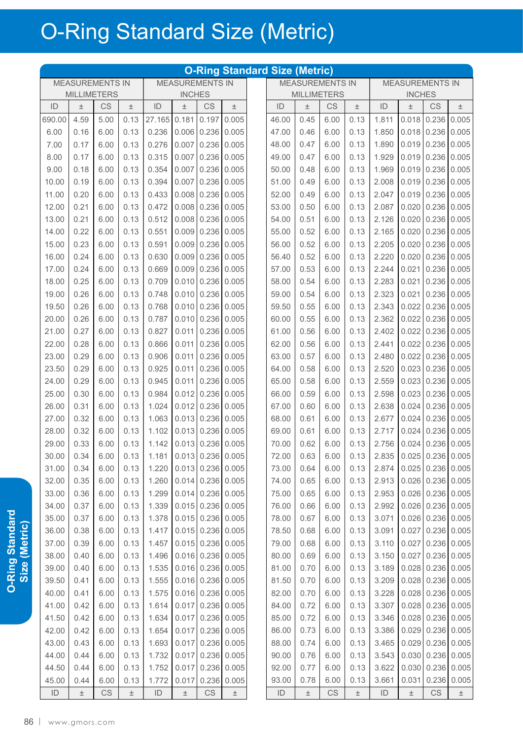# O-Ring Standard Size (Metric)

| MEASUREMENTS IN MILLIMETERS | | | | MEASUREMENTS IN INCHES | | | | MEASUREMENTS IN MILLIMETERS | | | | MEASUREMENTS IN INCHES | | | |
|---|---|---|---|---|---|---|---|---|---|---|---|---|---|---|---|
| ID | ± | CS | ± | ID | ± | CS | ± | ID | ± | CS | ± | ID | ± | CS | ± |
| 690.00 | 4.59 | 5.00 | 0.13 | 27.165 | 0.181 | 0.197 | 0.005 | 46.00 | 0.45 | 6.00 | 0.13 | 1.811 | 0.018 | 0.236 | 0.005 |
| 6.00 | 0.16 | 6.00 | 0.13 | 0.236 | 0.006 | 0.236 | 0.005 | 47.00 | 0.46 | 6.00 | 0.13 | 1.850 | 0.018 | 0.236 | 0.005 |
| 7.00 | 0.17 | 6.00 | 0.13 | 0.276 | 0.007 | 0.236 | 0.005 | 48.00 | 0.47 | 6.00 | 0.13 | 1.890 | 0.019 | 0.236 | 0.005 |
| 8.00 | 0.17 | 6.00 | 0.13 | 0.315 | 0.007 | 0.236 | 0.005 | 49.00 | 0.47 | 6.00 | 0.13 | 1.929 | 0.019 | 0.236 | 0.005 |
| 9.00 | 0.18 | 6.00 | 0.13 | 0.354 | 0.007 | 0.236 | 0.005 | 50.00 | 0.48 | 6.00 | 0.13 | 1.969 | 0.019 | 0.236 | 0.005 |
| 10.00 | 0.19 | 6.00 | 0.13 | 0.394 | 0.007 | 0.236 | 0.005 | 51.00 | 0.49 | 6.00 | 0.13 | 2.008 | 0.019 | 0.236 | 0.005 |
| 11.00 | 0.20 | 6.00 | 0.13 | 0.433 | 0.008 | 0.236 | 0.005 | 52.00 | 0.49 | 6.00 | 0.13 | 2.047 | 0.019 | 0.236 | 0.005 |
| 12.00 | 0.21 | 6.00 | 0.13 | 0.472 | 0.008 | 0.236 | 0.005 | 53.00 | 0.50 | 6.00 | 0.13 | 2.087 | 0.020 | 0.236 | 0.005 |
| 13.00 | 0.21 | 6.00 | 0.13 | 0.512 | 0.008 | 0.236 | 0.005 | 54.00 | 0.51 | 6.00 | 0.13 | 2.126 | 0.020 | 0.236 | 0.005 |
| 14.00 | 0.22 | 6.00 | 0.13 | 0.551 | 0.009 | 0.236 | 0.005 | 55.00 | 0.52 | 6.00 | 0.13 | 2.165 | 0.020 | 0.236 | 0.005 |
| 15.00 | 0.23 | 6.00 | 0.13 | 0.591 | 0.009 | 0.236 | 0.005 | 56.00 | 0.52 | 6.00 | 0.13 | 2.205 | 0.020 | 0.236 | 0.005 |
| 16.00 | 0.24 | 6.00 | 0.13 | 0.630 | 0.009 | 0.236 | 0.005 | 56.40 | 0.52 | 6.00 | 0.13 | 2.220 | 0.020 | 0.236 | 0.005 |
| 17.00 | 0.24 | 6.00 | 0.13 | 0.669 | 0.009 | 0.236 | 0.005 | 57.00 | 0.53 | 6.00 | 0.13 | 2.244 | 0.021 | 0.236 | 0.005 |
| 18.00 | 0.25 | 6.00 | 0.13 | 0.709 | 0.010 | 0.236 | 0.005 | 58.00 | 0.54 | 6.00 | 0.13 | 2.283 | 0.021 | 0.236 | 0.005 |
| 19.00 | 0.26 | 6.00 | 0.13 | 0.748 | 0.010 | 0.236 | 0.005 | 59.00 | 0.54 | 6.00 | 0.13 | 2.323 | 0.021 | 0.236 | 0.005 |
| 19.50 | 0.26 | 6.00 | 0.13 | 0.768 | 0.010 | 0.236 | 0.005 | 59.50 | 0.55 | 6.00 | 0.13 | 2.343 | 0.022 | 0.236 | 0.005 |
| 20.00 | 0.26 | 6.00 | 0.13 | 0.787 | 0.010 | 0.236 | 0.005 | 60.00 | 0.55 | 6.00 | 0.13 | 2.362 | 0.022 | 0.236 | 0.005 |
| 21.00 | 0.27 | 6.00 | 0.13 | 0.827 | 0.011 | 0.236 | 0.005 | 61.00 | 0.56 | 6.00 | 0.13 | 2.402 | 0.022 | 0.236 | 0.005 |
| 22.00 | 0.28 | 6.00 | 0.13 | 0.866 | 0.011 | 0.236 | 0.005 | 62.00 | 0.56 | 6.00 | 0.13 | 2.441 | 0.022 | 0.236 | 0.005 |
| 23.00 | 0.29 | 6.00 | 0.13 | 0.906 | 0.011 | 0.236 | 0.005 | 63.00 | 0.57 | 6.00 | 0.13 | 2.480 | 0.022 | 0.236 | 0.005 |
| 23.50 | 0.29 | 6.00 | 0.13 | 0.925 | 0.011 | 0.236 | 0.005 | 64.00 | 0.58 | 6.00 | 0.13 | 2.520 | 0.023 | 0.236 | 0.005 |
| 24.00 | 0.29 | 6.00 | 0.13 | 0.945 | 0.011 | 0.236 | 0.005 | 65.00 | 0.58 | 6.00 | 0.13 | 2.559 | 0.023 | 0.236 | 0.005 |
| 25.00 | 0.30 | 6.00 | 0.13 | 0.984 | 0.012 | 0.236 | 0.005 | 66.00 | 0.59 | 6.00 | 0.13 | 2.598 | 0.023 | 0.236 | 0.005 |
| 26.00 | 0.31 | 6.00 | 0.13 | 1.024 | 0.012 | 0.236 | 0.005 | 67.00 | 0.60 | 6.00 | 0.13 | 2.638 | 0.024 | 0.236 | 0.005 |
| 27.00 | 0.32 | 6.00 | 0.13 | 1.063 | 0.013 | 0.236 | 0.005 | 68.00 | 0.61 | 6.00 | 0.13 | 2.677 | 0.024 | 0.236 | 0.005 |
| 28.00 | 0.32 | 6.00 | 0.13 | 1.102 | 0.013 | 0.236 | 0.005 | 69.00 | 0.61 | 6.00 | 0.13 | 2.717 | 0.024 | 0.236 | 0.005 |
| 29.00 | 0.33 | 6.00 | 0.13 | 1.142 | 0.013 | 0.236 | 0.005 | 70.00 | 0.62 | 6.00 | 0.13 | 2.756 | 0.024 | 0.236 | 0.005 |
| 30.00 | 0.34 | 6.00 | 0.13 | 1.181 | 0.013 | 0.236 | 0.005 | 72.00 | 0.63 | 6.00 | 0.13 | 2.835 | 0.025 | 0.236 | 0.005 |
| 31.00 | 0.34 | 6.00 | 0.13 | 1.220 | 0.013 | 0.236 | 0.005 | 73.00 | 0.64 | 6.00 | 0.13 | 2.874 | 0.025 | 0.236 | 0.005 |
| 32.00 | 0.35 | 6.00 | 0.13 | 1.260 | 0.014 | 0.236 | 0.005 | 74.00 | 0.65 | 6.00 | 0.13 | 2.913 | 0.026 | 0.236 | 0.005 |
| 33.00 | 0.36 | 6.00 | 0.13 | 1.299 | 0.014 | 0.236 | 0.005 | 75.00 | 0.65 | 6.00 | 0.13 | 2.953 | 0.026 | 0.236 | 0.005 |
| 34.00 | 0.37 | 6.00 | 0.13 | 1.339 | 0.015 | 0.236 | 0.005 | 76.00 | 0.66 | 6.00 | 0.13 | 2.992 | 0.026 | 0.236 | 0.005 |
| 35.00 | 0.37 | 6.00 | 0.13 | 1.378 | 0.015 | 0.236 | 0.005 | 78.00 | 0.67 | 6.00 | 0.13 | 3.071 | 0.026 | 0.236 | 0.005 |
| 36.00 | 0.38 | 6.00 | 0.13 | 1.417 | 0.015 | 0.236 | 0.005 | 78.50 | 0.68 | 6.00 | 0.13 | 3.091 | 0.027 | 0.236 | 0.005 |
| 37.00 | 0.39 | 6.00 | 0.13 | 1.457 | 0.015 | 0.236 | 0.005 | 79.00 | 0.68 | 6.00 | 0.13 | 3.110 | 0.027 | 0.236 | 0.005 |
| 38.00 | 0.40 | 6.00 | 0.13 | 1.496 | 0.016 | 0.236 | 0.005 | 80.00 | 0.69 | 6.00 | 0.13 | 3.150 | 0.027 | 0.236 | 0.005 |
| 39.00 | 0.40 | 6.00 | 0.13 | 1.535 | 0.016 | 0.236 | 0.005 | 81.00 | 0.70 | 6.00 | 0.13 | 3.189 | 0.028 | 0.236 | 0.005 |
| 39.50 | 0.41 | 6.00 | 0.13 | 1.555 | 0.016 | 0.236 | 0.005 | 81.50 | 0.70 | 6.00 | 0.13 | 3.209 | 0.028 | 0.236 | 0.005 |
| 40.00 | 0.41 | 6.00 | 0.13 | 1.575 | 0.016 | 0.236 | 0.005 | 82.00 | 0.70 | 6.00 | 0.13 | 3.228 | 0.028 | 0.236 | 0.005 |
| 41.00 | 0.42 | 6.00 | 0.13 | 1.614 | 0.017 | 0.236 | 0.005 | 84.00 | 0.72 | 6.00 | 0.13 | 3.307 | 0.028 | 0.236 | 0.005 |
| 41.50 | 0.42 | 6.00 | 0.13 | 1.634 | 0.017 | 0.236 | 0.005 | 85.00 | 0.72 | 6.00 | 0.13 | 3.346 | 0.028 | 0.236 | 0.005 |
| 42.00 | 0.42 | 6.00 | 0.13 | 1.654 | 0.017 | 0.236 | 0.005 | 86.00 | 0.73 | 6.00 | 0.13 | 3.386 | 0.029 | 0.236 | 0.005 |
| 43.00 | 0.43 | 6.00 | 0.13 | 1.693 | 0.017 | 0.236 | 0.005 | 88.00 | 0.74 | 6.00 | 0.13 | 3.465 | 0.029 | 0.236 | 0.005 |
| 44.00 | 0.44 | 6.00 | 0.13 | 1.732 | 0.017 | 0.236 | 0.005 | 90.00 | 0.76 | 6.00 | 0.13 | 3.543 | 0.030 | 0.236 | 0.005 |
| 44.50 | 0.44 | 6.00 | 0.13 | 1.752 | 0.017 | 0.236 | 0.005 | 92.00 | 0.77 | 6.00 | 0.13 | 3.622 | 0.030 | 0.236 | 0.005 |
| 45.00 | 0.44 | 6.00 | 0.13 | 1.772 | 0.017 | 0.236 | 0.005 | 93.00 | 0.78 | 6.00 | 0.13 | 3.661 | 0.031 | 0.236 | 0.005 |
| ID | ± | CS | ± | ID | ± | CS | ± | ID | ± | CS | ± | ID | ± | CS | ± |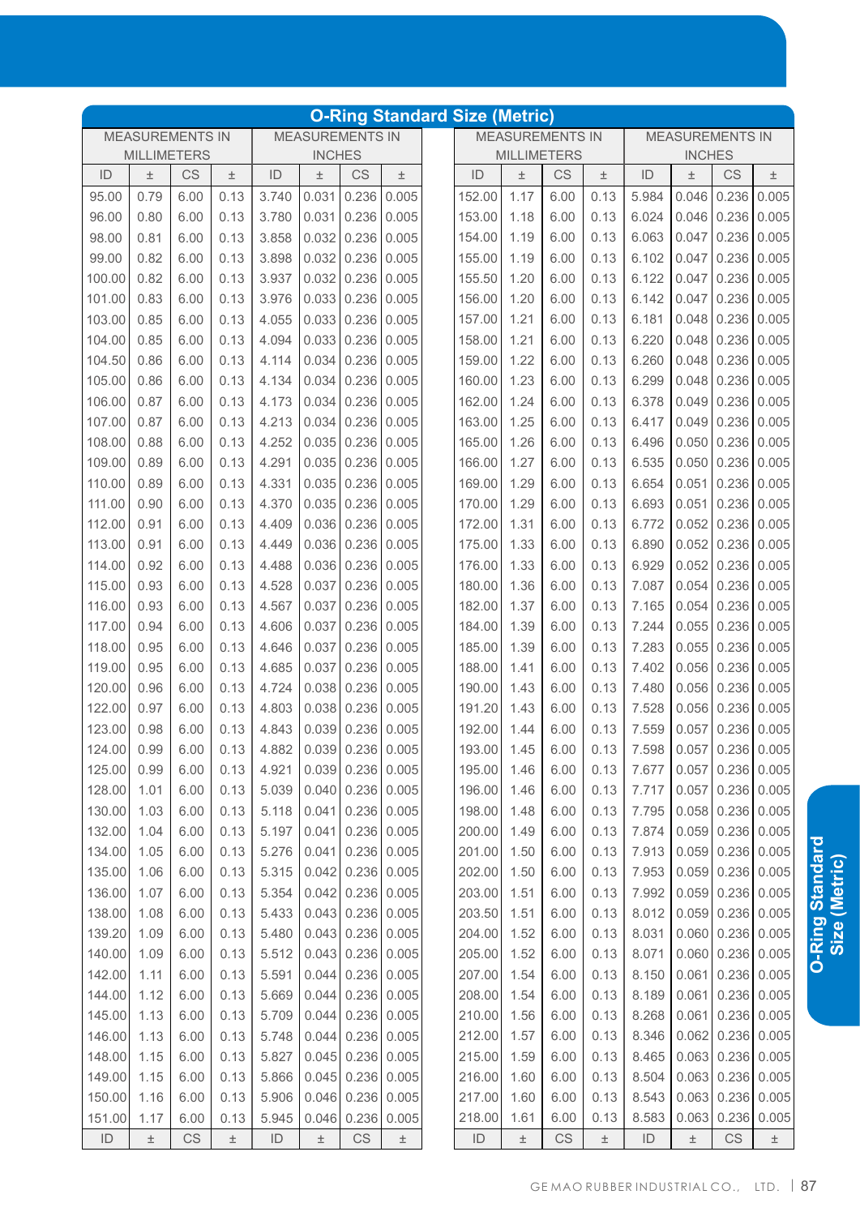# O-Ring Standard Size (Metric)

| MEASUREMENTS IN MILLIMETERS | | | | MEASUREMENTS IN INCHES | | | |
|---|---|---|---|---|---|---|---|
| ID | ± | CS | ± | ID | ± | CS | ± |
| 95.00 | 0.79 | 6.00 | 0.13 | 3.740 | 0.031 | 0.236 | 0.005 |
| 96.00 | 0.80 | 6.00 | 0.13 | 3.780 | 0.031 | 0.236 | 0.005 |
| 98.00 | 0.81 | 6.00 | 0.13 | 3.858 | 0.032 | 0.236 | 0.005 |
| 99.00 | 0.82 | 6.00 | 0.13 | 3.898 | 0.032 | 0.236 | 0.005 |
| 100.00 | 0.82 | 6.00 | 0.13 | 3.937 | 0.032 | 0.236 | 0.005 |
| 101.00 | 0.83 | 6.00 | 0.13 | 3.976 | 0.033 | 0.236 | 0.005 |
| 103.00 | 0.85 | 6.00 | 0.13 | 4.055 | 0.033 | 0.236 | 0.005 |
| 104.00 | 0.85 | 6.00 | 0.13 | 4.094 | 0.033 | 0.236 | 0.005 |
| 104.50 | 0.86 | 6.00 | 0.13 | 4.114 | 0.034 | 0.236 | 0.005 |
| 105.00 | 0.86 | 6.00 | 0.13 | 4.134 | 0.034 | 0.236 | 0.005 |
| 106.00 | 0.87 | 6.00 | 0.13 | 4.173 | 0.034 | 0.236 | 0.005 |
| 107.00 | 0.87 | 6.00 | 0.13 | 4.213 | 0.034 | 0.236 | 0.005 |
| 108.00 | 0.88 | 6.00 | 0.13 | 4.252 | 0.035 | 0.236 | 0.005 |
| 109.00 | 0.89 | 6.00 | 0.13 | 4.291 | 0.035 | 0.236 | 0.005 |
| 110.00 | 0.89 | 6.00 | 0.13 | 4.331 | 0.035 | 0.236 | 0.005 |
| 111.00 | 0.90 | 6.00 | 0.13 | 4.370 | 0.035 | 0.236 | 0.005 |
| 112.00 | 0.91 | 6.00 | 0.13 | 4.409 | 0.036 | 0.236 | 0.005 |
| 113.00 | 0.91 | 6.00 | 0.13 | 4.449 | 0.036 | 0.236 | 0.005 |
| 114.00 | 0.92 | 6.00 | 0.13 | 4.488 | 0.036 | 0.236 | 0.005 |
| 115.00 | 0.93 | 6.00 | 0.13 | 4.528 | 0.037 | 0.236 | 0.005 |
| 116.00 | 0.93 | 6.00 | 0.13 | 4.567 | 0.037 | 0.236 | 0.005 |
| 117.00 | 0.94 | 6.00 | 0.13 | 4.606 | 0.037 | 0.236 | 0.005 |
| 118.00 | 0.95 | 6.00 | 0.13 | 4.646 | 0.037 | 0.236 | 0.005 |
| 119.00 | 0.95 | 6.00 | 0.13 | 4.685 | 0.037 | 0.236 | 0.005 |
| 120.00 | 0.96 | 6.00 | 0.13 | 4.724 | 0.038 | 0.236 | 0.005 |
| 122.00 | 0.97 | 6.00 | 0.13 | 4.803 | 0.038 | 0.236 | 0.005 |
| 123.00 | 0.98 | 6.00 | 0.13 | 4.843 | 0.039 | 0.236 | 0.005 |
| 124.00 | 0.99 | 6.00 | 0.13 | 4.882 | 0.039 | 0.236 | 0.005 |
| 125.00 | 0.99 | 6.00 | 0.13 | 4.921 | 0.039 | 0.236 | 0.005 |
| 128.00 | 1.01 | 6.00 | 0.13 | 5.039 | 0.040 | 0.236 | 0.005 |
| 130.00 | 1.03 | 6.00 | 0.13 | 5.118 | 0.041 | 0.236 | 0.005 |
| 132.00 | 1.04 | 6.00 | 0.13 | 5.197 | 0.041 | 0.236 | 0.005 |
| 134.00 | 1.05 | 6.00 | 0.13 | 5.276 | 0.041 | 0.236 | 0.005 |
| 135.00 | 1.06 | 6.00 | 0.13 | 5.315 | 0.042 | 0.236 | 0.005 |
| 136.00 | 1.07 | 6.00 | 0.13 | 5.354 | 0.042 | 0.236 | 0.005 |
| 138.00 | 1.08 | 6.00 | 0.13 | 5.433 | 0.043 | 0.236 | 0.005 |
| 139.20 | 1.09 | 6.00 | 0.13 | 5.480 | 0.043 | 0.236 | 0.005 |
| 140.00 | 1.09 | 6.00 | 0.13 | 5.512 | 0.043 | 0.236 | 0.005 |
| 142.00 | 1.11 | 6.00 | 0.13 | 5.591 | 0.044 | 0.236 | 0.005 |
| 144.00 | 1.12 | 6.00 | 0.13 | 5.669 | 0.044 | 0.236 | 0.005 |
| 145.00 | 1.13 | 6.00 | 0.13 | 5.709 | 0.044 | 0.236 | 0.005 |
| 146.00 | 1.13 | 6.00 | 0.13 | 5.748 | 0.044 | 0.236 | 0.005 |
| 148.00 | 1.15 | 6.00 | 0.13 | 5.827 | 0.045 | 0.236 | 0.005 |
| 149.00 | 1.15 | 6.00 | 0.13 | 5.866 | 0.045 | 0.236 | 0.005 |
| 150.00 | 1.16 | 6.00 | 0.13 | 5.906 | 0.046 | 0.236 | 0.005 |
| 151.00 | 1.17 | 6.00 | 0.13 | 5.945 | 0.046 | 0.236 | 0.005 |
| 152.00 | 1.17 | 6.00 | 0.13 | 5.984 | 0.046 | 0.236 | 0.005 |
| 153.00 | 1.18 | 6.00 | 0.13 | 6.024 | 0.046 | 0.236 | 0.005 |
| 154.00 | 1.19 | 6.00 | 0.13 | 6.063 | 0.047 | 0.236 | 0.005 |
| 155.00 | 1.19 | 6.00 | 0.13 | 6.102 | 0.047 | 0.236 | 0.005 |
| 155.50 | 1.20 | 6.00 | 0.13 | 6.122 | 0.047 | 0.236 | 0.005 |
| 156.00 | 1.20 | 6.00 | 0.13 | 6.142 | 0.047 | 0.236 | 0.005 |
| 157.00 | 1.21 | 6.00 | 0.13 | 6.181 | 0.048 | 0.236 | 0.005 |
| 158.00 | 1.21 | 6.00 | 0.13 | 6.220 | 0.048 | 0.236 | 0.005 |
| 159.00 | 1.22 | 6.00 | 0.13 | 6.260 | 0.048 | 0.236 | 0.005 |
| 160.00 | 1.23 | 6.00 | 0.13 | 6.299 | 0.048 | 0.236 | 0.005 |
| 162.00 | 1.24 | 6.00 | 0.13 | 6.378 | 0.049 | 0.236 | 0.005 |
| 163.00 | 1.25 | 6.00 | 0.13 | 6.417 | 0.049 | 0.236 | 0.005 |
| 165.00 | 1.26 | 6.00 | 0.13 | 6.496 | 0.050 | 0.236 | 0.005 |
| 166.00 | 1.27 | 6.00 | 0.13 | 6.535 | 0.050 | 0.236 | 0.005 |
| 169.00 | 1.29 | 6.00 | 0.13 | 6.654 | 0.051 | 0.236 | 0.005 |
| 170.00 | 1.29 | 6.00 | 0.13 | 6.693 | 0.051 | 0.236 | 0.005 |
| 172.00 | 1.31 | 6.00 | 0.13 | 6.772 | 0.052 | 0.236 | 0.005 |
| 175.00 | 1.33 | 6.00 | 0.13 | 6.890 | 0.052 | 0.236 | 0.005 |
| 176.00 | 1.33 | 6.00 | 0.13 | 6.929 | 0.052 | 0.236 | 0.005 |
| 180.00 | 1.36 | 6.00 | 0.13 | 7.087 | 0.054 | 0.236 | 0.005 |
| 182.00 | 1.37 | 6.00 | 0.13 | 7.165 | 0.054 | 0.236 | 0.005 |
| 184.00 | 1.39 | 6.00 | 0.13 | 7.244 | 0.055 | 0.236 | 0.005 |
| 185.00 | 1.39 | 6.00 | 0.13 | 7.283 | 0.055 | 0.236 | 0.005 |
| 188.00 | 1.41 | 6.00 | 0.13 | 7.402 | 0.056 | 0.236 | 0.005 |
| 190.00 | 1.43 | 6.00 | 0.13 | 7.480 | 0.056 | 0.236 | 0.005 |
| 191.20 | 1.43 | 6.00 | 0.13 | 7.528 | 0.056 | 0.236 | 0.005 |
| 192.00 | 1.44 | 6.00 | 0.13 | 7.559 | 0.057 | 0.236 | 0.005 |
| 193.00 | 1.45 | 6.00 | 0.13 | 7.598 | 0.057 | 0.236 | 0.005 |
| 195.00 | 1.46 | 6.00 | 0.13 | 7.677 | 0.057 | 0.236 | 0.005 |
| 196.00 | 1.46 | 6.00 | 0.13 | 7.717 | 0.057 | 0.236 | 0.005 |
| 198.00 | 1.48 | 6.00 | 0.13 | 7.795 | 0.058 | 0.236 | 0.005 |
| 200.00 | 1.49 | 6.00 | 0.13 | 7.874 | 0.059 | 0.236 | 0.005 |
| 201.00 | 1.50 | 6.00 | 0.13 | 7.913 | 0.059 | 0.236 | 0.005 |
| 202.00 | 1.50 | 6.00 | 0.13 | 7.953 | 0.059 | 0.236 | 0.005 |
| 203.00 | 1.51 | 6.00 | 0.13 | 7.992 | 0.059 | 0.236 | 0.005 |
| 203.50 | 1.51 | 6.00 | 0.13 | 8.012 | 0.059 | 0.236 | 0.005 |
| 204.00 | 1.52 | 6.00 | 0.13 | 8.031 | 0.060 | 0.236 | 0.005 |
| 205.00 | 1.52 | 6.00 | 0.13 | 8.071 | 0.060 | 0.236 | 0.005 |
| 207.00 | 1.54 | 6.00 | 0.13 | 8.150 | 0.061 | 0.236 | 0.005 |
| 208.00 | 1.54 | 6.00 | 0.13 | 8.189 | 0.061 | 0.236 | 0.005 |
| 210.00 | 1.56 | 6.00 | 0.13 | 8.268 | 0.061 | 0.236 | 0.005 |
| 212.00 | 1.57 | 6.00 | 0.13 | 8.346 | 0.062 | 0.236 | 0.005 |
| 215.00 | 1.59 | 6.00 | 0.13 | 8.465 | 0.063 | 0.236 | 0.005 |
| 216.00 | 1.60 | 6.00 | 0.13 | 8.504 | 0.063 | 0.236 | 0.005 |
| 217.00 | 1.60 | 6.00 | 0.13 | 8.543 | 0.063 | 0.236 | 0.005 |
| 218.00 | 1.61 | 6.00 | 0.13 | 8.583 | 0.063 | 0.236 | 0.005 |
| ID | ± | CS | ± | ID | ± | CS | ± |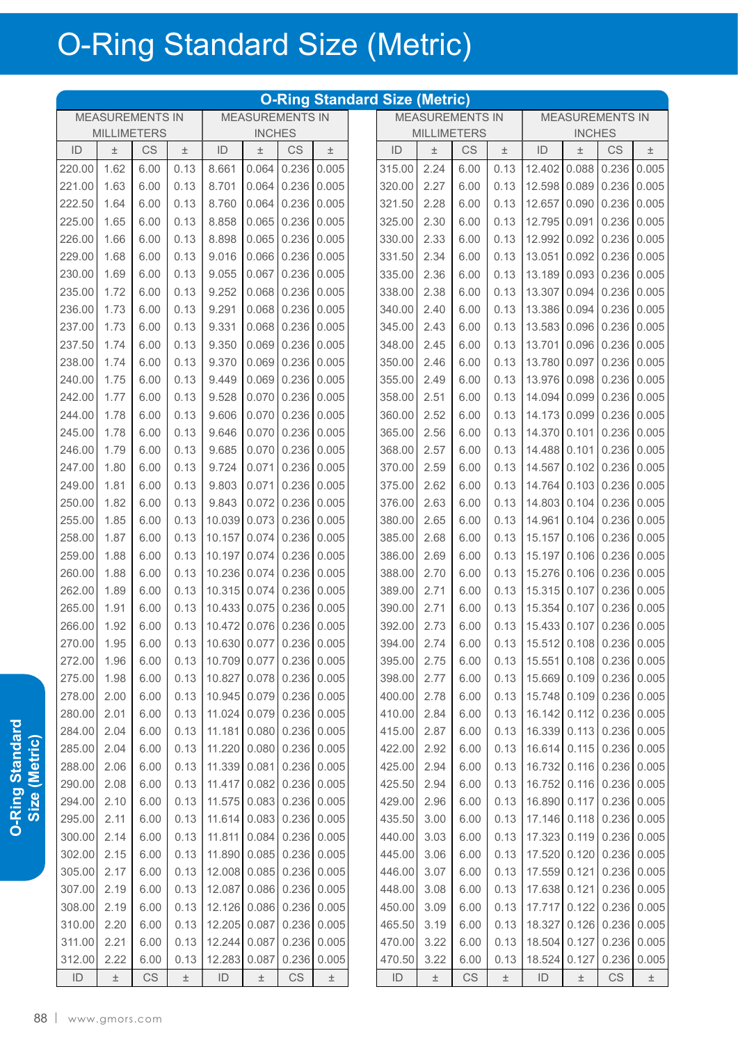# O-Ring Standard Size (Metric)

| O-Ring Standard Size (Metric) | | | | | | | | | | | | | | | |
|---|---|---|---|---|---|---|---|---|---|---|---|---|---|---|---|
| MEASUREMENTS IN MILLIMETERS | | | | MEASUREMENTS IN INCHES | | | | MEASUREMENTS IN MILLIMETERS | | | | MEASUREMENTS IN INCHES | | | |
| ID | ± | CS | ± | ID | ± | CS | ± | ID | ± | CS | ± | ID | ± | CS | ± |
| 220.00 | 1.62 | 6.00 | 0.13 | 8.661 | 0.064 | 0.236 | 0.005 | 315.00 | 2.24 | 6.00 | 0.13 | 12.402 | 0.088 | 0.236 | 0.005 |
| 221.00 | 1.63 | 6.00 | 0.13 | 8.701 | 0.064 | 0.236 | 0.005 | 320.00 | 2.27 | 6.00 | 0.13 | 12.598 | 0.089 | 0.236 | 0.005 |
| 222.50 | 1.64 | 6.00 | 0.13 | 8.760 | 0.064 | 0.236 | 0.005 | 321.50 | 2.28 | 6.00 | 0.13 | 12.657 | 0.090 | 0.236 | 0.005 |
| 225.00 | 1.65 | 6.00 | 0.13 | 8.858 | 0.065 | 0.236 | 0.005 | 325.00 | 2.30 | 6.00 | 0.13 | 12.795 | 0.091 | 0.236 | 0.005 |
| 226.00 | 1.66 | 6.00 | 0.13 | 8.898 | 0.065 | 0.236 | 0.005 | 330.00 | 2.33 | 6.00 | 0.13 | 12.992 | 0.092 | 0.236 | 0.005 |
| 229.00 | 1.68 | 6.00 | 0.13 | 9.016 | 0.066 | 0.236 | 0.005 | 331.50 | 2.34 | 6.00 | 0.13 | 13.051 | 0.092 | 0.236 | 0.005 |
| 230.00 | 1.69 | 6.00 | 0.13 | 9.055 | 0.067 | 0.236 | 0.005 | 335.00 | 2.36 | 6.00 | 0.13 | 13.189 | 0.093 | 0.236 | 0.005 |
| 235.00 | 1.72 | 6.00 | 0.13 | 9.252 | 0.068 | 0.236 | 0.005 | 338.00 | 2.38 | 6.00 | 0.13 | 13.307 | 0.094 | 0.236 | 0.005 |
| 236.00 | 1.73 | 6.00 | 0.13 | 9.291 | 0.068 | 0.236 | 0.005 | 340.00 | 2.40 | 6.00 | 0.13 | 13.386 | 0.094 | 0.236 | 0.005 |
| 237.00 | 1.73 | 6.00 | 0.13 | 9.331 | 0.068 | 0.236 | 0.005 | 345.00 | 2.43 | 6.00 | 0.13 | 13.583 | 0.096 | 0.236 | 0.005 |
| 237.50 | 1.74 | 6.00 | 0.13 | 9.350 | 0.069 | 0.236 | 0.005 | 348.00 | 2.45 | 6.00 | 0.13 | 13.701 | 0.096 | 0.236 | 0.005 |
| 238.00 | 1.74 | 6.00 | 0.13 | 9.370 | 0.069 | 0.236 | 0.005 | 350.00 | 2.46 | 6.00 | 0.13 | 13.780 | 0.097 | 0.236 | 0.005 |
| 240.00 | 1.75 | 6.00 | 0.13 | 9.449 | 0.069 | 0.236 | 0.005 | 355.00 | 2.49 | 6.00 | 0.13 | 13.976 | 0.098 | 0.236 | 0.005 |
| 242.00 | 1.77 | 6.00 | 0.13 | 9.528 | 0.070 | 0.236 | 0.005 | 358.00 | 2.51 | 6.00 | 0.13 | 14.094 | 0.099 | 0.236 | 0.005 |
| 244.00 | 1.78 | 6.00 | 0.13 | 9.606 | 0.070 | 0.236 | 0.005 | 360.00 | 2.52 | 6.00 | 0.13 | 14.173 | 0.099 | 0.236 | 0.005 |
| 245.00 | 1.78 | 6.00 | 0.13 | 9.646 | 0.070 | 0.236 | 0.005 | 365.00 | 2.56 | 6.00 | 0.13 | 14.370 | 0.101 | 0.236 | 0.005 |
| 246.00 | 1.79 | 6.00 | 0.13 | 9.685 | 0.070 | 0.236 | 0.005 | 368.00 | 2.57 | 6.00 | 0.13 | 14.488 | 0.101 | 0.236 | 0.005 |
| 247.00 | 1.80 | 6.00 | 0.13 | 9.724 | 0.071 | 0.236 | 0.005 | 370.00 | 2.59 | 6.00 | 0.13 | 14.567 | 0.102 | 0.236 | 0.005 |
| 249.00 | 1.81 | 6.00 | 0.13 | 9.803 | 0.071 | 0.236 | 0.005 | 375.00 | 2.62 | 6.00 | 0.13 | 14.764 | 0.103 | 0.236 | 0.005 |
| 250.00 | 1.82 | 6.00 | 0.13 | 9.843 | 0.072 | 0.236 | 0.005 | 376.00 | 2.63 | 6.00 | 0.13 | 14.803 | 0.104 | 0.236 | 0.005 |
| 255.00 | 1.85 | 6.00 | 0.13 | 10.039 | 0.073 | 0.236 | 0.005 | 380.00 | 2.65 | 6.00 | 0.13 | 14.961 | 0.104 | 0.236 | 0.005 |
| 258.00 | 1.87 | 6.00 | 0.13 | 10.157 | 0.074 | 0.236 | 0.005 | 385.00 | 2.68 | 6.00 | 0.13 | 15.157 | 0.106 | 0.236 | 0.005 |
| 259.00 | 1.88 | 6.00 | 0.13 | 10.197 | 0.074 | 0.236 | 0.005 | 386.00 | 2.69 | 6.00 | 0.13 | 15.197 | 0.106 | 0.236 | 0.005 |
| 260.00 | 1.88 | 6.00 | 0.13 | 10.236 | 0.074 | 0.236 | 0.005 | 388.00 | 2.70 | 6.00 | 0.13 | 15.276 | 0.106 | 0.236 | 0.005 |
| 262.00 | 1.89 | 6.00 | 0.13 | 10.315 | 0.074 | 0.236 | 0.005 | 389.00 | 2.71 | 6.00 | 0.13 | 15.315 | 0.107 | 0.236 | 0.005 |
| 265.00 | 1.91 | 6.00 | 0.13 | 10.433 | 0.075 | 0.236 | 0.005 | 390.00 | 2.71 | 6.00 | 0.13 | 15.354 | 0.107 | 0.236 | 0.005 |
| 266.00 | 1.92 | 6.00 | 0.13 | 10.472 | 0.076 | 0.236 | 0.005 | 392.00 | 2.73 | 6.00 | 0.13 | 15.433 | 0.107 | 0.236 | 0.005 |
| 270.00 | 1.95 | 6.00 | 0.13 | 10.630 | 0.077 | 0.236 | 0.005 | 394.00 | 2.74 | 6.00 | 0.13 | 15.512 | 0.108 | 0.236 | 0.005 |
| 272.00 | 1.96 | 6.00 | 0.13 | 10.709 | 0.077 | 0.236 | 0.005 | 395.00 | 2.75 | 6.00 | 0.13 | 15.551 | 0.108 | 0.236 | 0.005 |
| 275.00 | 1.98 | 6.00 | 0.13 | 10.827 | 0.078 | 0.236 | 0.005 | 398.00 | 2.77 | 6.00 | 0.13 | 15.669 | 0.109 | 0.236 | 0.005 |
| 278.00 | 2.00 | 6.00 | 0.13 | 10.945 | 0.079 | 0.236 | 0.005 | 400.00 | 2.78 | 6.00 | 0.13 | 15.748 | 0.109 | 0.236 | 0.005 |
| 280.00 | 2.01 | 6.00 | 0.13 | 11.024 | 0.079 | 0.236 | 0.005 | 410.00 | 2.84 | 6.00 | 0.13 | 16.142 | 0.112 | 0.236 | 0.005 |
| 284.00 | 2.04 | 6.00 | 0.13 | 11.181 | 0.080 | 0.236 | 0.005 | 415.00 | 2.87 | 6.00 | 0.13 | 16.339 | 0.113 | 0.236 | 0.005 |
| 285.00 | 2.04 | 6.00 | 0.13 | 11.220 | 0.080 | 0.236 | 0.005 | 422.00 | 2.92 | 6.00 | 0.13 | 16.614 | 0.115 | 0.236 | 0.005 |
| 288.00 | 2.06 | 6.00 | 0.13 | 11.339 | 0.081 | 0.236 | 0.005 | 425.00 | 2.94 | 6.00 | 0.13 | 16.732 | 0.116 | 0.236 | 0.005 |
| 290.00 | 2.08 | 6.00 | 0.13 | 11.417 | 0.082 | 0.236 | 0.005 | 425.50 | 2.94 | 6.00 | 0.13 | 16.752 | 0.116 | 0.236 | 0.005 |
| 294.00 | 2.10 | 6.00 | 0.13 | 11.575 | 0.083 | 0.236 | 0.005 | 429.00 | 2.96 | 6.00 | 0.13 | 16.890 | 0.117 | 0.236 | 0.005 |
| 295.00 | 2.11 | 6.00 | 0.13 | 11.614 | 0.083 | 0.236 | 0.005 | 435.50 | 3.00 | 6.00 | 0.13 | 17.146 | 0.118 | 0.236 | 0.005 |
| 300.00 | 2.14 | 6.00 | 0.13 | 11.811 | 0.084 | 0.236 | 0.005 | 440.00 | 3.03 | 6.00 | 0.13 | 17.323 | 0.119 | 0.236 | 0.005 |
| 302.00 | 2.15 | 6.00 | 0.13 | 11.890 | 0.085 | 0.236 | 0.005 | 445.00 | 3.06 | 6.00 | 0.13 | 17.520 | 0.120 | 0.236 | 0.005 |
| 305.00 | 2.17 | 6.00 | 0.13 | 12.008 | 0.085 | 0.236 | 0.005 | 446.00 | 3.07 | 6.00 | 0.13 | 17.559 | 0.121 | 0.236 | 0.005 |
| 307.00 | 2.19 | 6.00 | 0.13 | 12.087 | 0.086 | 0.236 | 0.005 | 448.00 | 3.08 | 6.00 | 0.13 | 17.638 | 0.121 | 0.236 | 0.005 |
| 308.00 | 2.19 | 6.00 | 0.13 | 12.126 | 0.086 | 0.236 | 0.005 | 450.00 | 3.09 | 6.00 | 0.13 | 17.717 | 0.122 | 0.236 | 0.005 |
| 310.00 | 2.20 | 6.00 | 0.13 | 12.205 | 0.087 | 0.236 | 0.005 | 465.50 | 3.19 | 6.00 | 0.13 | 18.327 | 0.126 | 0.236 | 0.005 |
| 311.00 | 2.21 | 6.00 | 0.13 | 12.244 | 0.087 | 0.236 | 0.005 | 470.00 | 3.22 | 6.00 | 0.13 | 18.504 | 0.127 | 0.236 | 0.005 |
| 312.00 | 2.22 | 6.00 | 0.13 | 12.283 | 0.087 | 0.236 | 0.005 | 470.50 | 3.22 | 6.00 | 0.13 | 18.524 | 0.127 | 0.236 | 0.005 |
| ID | ± | CS | ± | ID | ± | CS | ± | ID | ± | CS | ± | ID | ± | CS | ± |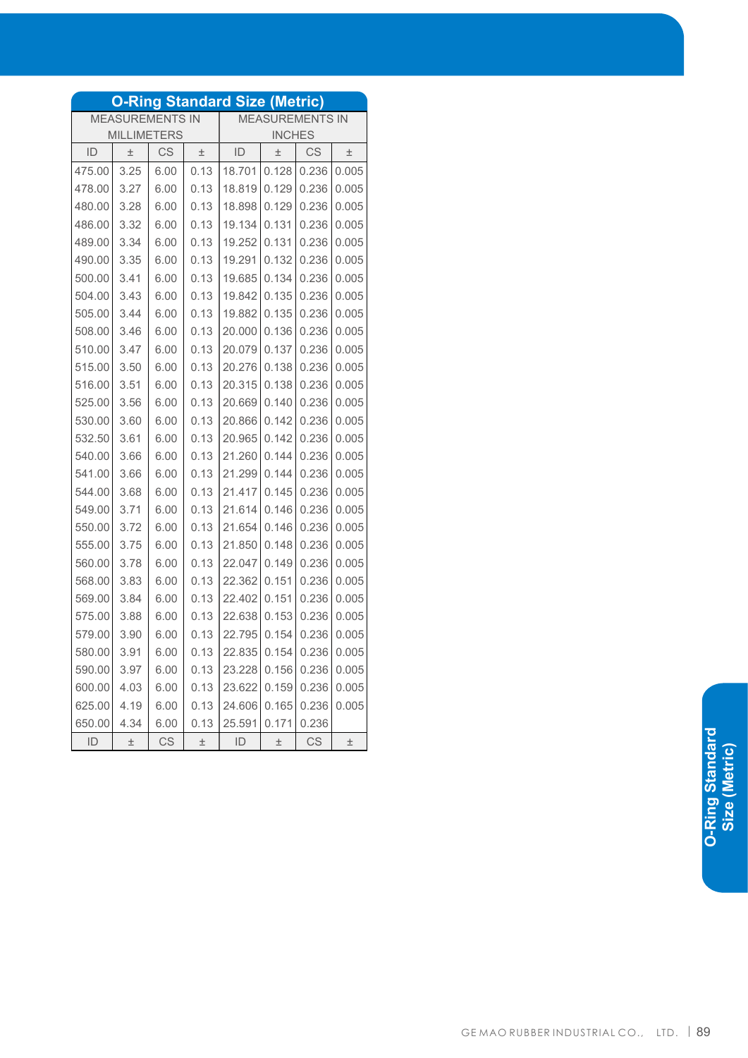## O-Ring Standard Size (Metric)

| MEASUREMENTS IN MILLIMETERS | | | | MEASUREMENTS IN INCHES | | | |
|---|---|---|---|---|---|---|---|
| ID | ± | CS | ± | ID | ± | CS | ± |
| 475.00 | 3.25 | 6.00 | 0.13 | 18.701 | 0.128 | 0.236 | 0.005 |
| 478.00 | 3.27 | 6.00 | 0.13 | 18.819 | 0.129 | 0.236 | 0.005 |
| 480.00 | 3.28 | 6.00 | 0.13 | 18.898 | 0.129 | 0.236 | 0.005 |
| 486.00 | 3.32 | 6.00 | 0.13 | 19.134 | 0.131 | 0.236 | 0.005 |
| 489.00 | 3.34 | 6.00 | 0.13 | 19.252 | 0.131 | 0.236 | 0.005 |
| 490.00 | 3.35 | 6.00 | 0.13 | 19.291 | 0.132 | 0.236 | 0.005 |
| 500.00 | 3.41 | 6.00 | 0.13 | 19.685 | 0.134 | 0.236 | 0.005 |
| 504.00 | 3.43 | 6.00 | 0.13 | 19.842 | 0.135 | 0.236 | 0.005 |
| 505.00 | 3.44 | 6.00 | 0.13 | 19.882 | 0.135 | 0.236 | 0.005 |
| 508.00 | 3.46 | 6.00 | 0.13 | 20.000 | 0.136 | 0.236 | 0.005 |
| 510.00 | 3.47 | 6.00 | 0.13 | 20.079 | 0.137 | 0.236 | 0.005 |
| 515.00 | 3.50 | 6.00 | 0.13 | 20.276 | 0.138 | 0.236 | 0.005 |
| 516.00 | 3.51 | 6.00 | 0.13 | 20.315 | 0.138 | 0.236 | 0.005 |
| 525.00 | 3.56 | 6.00 | 0.13 | 20.669 | 0.140 | 0.236 | 0.005 |
| 530.00 | 3.60 | 6.00 | 0.13 | 20.866 | 0.142 | 0.236 | 0.005 |
| 532.50 | 3.61 | 6.00 | 0.13 | 20.965 | 0.142 | 0.236 | 0.005 |
| 540.00 | 3.66 | 6.00 | 0.13 | 21.260 | 0.144 | 0.236 | 0.005 |
| 541.00 | 3.66 | 6.00 | 0.13 | 21.299 | 0.144 | 0.236 | 0.005 |
| 544.00 | 3.68 | 6.00 | 0.13 | 21.417 | 0.145 | 0.236 | 0.005 |
| 549.00 | 3.71 | 6.00 | 0.13 | 21.614 | 0.146 | 0.236 | 0.005 |
| 550.00 | 3.72 | 6.00 | 0.13 | 21.654 | 0.146 | 0.236 | 0.005 |
| 555.00 | 3.75 | 6.00 | 0.13 | 21.850 | 0.148 | 0.236 | 0.005 |
| 560.00 | 3.78 | 6.00 | 0.13 | 22.047 | 0.149 | 0.236 | 0.005 |
| 568.00 | 3.83 | 6.00 | 0.13 | 22.362 | 0.151 | 0.236 | 0.005 |
| 569.00 | 3.84 | 6.00 | 0.13 | 22.402 | 0.151 | 0.236 | 0.005 |
| 575.00 | 3.88 | 6.00 | 0.13 | 22.638 | 0.153 | 0.236 | 0.005 |
| 579.00 | 3.90 | 6.00 | 0.13 | 22.795 | 0.154 | 0.236 | 0.005 |
| 580.00 | 3.91 | 6.00 | 0.13 | 22.835 | 0.154 | 0.236 | 0.005 |
| 590.00 | 3.97 | 6.00 | 0.13 | 23.228 | 0.156 | 0.236 | 0.005 |
| 600.00 | 4.03 | 6.00 | 0.13 | 23.622 | 0.159 | 0.236 | 0.005 |
| 625.00 | 4.19 | 6.00 | 0.13 | 24.606 | 0.165 | 0.236 | 0.005 |
| 650.00 | 4.34 | 6.00 | 0.13 | 25.591 | 0.171 | 0.236 | |
| ID | ± | CS | ± | ID | ± | CS | ± |